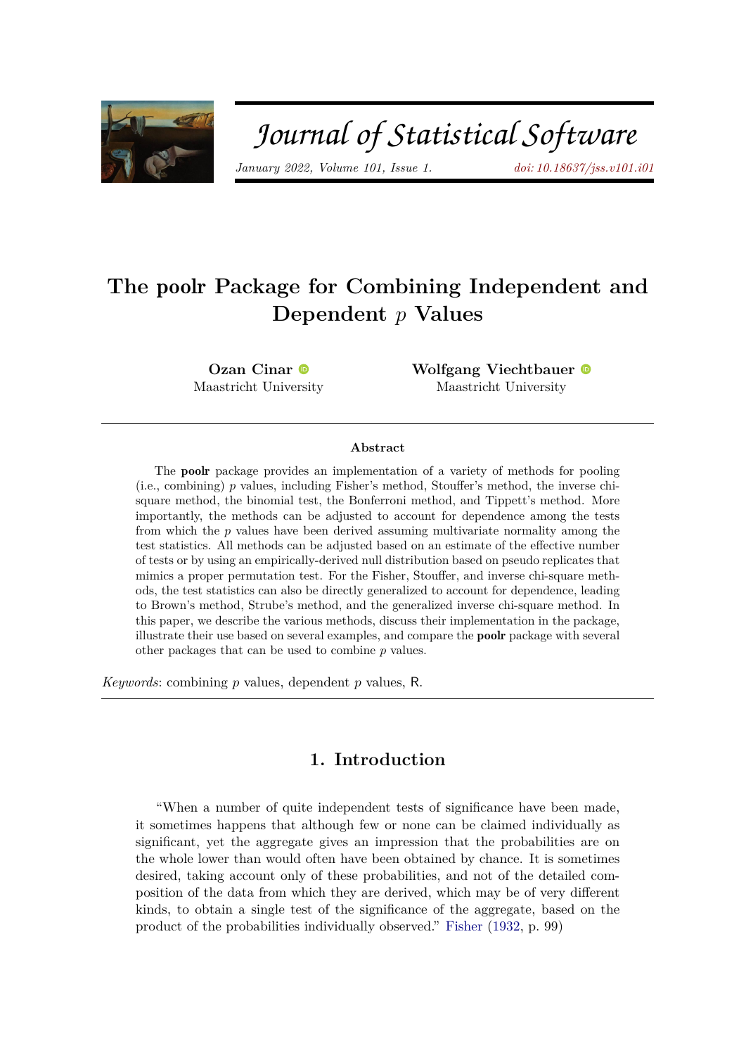# The poolr Package for Combining Independent and Dependent $p$ Values

**Ozan Cinar**
Maastricht University

**Wolfgang Viechtbauer**
Maastricht University

### Abstract

The **poolr** package provides an implementation of a variety of methods for pooling (i.e., combining) $p$ values, including Fisher's method, Stouffer's method, the inverse chi-square method, the binomial test, the Bonferroni method, and Tippett's method. More importantly, the methods can be adjusted to account for dependence among the tests from which the $p$ values have been derived assuming multivariate normality among the test statistics. All methods can be adjusted based on an estimate of the effective number of tests or by using an empirically-derived null distribution based on pseudo replicates that mimics a proper permutation test. For the Fisher, Stouffer, and inverse chi-square methods, the test statistics can also be directly generalized to account for dependence, leading to Brown's method, Strube's method, and the generalized inverse chi-square method. In this paper, we describe the various methods, discuss their implementation in the package, illustrate their use based on several examples, and compare the **poolr** package with several other packages that can be used to combine $p$ values.

*Keywords*: combining $p$ values, dependent $p$ values, R.

## 1. Introduction

"When a number of quite independent tests of significance have been made, it sometimes happens that although few or none can be claimed individually as significant, yet the aggregate gives an impression that the probabilities are on the whole lower than would often have been obtained by chance. It is sometimes desired, taking account only of these probabilities, and not of the detailed composition of the data from which they are derived, which may be of very different kinds, to obtain a single test of the significance of the aggregate, based on the product of the probabilities individually observed." Fisher (1932, p. 99)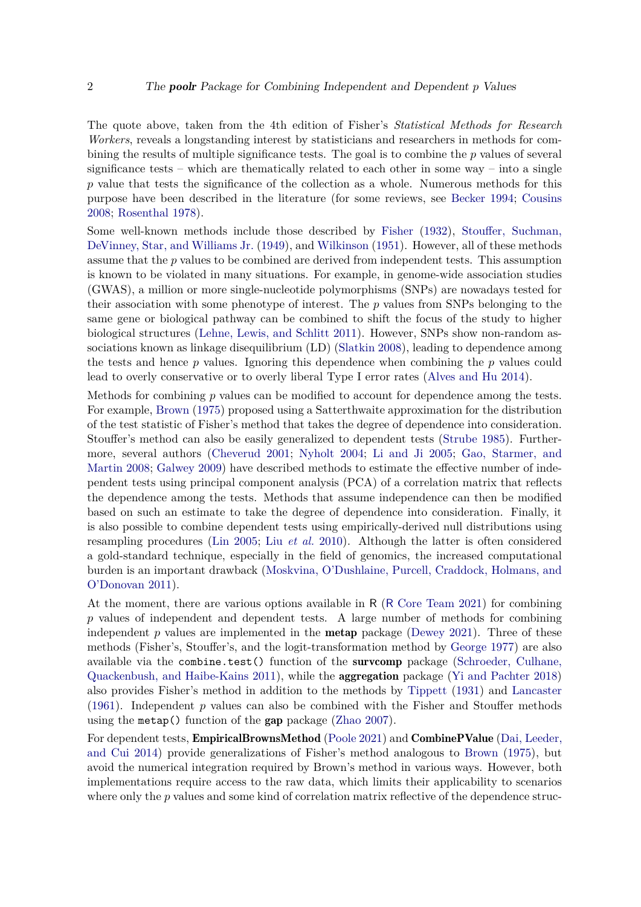The quote above, taken from the 4th edition of Fisher's *Statistical Methods for Research Workers*, reveals a longstanding interest by statisticians and researchers in methods for combining the results of multiple significance tests. The goal is to combine the $p$ values of several significance tests – which are thematically related to each other in some way – into a single $p$ value that tests the significance of the collection as a whole. Numerous methods for this purpose have been described in the literature (for some reviews, see Becker 1994; Cousins 2008; Rosenthal 1978).

Some well-known methods include those described by Fisher (1932), Stouffer, Suchman, DeVinney, Star, and Williams Jr. (1949), and Wilkinson (1951). However, all of these methods assume that the $p$ values to be combined are derived from independent tests. This assumption is known to be violated in many situations. For example, in genome-wide association studies (GWAS), a million or more single-nucleotide polymorphisms (SNPs) are nowadays tested for their association with some phenotype of interest. The $p$ values from SNPs belonging to the same gene or biological pathway can be combined to shift the focus of the study to higher biological structures (Lehne, Lewis, and Schlitt 2011). However, SNPs show non-random associations known as linkage disequilibrium (LD) (Slatkin 2008), leading to dependence among the tests and hence $p$ values. Ignoring this dependence when combining the $p$ values could lead to overly conservative or to overly liberal Type I error rates (Alves and Hu 2014).

Methods for combining $p$ values can be modified to account for dependence among the tests. For example, Brown (1975) proposed using a Satterthwaite approximation for the distribution of the test statistic of Fisher's method that takes the degree of dependence into consideration. Stouffer's method can also be easily generalized to dependent tests (Strube 1985). Furthermore, several authors (Cheverud 2001; Nyholt 2004; Li and Ji 2005; Gao, Starmer, and Martin 2008; Galwey 2009) have described methods to estimate the effective number of independent tests using principal component analysis (PCA) of a correlation matrix that reflects the dependence among the tests. Methods that assume independence can then be modified based on such an estimate to take the degree of dependence into consideration. Finally, it is also possible to combine dependent tests using empirically-derived null distributions using resampling procedures (Lin 2005; Liu *et al.* 2010). Although the latter is often considered a gold-standard technique, especially in the field of genomics, the increased computational burden is an important drawback (Moskvina, O'Dushlaine, Purcell, Craddock, Holmans, and O'Donovan 2011).

At the moment, there are various options available in R (R Core Team 2021) for combining $p$ values of independent and dependent tests. A large number of methods for combining independent $p$ values are implemented in the **metap** package (Dewey 2021). Three of these methods (Fisher's, Stouffer's, and the logit-transformation method by George 1977) are also available via the `combine.test()` function of the **survcomp** package (Schroeder, Culhane, Quackenbush, and Haibe-Kains 2011), while the **aggregation** package (Yi and Pachter 2018) also provides Fisher's method in addition to the methods by Tippett (1931) and Lancaster (1961). Independent $p$ values can also be combined with the Fisher and Stouffer methods using the `metap()` function of the **gap** package (Zhao 2007).

For dependent tests, **EmpiricalBrownsMethod** (Poole 2021) and **CombinePValue** (Dai, Leeder, and Cui 2014) provide generalizations of Fisher's method analogous to Brown (1975), but avoid the numerical integration required by Brown's method in various ways. However, both implementations require access to the raw data, which limits their applicability to scenarios where only the $p$ values and some kind of correlation matrix reflective of the dependence struc-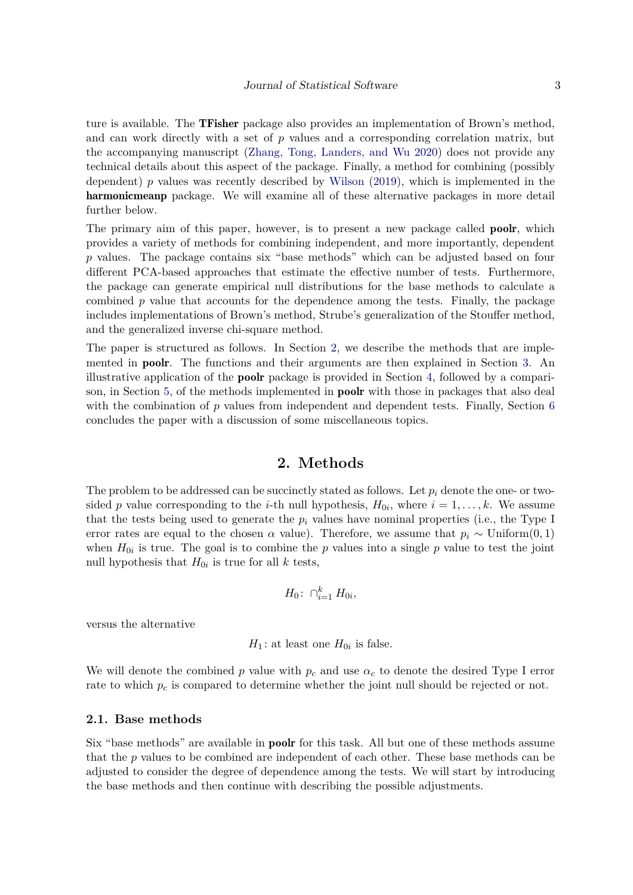ture is available. The **TFisher** package also provides an implementation of Brown's method, and can work directly with a set of $p$ values and a corresponding correlation matrix, but the accompanying manuscript (Zhang, Tong, Landers, and Wu 2020) does not provide any technical details about this aspect of the package. Finally, a method for combining (possibly dependent) $p$ values was recently described by Wilson (2019), which is implemented in the **harmonicmeanp** package. We will examine all of these alternative packages in more detail further below.

The primary aim of this paper, however, is to present a new package called **poolr**, which provides a variety of methods for combining independent, and more importantly, dependent $p$ values. The package contains six "base methods" which can be adjusted based on four different PCA-based approaches that estimate the effective number of tests. Furthermore, the package can generate empirical null distributions for the base methods to calculate a combined $p$ value that accounts for the dependence among the tests. Finally, the package includes implementations of Brown's method, Strube's generalization of the Stouffer method, and the generalized inverse chi-square method.

The paper is structured as follows. In Section 2, we describe the methods that are implemented in **poolr**. The functions and their arguments are then explained in Section 3. An illustrative application of the **poolr** package is provided in Section 4, followed by a comparison, in Section 5, of the methods implemented in **poolr** with those in packages that also deal with the combination of $p$ values from independent and dependent tests. Finally, Section 6 concludes the paper with a discussion of some miscellaneous topics.

## 2. Methods

The problem to be addressed can be succinctly stated as follows. Let $p_i$ denote the one- or two-sided $p$ value corresponding to the $i$-th null hypothesis, $H_{0i}$, where $i = 1, \ldots, k$. We assume that the tests being used to generate the $p_i$ values have nominal properties (i.e., the Type I error rates are equal to the chosen $\alpha$ value). Therefore, we assume that $p_i \sim \text{Uniform}(0, 1)$ when $H_{0i}$ is true. The goal is to combine the $p$ values into a single $p$ value to test the joint null hypothesis that $H_{0i}$ is true for all $k$ tests,

$$H_0\colon \cap_{i=1}^{k} H_{0i},$$

versus the alternative

$$H_1\colon \text{at least one } H_{0i} \text{ is false.}$$

We will denote the combined $p$ value with $p_c$ and use $\alpha_c$ to denote the desired Type I error rate to which $p_c$ is compared to determine whether the joint null should be rejected or not.

### 2.1. Base methods

Six "base methods" are available in **poolr** for this task. All but one of these methods assume that the $p$ values to be combined are independent of each other. These base methods can be adjusted to consider the degree of dependence among the tests. We will start by introducing the base methods and then continue with describing the possible adjustments.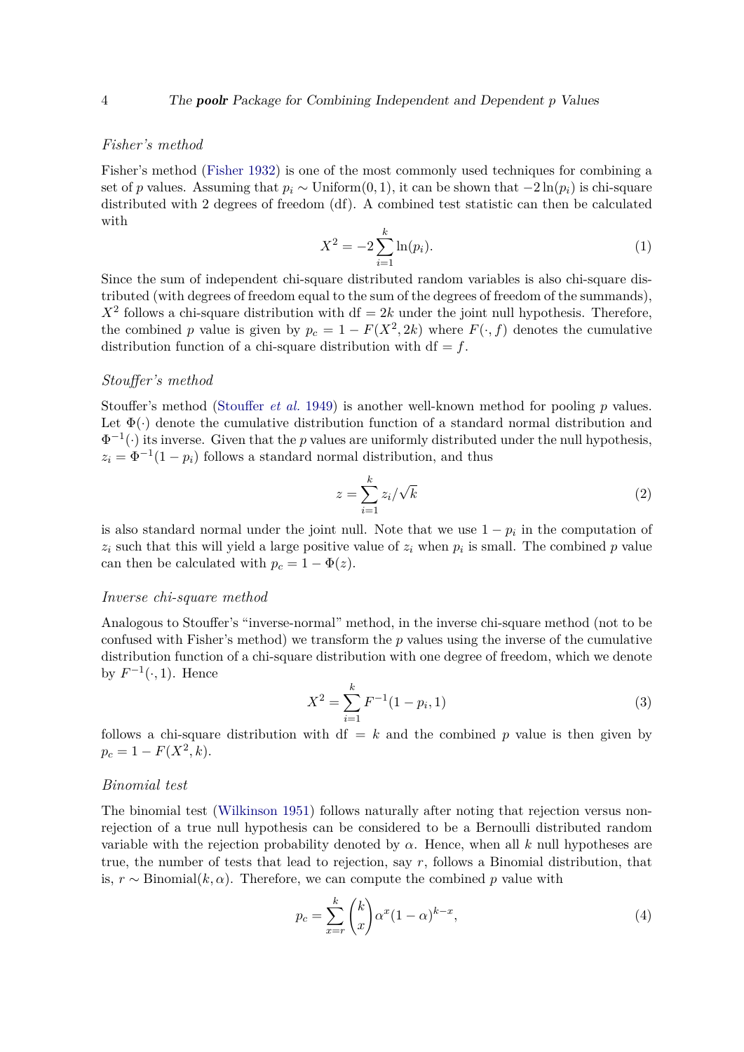*Fisher's method*

Fisher's method (Fisher 1932) is one of the most commonly used techniques for combining a set of $p$ values. Assuming that $p_i \sim \text{Uniform}(0, 1)$, it can be shown that $-2\ln(p_i)$ is chi-square distributed with 2 degrees of freedom (df). A combined test statistic can then be calculated with

$$X^2 = -2\sum_{i=1}^{k} \ln(p_i). \tag{1}$$

Since the sum of independent chi-square distributed random variables is also chi-square distributed (with degrees of freedom equal to the sum of the degrees of freedom of the summands), $X^2$ follows a chi-square distribution with df $= 2k$ under the joint null hypothesis. Therefore, the combined $p$ value is given by $p_c = 1 - F(X^2, 2k)$ where $F(\cdot, f)$ denotes the cumulative distribution function of a chi-square distribution with df $= f$.

*Stouffer's method*

Stouffer's method (Stouffer *et al.* 1949) is another well-known method for pooling $p$ values. Let $\Phi(\cdot)$ denote the cumulative distribution function of a standard normal distribution and $\Phi^{-1}(\cdot)$ its inverse. Given that the $p$ values are uniformly distributed under the null hypothesis, $z_i = \Phi^{-1}(1 - p_i)$ follows a standard normal distribution, and thus

$$z = \sum_{i=1}^{k} z_i/\sqrt{k} \tag{2}$$

is also standard normal under the joint null. Note that we use $1 - p_i$ in the computation of $z_i$ such that this will yield a large positive value of $z_i$ when $p_i$ is small. The combined $p$ value can then be calculated with $p_c = 1 - \Phi(z)$.

*Inverse chi-square method*

Analogous to Stouffer's "inverse-normal" method, in the inverse chi-square method (not to be confused with Fisher's method) we transform the $p$ values using the inverse of the cumulative distribution function of a chi-square distribution with one degree of freedom, which we denote by $F^{-1}(\cdot, 1)$. Hence

$$X^2 = \sum_{i=1}^{k} F^{-1}(1 - p_i, 1) \tag{3}$$

follows a chi-square distribution with df $= k$ and the combined $p$ value is then given by $p_c = 1 - F(X^2, k)$.

*Binomial test*

The binomial test (Wilkinson 1951) follows naturally after noting that rejection versus non-rejection of a true null hypothesis can be considered to be a Bernoulli distributed random variable with the rejection probability denoted by $\alpha$. Hence, when all $k$ null hypotheses are true, the number of tests that lead to rejection, say $r$, follows a Binomial distribution, that is, $r \sim \text{Binomial}(k, \alpha)$. Therefore, we can compute the combined $p$ value with

$$p_c = \sum_{x=r}^{k} \binom{k}{x} \alpha^x (1 - \alpha)^{k-x}, \tag{4}$$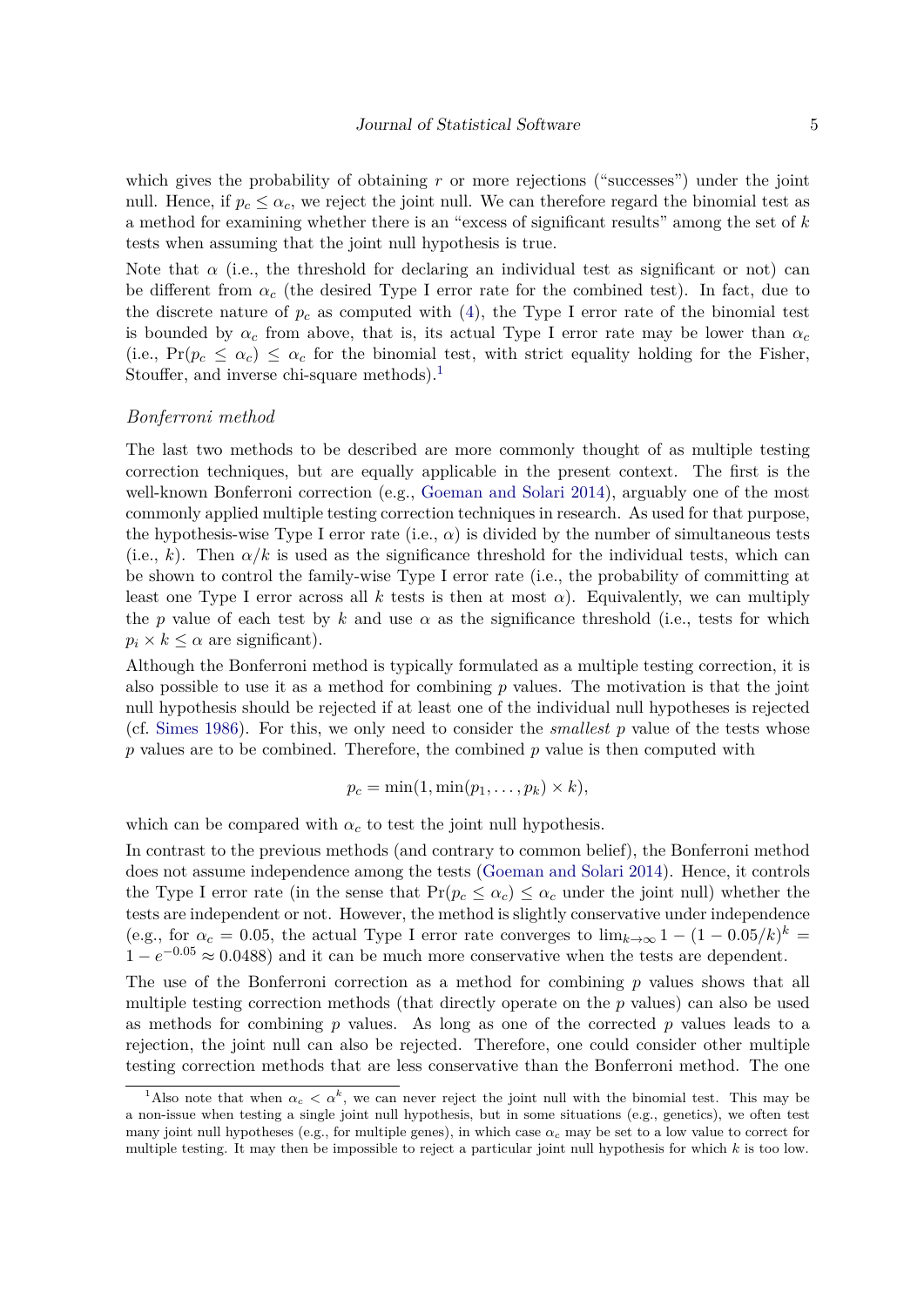which gives the probability of obtaining $r$ or more rejections ("successes") under the joint null. Hence, if $p_c \leq \alpha_c$, we reject the joint null. We can therefore regard the binomial test as a method for examining whether there is an "excess of significant results" among the set of $k$ tests when assuming that the joint null hypothesis is true.

Note that $\alpha$ (i.e., the threshold for declaring an individual test as significant or not) can be different from $\alpha_c$ (the desired Type I error rate for the combined test). In fact, due to the discrete nature of $p_c$ as computed with (4), the Type I error rate of the binomial test is bounded by $\alpha_c$ from above, that is, its actual Type I error rate may be lower than $\alpha_c$ (i.e., $\Pr(p_c \leq \alpha_c) \leq \alpha_c$ for the binomial test, with strict equality holding for the Fisher, Stouffer, and inverse chi-square methods).[1]

*Bonferroni method*

The last two methods to be described are more commonly thought of as multiple testing correction techniques, but are equally applicable in the present context. The first is the well-known Bonferroni correction (e.g., Goeman and Solari 2014), arguably one of the most commonly applied multiple testing correction techniques in research. As used for that purpose, the hypothesis-wise Type I error rate (i.e., $\alpha$) is divided by the number of simultaneous tests (i.e., $k$). Then $\alpha/k$ is used as the significance threshold for the individual tests, which can be shown to control the family-wise Type I error rate (i.e., the probability of committing at least one Type I error across all $k$ tests is then at most $\alpha$). Equivalently, we can multiply the $p$ value of each test by $k$ and use $\alpha$ as the significance threshold (i.e., tests for which $p_i \times k \leq \alpha$ are significant).

Although the Bonferroni method is typically formulated as a multiple testing correction, it is also possible to use it as a method for combining $p$ values. The motivation is that the joint null hypothesis should be rejected if at least one of the individual null hypotheses is rejected (cf. Simes 1986). For this, we only need to consider the *smallest* $p$ value of the tests whose $p$ values are to be combined. Therefore, the combined $p$ value is then computed with

$$p_c = \min(1, \min(p_1, \ldots, p_k) \times k),$$

which can be compared with $\alpha_c$ to test the joint null hypothesis.

In contrast to the previous methods (and contrary to common belief), the Bonferroni method does not assume independence among the tests (Goeman and Solari 2014). Hence, it controls the Type I error rate (in the sense that $\Pr(p_c \leq \alpha_c) \leq \alpha_c$ under the joint null) whether the tests are independent or not. However, the method is slightly conservative under independence (e.g., for $\alpha_c = 0.05$, the actual Type I error rate converges to $\lim_{k \to \infty} 1 - (1 - 0.05/k)^k = 1 - e^{-0.05} \approx 0.0488$) and it can be much more conservative when the tests are dependent.

The use of the Bonferroni correction as a method for combining $p$ values shows that all multiple testing correction methods (that directly operate on the $p$ values) can also be used as methods for combining $p$ values. As long as one of the corrected $p$ values leads to a rejection, the joint null can also be rejected. Therefore, one could consider other multiple testing correction methods that are less conservative than the Bonferroni method. The one

[1] Also note that when $\alpha_c < \alpha^k$, we can never reject the joint null with the binomial test. This may be a non-issue when testing a single joint null hypothesis, but in some situations (e.g., genetics), we often test many joint null hypotheses (e.g., for multiple genes), in which case $\alpha_c$ may be set to a low value to correct for multiple testing. It may then be impossible to reject a particular joint null hypothesis for which $k$ is too low.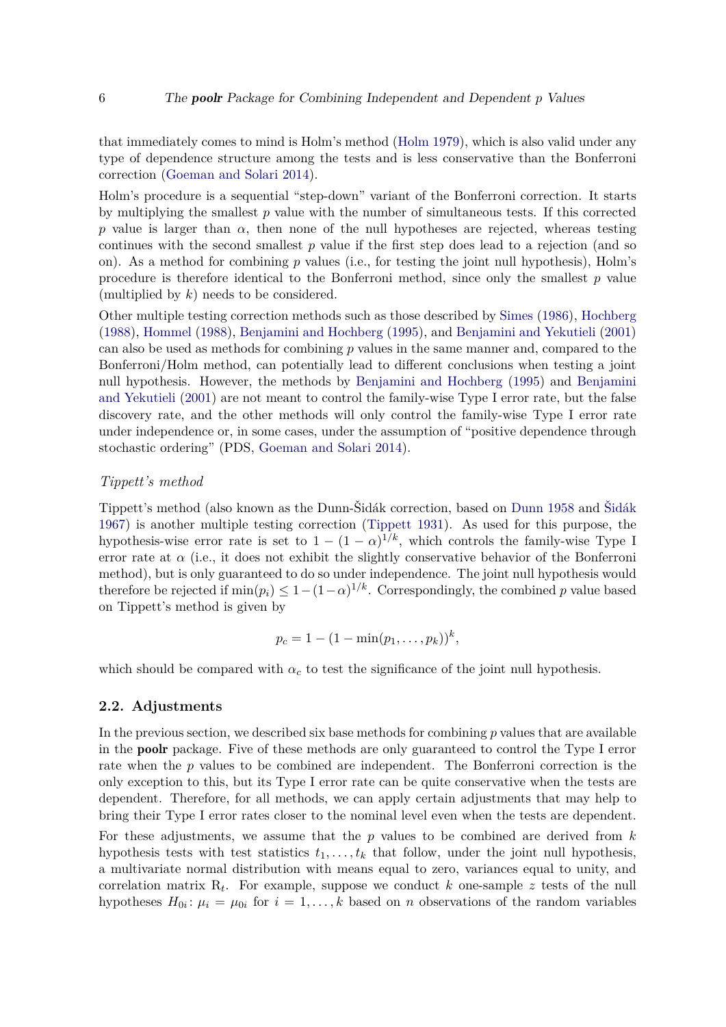that immediately comes to mind is Holm's method (Holm 1979), which is also valid under any type of dependence structure among the tests and is less conservative than the Bonferroni correction (Goeman and Solari 2014).

Holm's procedure is a sequential "step-down" variant of the Bonferroni correction. It starts by multiplying the smallest $p$ value with the number of simultaneous tests. If this corrected $p$ value is larger than $\alpha$, then none of the null hypotheses are rejected, whereas testing continues with the second smallest $p$ value if the first step does lead to a rejection (and so on). As a method for combining $p$ values (i.e., for testing the joint null hypothesis), Holm's procedure is therefore identical to the Bonferroni method, since only the smallest $p$ value (multiplied by $k$) needs to be considered.

Other multiple testing correction methods such as those described by Simes (1986), Hochberg (1988), Hommel (1988), Benjamini and Hochberg (1995), and Benjamini and Yekutieli (2001) can also be used as methods for combining $p$ values in the same manner and, compared to the Bonferroni/Holm method, can potentially lead to different conclusions when testing a joint null hypothesis. However, the methods by Benjamini and Hochberg (1995) and Benjamini and Yekutieli (2001) are not meant to control the family-wise Type I error rate, but the false discovery rate, and the other methods will only control the family-wise Type I error rate under independence or, in some cases, under the assumption of "positive dependence through stochastic ordering" (PDS, Goeman and Solari 2014).

*Tippett's method*

Tippett's method (also known as the Dunn-Šidák correction, based on Dunn 1958 and Šidák 1967) is another multiple testing correction (Tippett 1931). As used for this purpose, the hypothesis-wise error rate is set to $1-(1-\alpha)^{1/k}$, which controls the family-wise Type I error rate at $\alpha$ (i.e., it does not exhibit the slightly conservative behavior of the Bonferroni method), but is only guaranteed to do so under independence. The joint null hypothesis would therefore be rejected if $\min(p_i) \leq 1-(1-\alpha)^{1/k}$. Correspondingly, the combined $p$ value based on Tippett's method is given by

$$p_c = 1 - (1 - \min(p_1, \ldots, p_k))^k,$$

which should be compared with $\alpha_c$ to test the significance of the joint null hypothesis.

## 2.2. Adjustments

In the previous section, we described six base methods for combining $p$ values that are available in the **poolr** package. Five of these methods are only guaranteed to control the Type I error rate when the $p$ values to be combined are independent. The Bonferroni correction is the only exception to this, but its Type I error rate can be quite conservative when the tests are dependent. Therefore, for all methods, we can apply certain adjustments that may help to bring their Type I error rates closer to the nominal level even when the tests are dependent.

For these adjustments, we assume that the $p$ values to be combined are derived from $k$ hypothesis tests with test statistics $t_1, \ldots, t_k$ that follow, under the joint null hypothesis, a multivariate normal distribution with means equal to zero, variances equal to unity, and correlation matrix $\mathrm{R}_t$. For example, suppose we conduct $k$ one-sample $z$ tests of the null hypotheses $H_{0i}\colon \mu_i = \mu_{0i}$ for $i = 1, \ldots, k$ based on $n$ observations of the random variables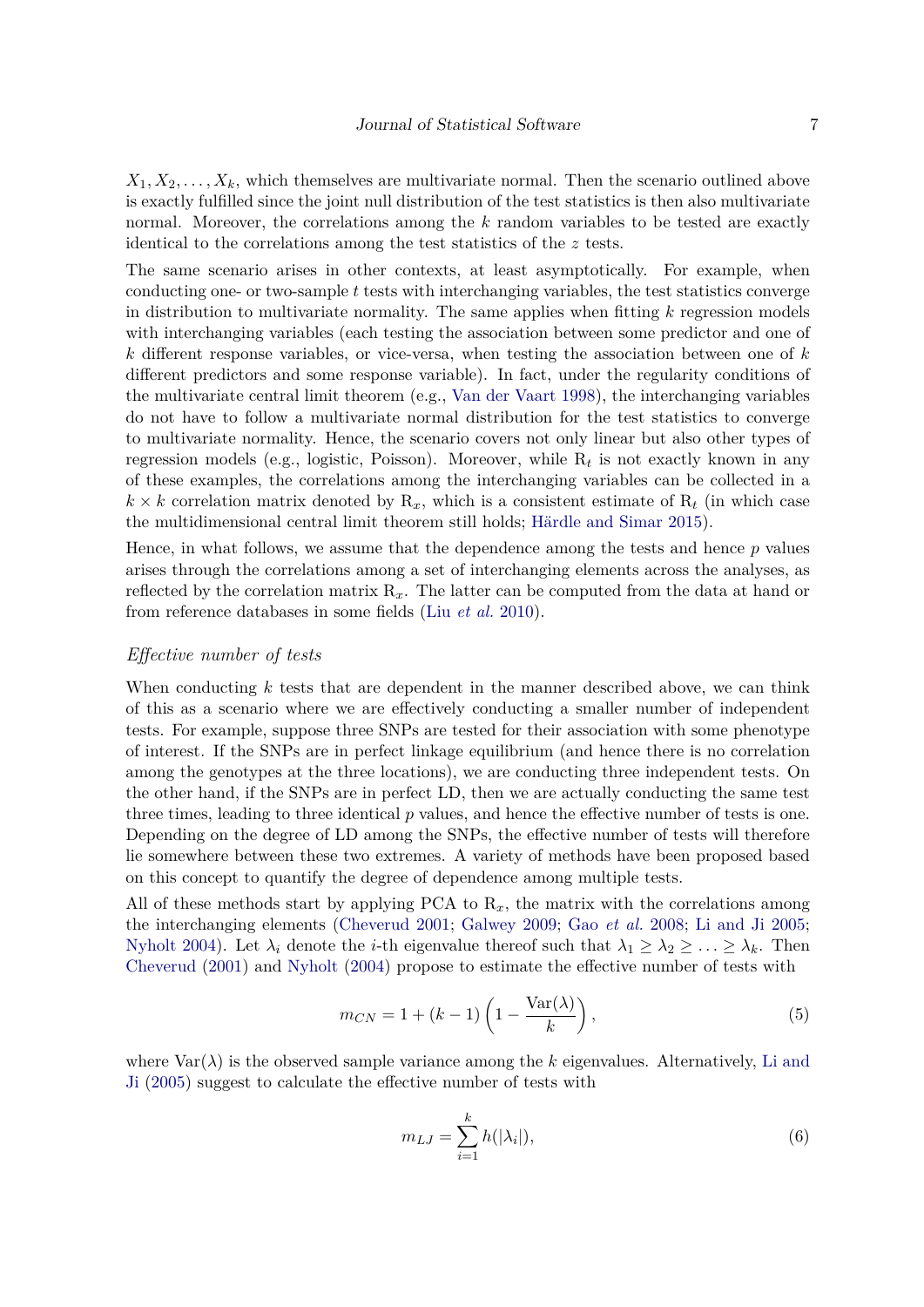$X_1, X_2, \ldots, X_k$, which themselves are multivariate normal. Then the scenario outlined above is exactly fulfilled since the joint null distribution of the test statistics is then also multivariate normal. Moreover, the correlations among the $k$ random variables to be tested are exactly identical to the correlations among the test statistics of the $z$ tests.

The same scenario arises in other contexts, at least asymptotically. For example, when conducting one- or two-sample $t$ tests with interchanging variables, the test statistics converge in distribution to multivariate normality. The same applies when fitting $k$ regression models with interchanging variables (each testing the association between some predictor and one of $k$ different response variables, or vice-versa, when testing the association between one of $k$ different predictors and some response variable). In fact, under the regularity conditions of the multivariate central limit theorem (e.g., Van der Vaart 1998), the interchanging variables do not have to follow a multivariate normal distribution for the test statistics to converge to multivariate normality. Hence, the scenario covers not only linear but also other types of regression models (e.g., logistic, Poisson). Moreover, while $\mathrm{R}_t$ is not exactly known in any of these examples, the correlations among the interchanging variables can be collected in a $k \times k$ correlation matrix denoted by $\mathrm{R}_x$, which is a consistent estimate of $\mathrm{R}_t$ (in which case the multidimensional central limit theorem still holds; Härdle and Simar 2015).

Hence, in what follows, we assume that the dependence among the tests and hence $p$ values arises through the correlations among a set of interchanging elements across the analyses, as reflected by the correlation matrix $\mathrm{R}_x$. The latter can be computed from the data at hand or from reference databases in some fields (Liu *et al.* 2010).

### *Effective number of tests*

When conducting $k$ tests that are dependent in the manner described above, we can think of this as a scenario where we are effectively conducting a smaller number of independent tests. For example, suppose three SNPs are tested for their association with some phenotype of interest. If the SNPs are in perfect linkage equilibrium (and hence there is no correlation among the genotypes at the three locations), we are conducting three independent tests. On the other hand, if the SNPs are in perfect LD, then we are actually conducting the same test three times, leading to three identical $p$ values, and hence the effective number of tests is one. Depending on the degree of LD among the SNPs, the effective number of tests will therefore lie somewhere between these two extremes. A variety of methods have been proposed based on this concept to quantify the degree of dependence among multiple tests.

All of these methods start by applying PCA to $\mathrm{R}_x$, the matrix with the correlations among the interchanging elements (Cheverud 2001; Galwey 2009; Gao *et al.* 2008; Li and Ji 2005; Nyholt 2004). Let $\lambda_i$ denote the $i$-th eigenvalue thereof such that $\lambda_1 \geq \lambda_2 \geq \ldots \geq \lambda_k$. Then Cheverud (2001) and Nyholt (2004) propose to estimate the effective number of tests with

$$m_{CN} = 1 + (k-1)\left(1 - \frac{\mathrm{Var}(\lambda)}{k}\right), \tag{5}$$

where $\mathrm{Var}(\lambda)$ is the observed sample variance among the $k$ eigenvalues. Alternatively, Li and Ji (2005) suggest to calculate the effective number of tests with

$$m_{LJ} = \sum_{i=1}^{k} h(|\lambda_i|), \tag{6}$$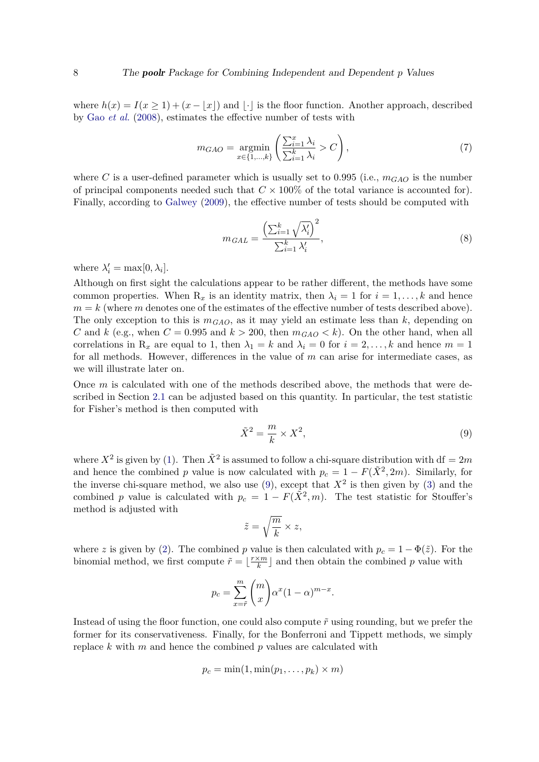where $h(x) = I(x \geq 1) + (x - \lfloor x \rfloor)$ and $\lfloor \cdot \rfloor$ is the floor function. Another approach, described by Gao *et al.* (2008), estimates the effective number of tests with

$$m_{GAO} = \underset{x \in \{1,\ldots,k\}}{\operatorname{argmin}} \left( \frac{\sum_{i=1}^{x} \lambda_i}{\sum_{i=1}^{k} \lambda_i} > C \right), \tag{7}$$

where $C$ is a user-defined parameter which is usually set to 0.995 (i.e., $m_{GAO}$ is the number of principal components needed such that $C \times 100\%$ of the total variance is accounted for). Finally, according to Galwey (2009), the effective number of tests should be computed with

$$m_{GAL} = \frac{\left(\sum_{i=1}^{k} \sqrt{\lambda_i'}\right)^2}{\sum_{i=1}^{k} \lambda_i'}, \tag{8}$$

where $\lambda_i' = \max[0, \lambda_i]$.

Although on first sight the calculations appear to be rather different, the methods have some common properties. When $\mathrm{R}_x$ is an identity matrix, then $\lambda_i = 1$ for $i = 1, \ldots, k$ and hence $m = k$ (where $m$ denotes one of the estimates of the effective number of tests described above). The only exception to this is $m_{GAO}$, as it may yield an estimate less than $k$, depending on $C$ and $k$ (e.g., when $C = 0.995$ and $k > 200$, then $m_{GAO} < k$). On the other hand, when all correlations in $\mathrm{R}_x$ are equal to 1, then $\lambda_1 = k$ and $\lambda_i = 0$ for $i = 2, \ldots, k$ and hence $m = 1$ for all methods. However, differences in the value of $m$ can arise for intermediate cases, as we will illustrate later on.

Once $m$ is calculated with one of the methods described above, the methods that were described in Section 2.1 can be adjusted based on this quantity. In particular, the test statistic for Fisher's method is then computed with

$$\tilde{X}^2 = \frac{m}{k} \times X^2, \tag{9}$$

where $X^2$ is given by (1). Then $\tilde{X}^2$ is assumed to follow a chi-square distribution with $\mathrm{df} = 2m$ and hence the combined $p$ value is now calculated with $p_c = 1 - F(\tilde{X}^2, 2m)$. Similarly, for the inverse chi-square method, we also use (9), except that $X^2$ is then given by (3) and the combined $p$ value is calculated with $p_c = 1 - F(\tilde{X}^2, m)$. The test statistic for Stouffer's method is adjusted with

$$\tilde{z} = \sqrt{\frac{m}{k}} \times z,$$

where $z$ is given by (2). The combined $p$ value is then calculated with $p_c = 1 - \Phi(\tilde{z})$. For the binomial method, we first compute $\tilde{r} = \lfloor \frac{r \times m}{k} \rfloor$ and then obtain the combined $p$ value with

$$p_c = \sum_{x=\tilde{r}}^{m} \binom{m}{x} \alpha^x (1-\alpha)^{m-x}.$$

Instead of using the floor function, one could also compute $\tilde{r}$ using rounding, but we prefer the former for its conservativeness. Finally, for the Bonferroni and Tippett methods, we simply replace $k$ with $m$ and hence the combined $p$ values are calculated with

$$p_c = \min(1, \min(p_1, \ldots, p_k) \times m)$$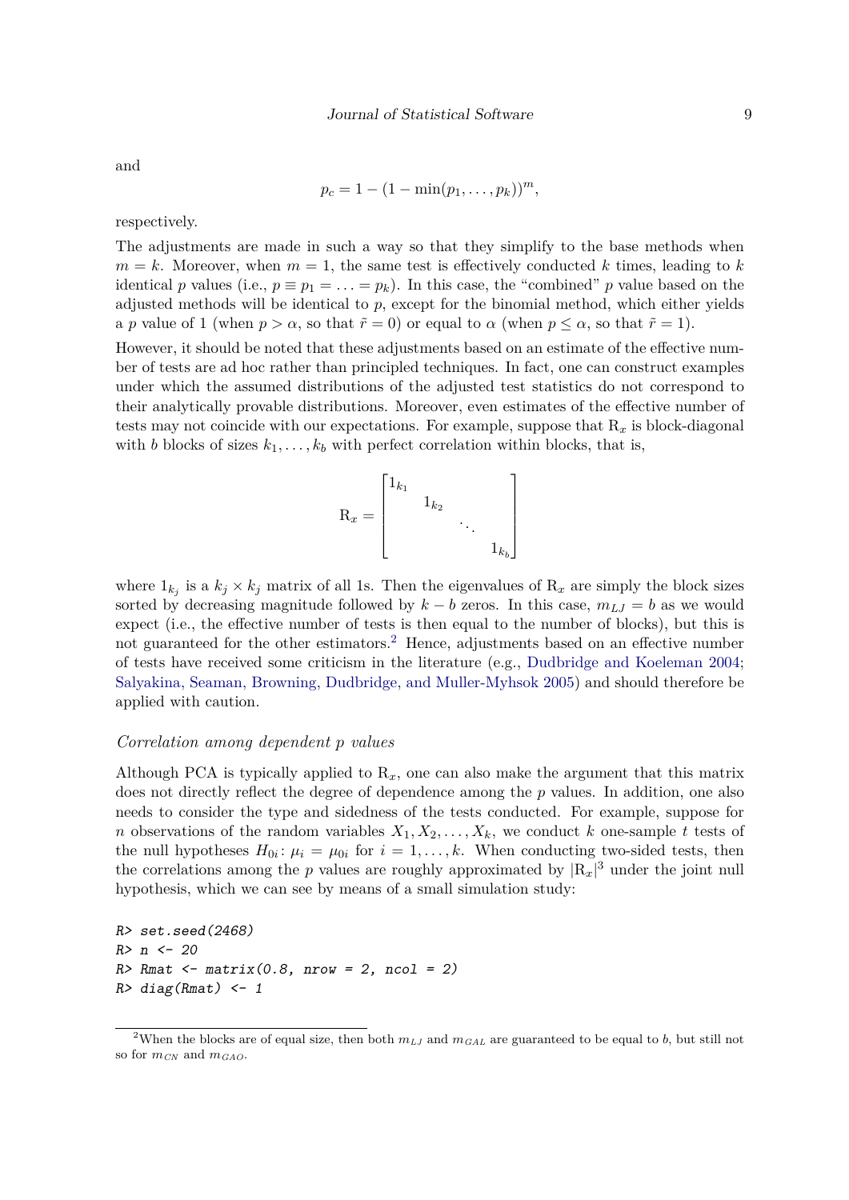and

$$p_c = 1 - (1 - \min(p_1, \ldots, p_k))^m,$$

respectively.

The adjustments are made in such a way so that they simplify to the base methods when $m = k$. Moreover, when $m = 1$, the same test is effectively conducted $k$ times, leading to $k$ identical $p$ values (i.e., $p \equiv p_1 = \ldots = p_k$). In this case, the "combined" $p$ value based on the adjusted methods will be identical to $p$, except for the binomial method, which either yields a $p$ value of 1 (when $p > \alpha$, so that $\tilde{r} = 0$) or equal to $\alpha$ (when $p \leq \alpha$, so that $\tilde{r} = 1$).

However, it should be noted that these adjustments based on an estimate of the effective number of tests are ad hoc rather than principled techniques. In fact, one can construct examples under which the assumed distributions of the adjusted test statistics do not correspond to their analytically provable distributions. Moreover, even estimates of the effective number of tests may not coincide with our expectations. For example, suppose that $\mathrm{R}_x$ is block-diagonal with $b$ blocks of sizes $k_1, \ldots, k_b$ with perfect correlation within blocks, that is,

$$\mathrm{R}_x = \begin{bmatrix} 1_{k_1} & & & \\ & 1_{k_2} & & \\ & & \ddots & \\ & & & 1_{k_b} \end{bmatrix}$$

where $1_{k_j}$ is a $k_j \times k_j$ matrix of all 1s. Then the eigenvalues of $\mathrm{R}_x$ are simply the block sizes sorted by decreasing magnitude followed by $k - b$ zeros. In this case, $m_{LJ} = b$ as we would expect (i.e., the effective number of tests is then equal to the number of blocks), but this is not guaranteed for the other estimators.[2] Hence, adjustments based on an effective number of tests have received some criticism in the literature (e.g., Dudbridge and Koeleman 2004; Salyakina, Seaman, Browning, Dudbridge, and Muller-Myhsok 2005) and should therefore be applied with caution.

*Correlation among dependent p values*

Although PCA is typically applied to $\mathrm{R}_x$, one can also make the argument that this matrix does not directly reflect the degree of dependence among the $p$ values. In addition, one also needs to consider the type and sidedness of the tests conducted. For example, suppose for $n$ observations of the random variables $X_1, X_2, \ldots, X_k$, we conduct $k$ one-sample $t$ tests of the null hypotheses $H_{0i}\colon \mu_i = \mu_{0i}$ for $i = 1, \ldots, k$. When conducting two-sided tests, then the correlations among the $p$ values are roughly approximated by $|\mathrm{R}_x|^3$ under the joint null hypothesis, which we can see by means of a small simulation study:

```
R> set.seed(2468)
R> n <- 20
R> Rmat <- matrix(0.8, nrow = 2, ncol = 2)
R> diag(Rmat) <- 1
```

[2] When the blocks are of equal size, then both $m_{LJ}$ and $m_{GAL}$ are guaranteed to be equal to $b$, but still not so for $m_{CN}$ and $m_{GAO}$.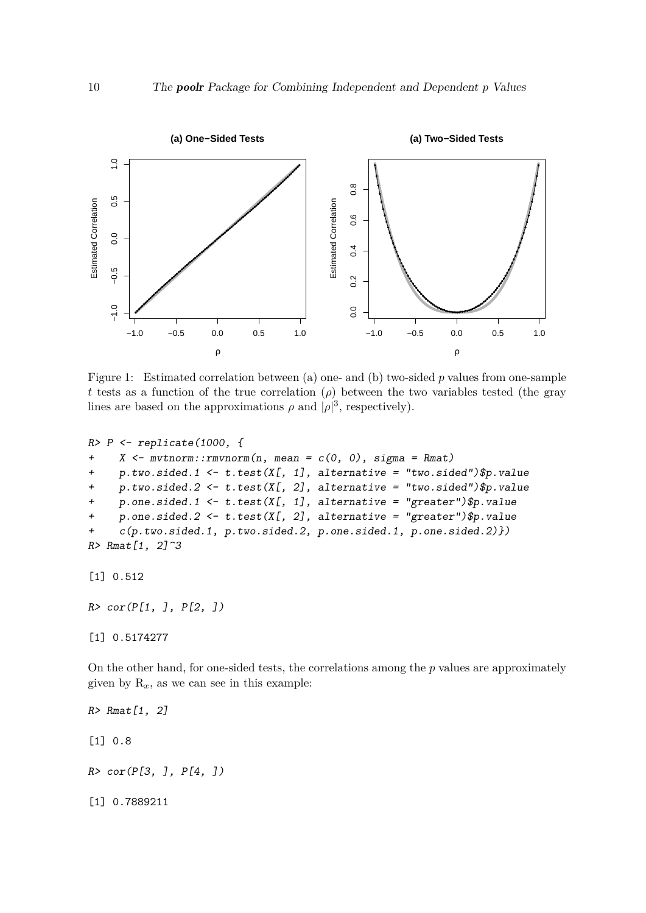**(a) One−Sided Tests**

Estimated Correlation

−1.0
−0.5
0.0
0.5
1.0

−1.0 −0.5 0.0 0.5 1.0

ρ

**(a) Two−Sided Tests**

Estimated Correlation

0.0
0.2
0.4
0.6
0.8

−1.0 −0.5 0.0 0.5 1.0

ρ

Figure 1: Estimated correlation between (a) one- and (b) two-sided $p$ values from one-sample $t$ tests as a function of the true correlation ($\rho$) between the two variables tested (the gray lines are based on the approximations $\rho$ and $|\rho|^3$, respectively).

```
R> P <- replicate(1000, {
+     X <- mvtnorm::rmvnorm(n, mean = c(0, 0), sigma = Rmat)
+     p.two.sided.1 <- t.test(X[, 1], alternative = "two.sided")$p.value
+     p.two.sided.2 <- t.test(X[, 2], alternative = "two.sided")$p.value
+     p.one.sided.1 <- t.test(X[, 1], alternative = "greater")$p.value
+     p.one.sided.2 <- t.test(X[, 2], alternative = "greater")$p.value
+     c(p.two.sided.1, p.two.sided.2, p.one.sided.1, p.one.sided.2)})
R> Rmat[1, 2]^3

[1] 0.512

R> cor(P[1, ], P[2, ])

[1] 0.5174277
```

On the other hand, for one-sided tests, the correlations among the $p$ values are approximately given by $\mathrm{R}_x$, as we can see in this example:

```
R> Rmat[1, 2]

[1] 0.8

R> cor(P[3, ], P[4, ])

[1] 0.7889211
```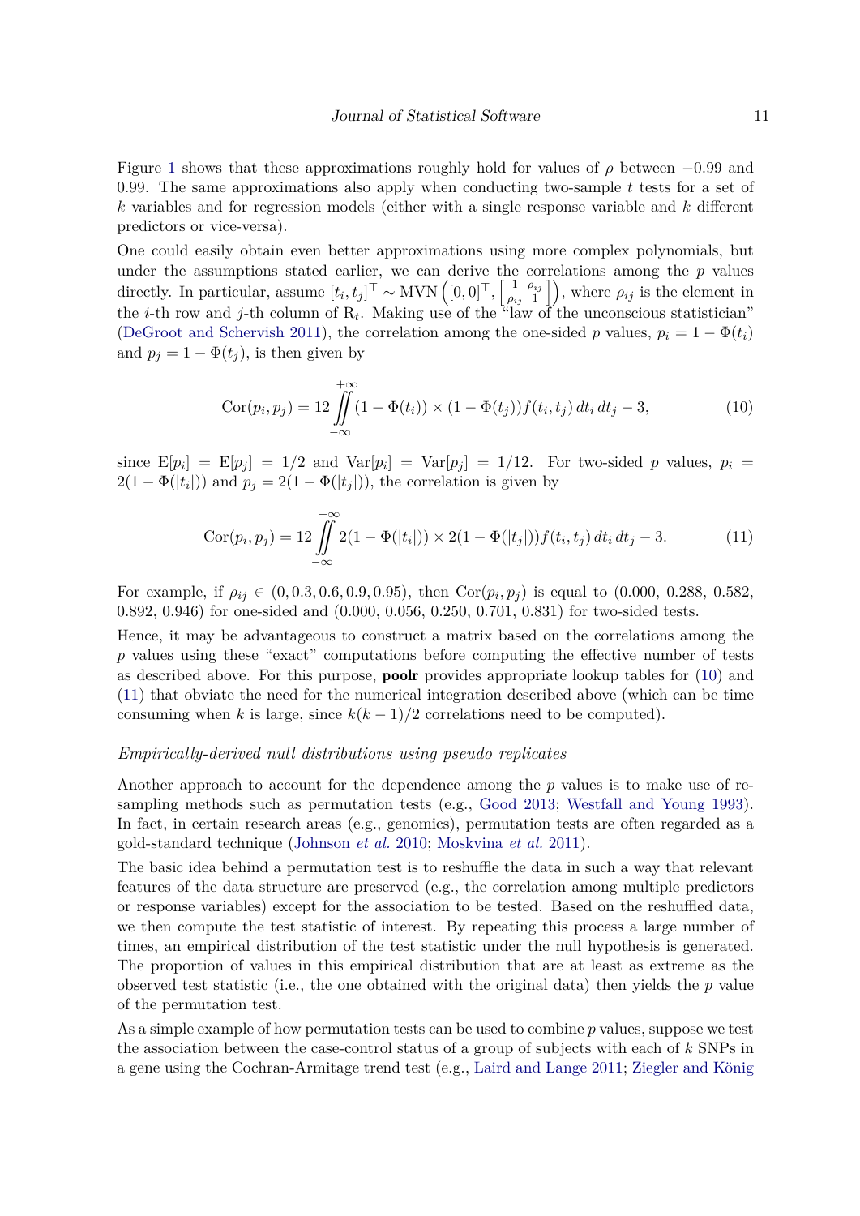Figure 1 shows that these approximations roughly hold for values of $\rho$ between $-0.99$ and 0.99. The same approximations also apply when conducting two-sample $t$ tests for a set of $k$ variables and for regression models (either with a single response variable and $k$ different predictors or vice-versa).

One could easily obtain even better approximations using more complex polynomials, but under the assumptions stated earlier, we can derive the correlations among the $p$ values directly. In particular, assume $[t_i, t_j]^\top \sim \text{MVN}\left([0,0]^\top, \left[\begin{smallmatrix} 1 & \rho_{ij} \\ \rho_{ij} & 1 \end{smallmatrix}\right]\right)$, where $\rho_{ij}$ is the element in the $i$-th row and $j$-th column of $\text{R}_t$. Making use of the "law of the unconscious statistician" (DeGroot and Schervish 2011), the correlation among the one-sided $p$ values, $p_i = 1 - \Phi(t_i)$ and $p_j = 1 - \Phi(t_j)$, is then given by

$$\text{Cor}(p_i, p_j) = 12 \iint\limits_{-\infty}^{+\infty} (1 - \Phi(t_i)) \times (1 - \Phi(t_j)) f(t_i, t_j) \, dt_i \, dt_j - 3, \tag{10}$$

since $\text{E}[p_i] = \text{E}[p_j] = 1/2$ and $\text{Var}[p_i] = \text{Var}[p_j] = 1/12$. For two-sided $p$ values, $p_i = 2(1 - \Phi(|t_i|))$ and $p_j = 2(1 - \Phi(|t_j|))$, the correlation is given by

$$\text{Cor}(p_i, p_j) = 12 \iint\limits_{-\infty}^{+\infty} 2(1 - \Phi(|t_i|)) \times 2(1 - \Phi(|t_j|)) f(t_i, t_j) \, dt_i \, dt_j - 3. \tag{11}$$

For example, if $\rho_{ij} \in (0, 0.3, 0.6, 0.9, 0.95)$, then $\text{Cor}(p_i, p_j)$ is equal to (0.000, 0.288, 0.582, 0.892, 0.946) for one-sided and (0.000, 0.056, 0.250, 0.701, 0.831) for two-sided tests.

Hence, it may be advantageous to construct a matrix based on the correlations among the $p$ values using these "exact" computations before computing the effective number of tests as described above. For this purpose, **poolr** provides appropriate lookup tables for (10) and (11) that obviate the need for the numerical integration described above (which can be time consuming when $k$ is large, since $k(k-1)/2$ correlations need to be computed).

*Empirically-derived null distributions using pseudo replicates*

Another approach to account for the dependence among the $p$ values is to make use of resampling methods such as permutation tests (e.g., Good 2013; Westfall and Young 1993). In fact, in certain research areas (e.g., genomics), permutation tests are often regarded as a gold-standard technique (Johnson *et al.* 2010; Moskvina *et al.* 2011).

The basic idea behind a permutation test is to reshuffle the data in such a way that relevant features of the data structure are preserved (e.g., the correlation among multiple predictors or response variables) except for the association to be tested. Based on the reshuffled data, we then compute the test statistic of interest. By repeating this process a large number of times, an empirical distribution of the test statistic under the null hypothesis is generated. The proportion of values in this empirical distribution that are at least as extreme as the observed test statistic (i.e., the one obtained with the original data) then yields the $p$ value of the permutation test.

As a simple example of how permutation tests can be used to combine $p$ values, suppose we test the association between the case-control status of a group of subjects with each of $k$ SNPs in a gene using the Cochran-Armitage trend test (e.g., Laird and Lange 2011; Ziegler and König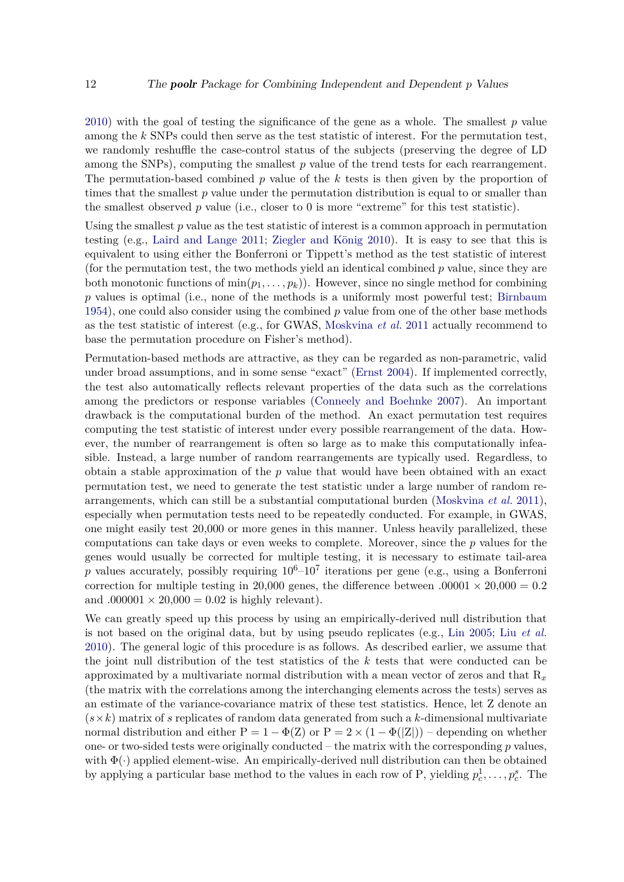2010) with the goal of testing the significance of the gene as a whole. The smallest $p$ value among the $k$ SNPs could then serve as the test statistic of interest. For the permutation test, we randomly reshuffle the case-control status of the subjects (preserving the degree of LD among the SNPs), computing the smallest $p$ value of the trend tests for each rearrangement. The permutation-based combined $p$ value of the $k$ tests is then given by the proportion of times that the smallest $p$ value under the permutation distribution is equal to or smaller than the smallest observed $p$ value (i.e., closer to 0 is more "extreme" for this test statistic).

Using the smallest $p$ value as the test statistic of interest is a common approach in permutation testing (e.g., Laird and Lange 2011; Ziegler and König 2010). It is easy to see that this is equivalent to using either the Bonferroni or Tippett's method as the test statistic of interest (for the permutation test, the two methods yield an identical combined $p$ value, since they are both monotonic functions of $\min(p_1, \ldots, p_k)$). However, since no single method for combining $p$ values is optimal (i.e., none of the methods is a uniformly most powerful test; Birnbaum 1954), one could also consider using the combined $p$ value from one of the other base methods as the test statistic of interest (e.g., for GWAS, Moskvina *et al.* 2011 actually recommend to base the permutation procedure on Fisher's method).

Permutation-based methods are attractive, as they can be regarded as non-parametric, valid under broad assumptions, and in some sense "exact" (Ernst 2004). If implemented correctly, the test also automatically reflects relevant properties of the data such as the correlations among the predictors or response variables (Conneely and Boehnke 2007). An important drawback is the computational burden of the method. An exact permutation test requires computing the test statistic of interest under every possible rearrangement of the data. However, the number of rearrangement is often so large as to make this computationally infeasible. Instead, a large number of random rearrangements are typically used. Regardless, to obtain a stable approximation of the $p$ value that would have been obtained with an exact permutation test, we need to generate the test statistic under a large number of random rearrangements, which can still be a substantial computational burden (Moskvina *et al.* 2011), especially when permutation tests need to be repeatedly conducted. For example, in GWAS, one might easily test 20,000 or more genes in this manner. Unless heavily parallelized, these computations can take days or even weeks to complete. Moreover, since the $p$ values for the genes would usually be corrected for multiple testing, it is necessary to estimate tail-area $p$ values accurately, possibly requiring $10^6$–$10^7$ iterations per gene (e.g., using a Bonferroni correction for multiple testing in 20,000 genes, the difference between $.00001 \times 20{,}000 = 0.2$ and $.000001 \times 20{,}000 = 0.02$ is highly relevant).

We can greatly speed up this process by using an empirically-derived null distribution that is not based on the original data, but by using pseudo replicates (e.g., Lin 2005; Liu *et al.* 2010). The general logic of this procedure is as follows. As described earlier, we assume that the joint null distribution of the test statistics of the $k$ tests that were conducted can be approximated by a multivariate normal distribution with a mean vector of zeros and that $\mathrm{R}_x$ (the matrix with the correlations among the interchanging elements across the tests) serves as an estimate of the variance-covariance matrix of these test statistics. Hence, let Z denote an $(s \times k)$ matrix of $s$ replicates of random data generated from such a $k$-dimensional multivariate normal distribution and either $\mathrm{P} = 1 - \Phi(\mathrm{Z})$ or $\mathrm{P} = 2 \times (1 - \Phi(|\mathrm{Z}|))$ – depending on whether one- or two-sided tests were originally conducted – the matrix with the corresponding $p$ values, with $\Phi(\cdot)$ applied element-wise. An empirically-derived null distribution can then be obtained by applying a particular base method to the values in each row of P, yielding $p_c^1, \ldots, p_c^s$. The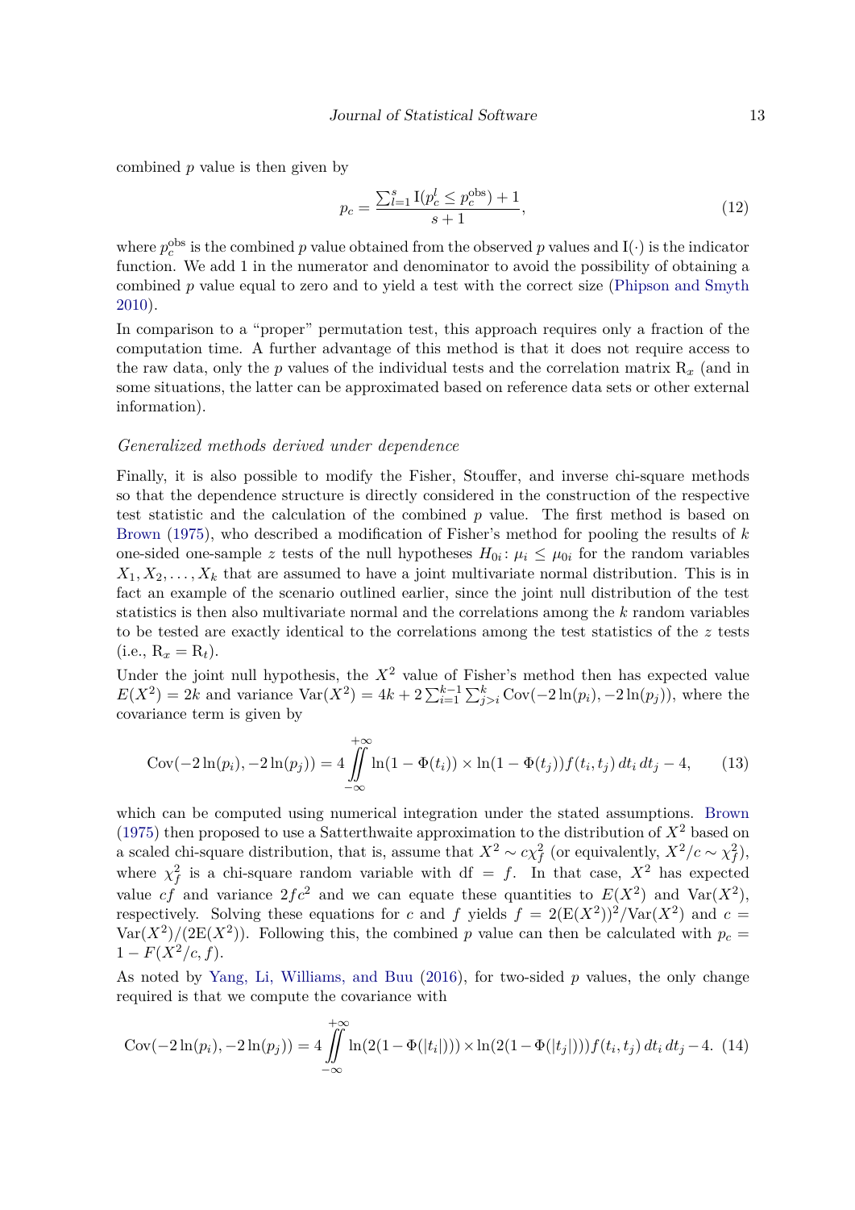combined $p$ value is then given by

$$p_c = \frac{\sum_{l=1}^{s} \mathrm{I}(p_c^l \leq p_c^{\mathrm{obs}}) + 1}{s+1}, \tag{12}$$

where $p_c^{\mathrm{obs}}$ is the combined $p$ value obtained from the observed $p$ values and $\mathrm{I}(\cdot)$ is the indicator function. We add 1 in the numerator and denominator to avoid the possibility of obtaining a combined $p$ value equal to zero and to yield a test with the correct size (Phipson and Smyth 2010).

In comparison to a "proper" permutation test, this approach requires only a fraction of the computation time. A further advantage of this method is that it does not require access to the raw data, only the $p$ values of the individual tests and the correlation matrix $\mathrm{R}_x$ (and in some situations, the latter can be approximated based on reference data sets or other external information).

*Generalized methods derived under dependence*

Finally, it is also possible to modify the Fisher, Stouffer, and inverse chi-square methods so that the dependence structure is directly considered in the construction of the respective test statistic and the calculation of the combined $p$ value. The first method is based on Brown (1975), who described a modification of Fisher's method for pooling the results of $k$ one-sided one-sample $z$ tests of the null hypotheses $H_{0i}\colon \mu_i \leq \mu_{0i}$ for the random variables $X_1, X_2, \ldots, X_k$ that are assumed to have a joint multivariate normal distribution. This is in fact an example of the scenario outlined earlier, since the joint null distribution of the test statistics is then also multivariate normal and the correlations among the $k$ random variables to be tested are exactly identical to the correlations among the test statistics of the $z$ tests (i.e., $\mathrm{R}_x = \mathrm{R}_t$).

Under the joint null hypothesis, the $X^2$ value of Fisher's method then has expected value $E(X^2) = 2k$ and variance $\mathrm{Var}(X^2) = 4k + 2\sum_{i=1}^{k-1}\sum_{j>i}^{k} \mathrm{Cov}(-2\ln(p_i), -2\ln(p_j))$, where the covariance term is given by

$$\mathrm{Cov}(-2\ln(p_i), -2\ln(p_j)) = 4 \iint_{-\infty}^{+\infty} \ln(1-\Phi(t_i)) \times \ln(1-\Phi(t_j)) f(t_i, t_j)\, dt_i\, dt_j - 4, \tag{13}$$

which can be computed using numerical integration under the stated assumptions. Brown (1975) then proposed to use a Satterthwaite approximation to the distribution of $X^2$ based on a scaled chi-square distribution, that is, assume that $X^2 \sim c\chi^2_f$ (or equivalently, $X^2/c \sim \chi^2_f$), where $\chi^2_f$ is a chi-square random variable with $\mathrm{df} = f$. In that case, $X^2$ has expected value $cf$ and variance $2fc^2$ and we can equate these quantities to $E(X^2)$ and $\mathrm{Var}(X^2)$, respectively. Solving these equations for $c$ and $f$ yields $f = 2(\mathrm{E}(X^2))^2/\mathrm{Var}(X^2)$ and $c = \mathrm{Var}(X^2)/(2\mathrm{E}(X^2))$. Following this, the combined $p$ value can then be calculated with $p_c = 1 - F(X^2/c, f)$.

As noted by Yang, Li, Williams, and Buu (2016), for two-sided $p$ values, the only change required is that we compute the covariance with

$$\mathrm{Cov}(-2\ln(p_i), -2\ln(p_j)) = 4 \iint_{-\infty}^{+\infty} \ln(2(1-\Phi(|t_i|))) \times \ln(2(1-\Phi(|t_j|))) f(t_i, t_j)\, dt_i\, dt_j - 4. \tag{14}$$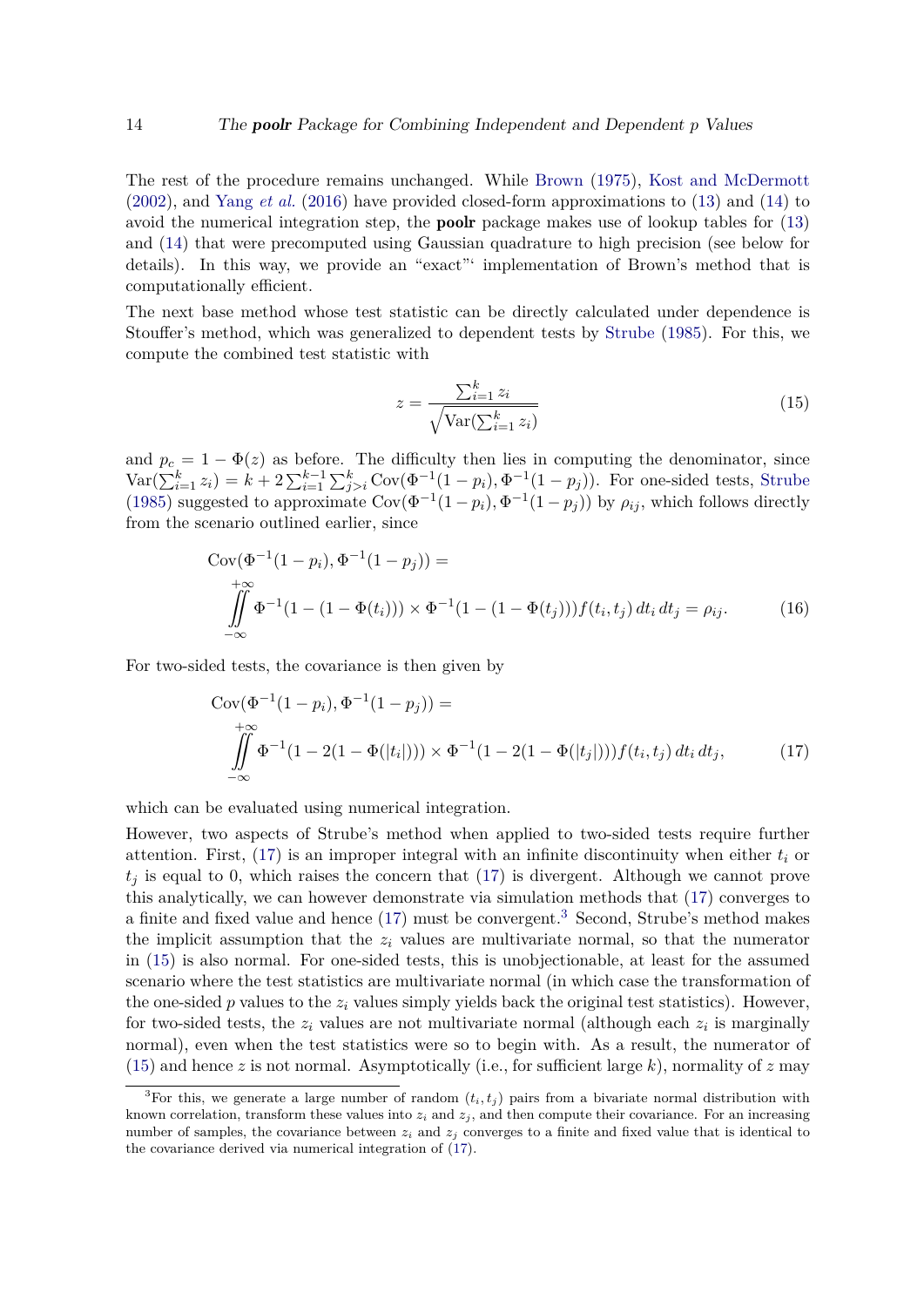The rest of the procedure remains unchanged. While Brown (1975), Kost and McDermott (2002), and Yang *et al.* (2016) have provided closed-form approximations to (13) and (14) to avoid the numerical integration step, the **poolr** package makes use of lookup tables for (13) and (14) that were precomputed using Gaussian quadrature to high precision (see below for details). In this way, we provide an "exact"' implementation of Brown's method that is computationally efficient.

The next base method whose test statistic can be directly calculated under dependence is Stouffer's method, which was generalized to dependent tests by Strube (1985). For this, we compute the combined test statistic with

$$z = \frac{\sum_{i=1}^{k} z_i}{\sqrt{\mathrm{Var}(\sum_{i=1}^{k} z_i)}} \tag{15}$$

and $p_c = 1 - \Phi(z)$ as before. The difficulty then lies in computing the denominator, since $\mathrm{Var}(\sum_{i=1}^{k} z_i) = k + 2\sum_{i=1}^{k-1}\sum_{j>i}^{k} \mathrm{Cov}(\Phi^{-1}(1-p_i), \Phi^{-1}(1-p_j))$. For one-sided tests, Strube (1985) suggested to approximate $\mathrm{Cov}(\Phi^{-1}(1-p_i), \Phi^{-1}(1-p_j))$ by $\rho_{ij}$, which follows directly from the scenario outlined earlier, since

$$\begin{aligned}
&\mathrm{Cov}(\Phi^{-1}(1-p_i), \Phi^{-1}(1-p_j)) = \\
&\quad \iint_{-\infty}^{+\infty} \Phi^{-1}(1-(1-\Phi(t_i))) \times \Phi^{-1}(1-(1-\Phi(t_j))) f(t_i, t_j)\, dt_i\, dt_j = \rho_{ij}.
\end{aligned} \tag{16}$$

For two-sided tests, the covariance is then given by

$$\begin{aligned}
&\mathrm{Cov}(\Phi^{-1}(1-p_i), \Phi^{-1}(1-p_j)) = \\
&\quad \iint_{-\infty}^{+\infty} \Phi^{-1}(1-2(1-\Phi(|t_i|))) \times \Phi^{-1}(1-2(1-\Phi(|t_j|))) f(t_i, t_j)\, dt_i\, dt_j,
\end{aligned} \tag{17}$$

which can be evaluated using numerical integration.

However, two aspects of Strube's method when applied to two-sided tests require further attention. First, (17) is an improper integral with an infinite discontinuity when either $t_i$ or $t_j$ is equal to 0, which raises the concern that (17) is divergent. Although we cannot prove this analytically, we can however demonstrate via simulation methods that (17) converges to a finite and fixed value and hence (17) must be convergent.[3] Second, Strube's method makes the implicit assumption that the $z_i$ values are multivariate normal, so that the numerator in (15) is also normal. For one-sided tests, this is unobjectionable, at least for the assumed scenario where the test statistics are multivariate normal (in which case the transformation of the one-sided $p$ values to the $z_i$ values simply yields back the original test statistics). However, for two-sided tests, the $z_i$ values are not multivariate normal (although each $z_i$ is marginally normal), even when the test statistics were so to begin with. As a result, the numerator of (15) and hence $z$ is not normal. Asymptotically (i.e., for sufficient large $k$), normality of $z$ may

[3] For this, we generate a large number of random $(t_i, t_j)$ pairs from a bivariate normal distribution with known correlation, transform these values into $z_i$ and $z_j$, and then compute their covariance. For an increasing number of samples, the covariance between $z_i$ and $z_j$ converges to a finite and fixed value that is identical to the covariance derived via numerical integration of (17).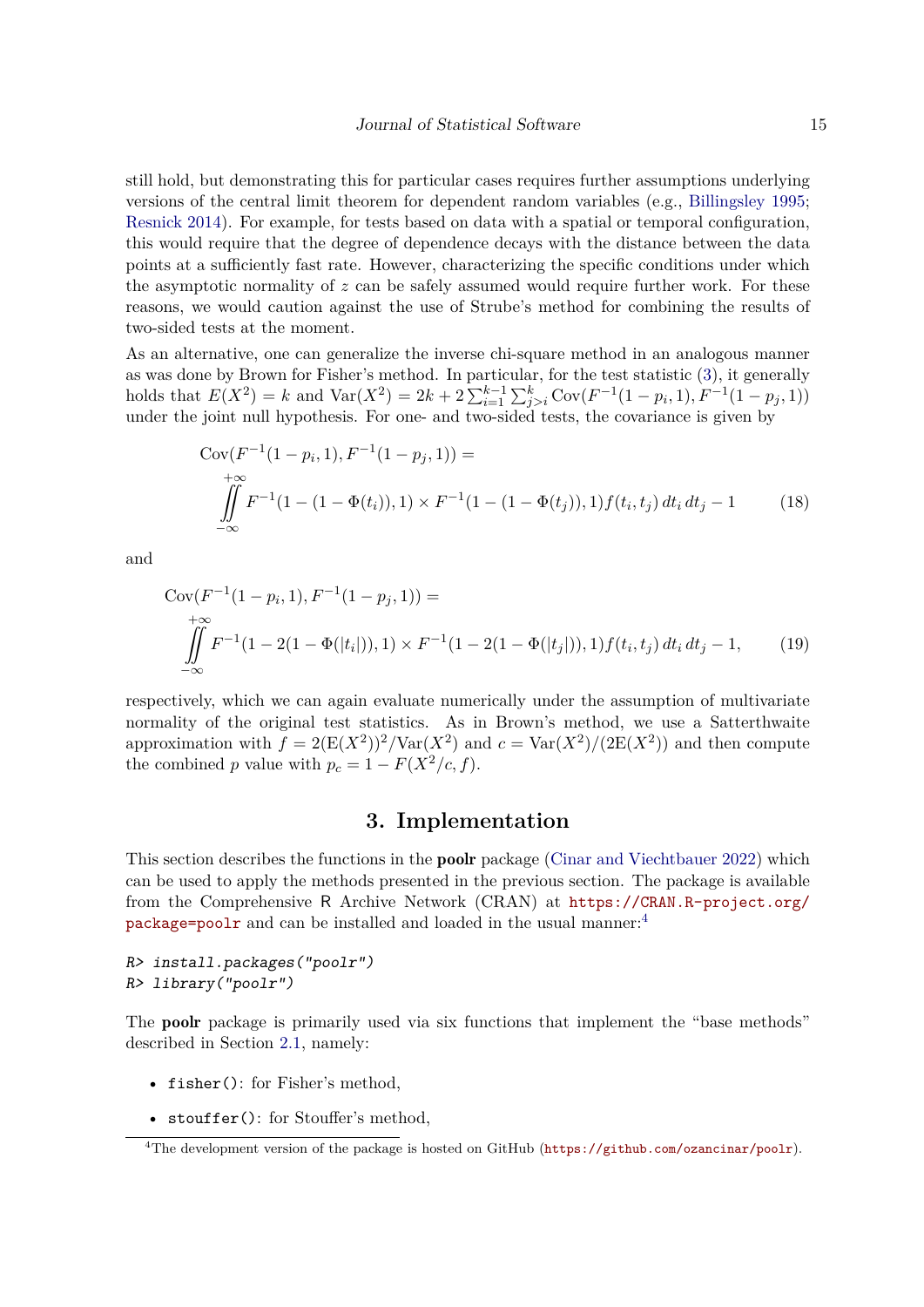still hold, but demonstrating this for particular cases requires further assumptions underlying versions of the central limit theorem for dependent random variables (e.g., Billingsley 1995; Resnick 2014). For example, for tests based on data with a spatial or temporal configuration, this would require that the degree of dependence decays with the distance between the data points at a sufficiently fast rate. However, characterizing the specific conditions under which the asymptotic normality of $z$ can be safely assumed would require further work. For these reasons, we would caution against the use of Strube's method for combining the results of two-sided tests at the moment.

As an alternative, one can generalize the inverse chi-square method in an analogous manner as was done by Brown for Fisher's method. In particular, for the test statistic (3), it generally holds that $E(X^2) = k$ and $\mathrm{Var}(X^2) = 2k + 2\sum_{i=1}^{k-1}\sum_{j>i}^{k} \mathrm{Cov}(F^{-1}(1-p_i, 1), F^{-1}(1-p_j, 1))$ under the joint null hypothesis. For one- and two-sided tests, the covariance is given by

$$\mathrm{Cov}(F^{-1}(1-p_i,1), F^{-1}(1-p_j,1)) = \iint\limits_{-\infty}^{+\infty} F^{-1}(1-(1-\Phi(t_i)),1) \times F^{-1}(1-(1-\Phi(t_j)),1) f(t_i,t_j)\, dt_i\, dt_j - 1 \tag{18}$$

and

$$\mathrm{Cov}(F^{-1}(1-p_i,1), F^{-1}(1-p_j,1)) = \iint\limits_{-\infty}^{+\infty} F^{-1}(1-2(1-\Phi(|t_i|)),1) \times F^{-1}(1-2(1-\Phi(|t_j|)),1) f(t_i,t_j)\, dt_i\, dt_j - 1, \tag{19}$$

respectively, which we can again evaluate numerically under the assumption of multivariate normality of the original test statistics. As in Brown's method, we use a Satterthwaite approximation with $f = 2(\mathrm{E}(X^2))^2/\mathrm{Var}(X^2)$ and $c = \mathrm{Var}(X^2)/(2\mathrm{E}(X^2))$ and then compute the combined $p$ value with $p_c = 1 - F(X^2/c, f)$.

# 3. Implementation

This section describes the functions in the **poolr** package (Cinar and Viechtbauer 2022) which can be used to apply the methods presented in the previous section. The package is available from the Comprehensive R Archive Network (CRAN) at https://CRAN.R-project.org/package=poolr and can be installed and loaded in the usual manner:[4]

```
R> install.packages("poolr")
R> library("poolr")
```

The **poolr** package is primarily used via six functions that implement the "base methods" described in Section 2.1, namely:

- `fisher()`: for Fisher's method,
- `stouffer()`: for Stouffer's method,

[4] The development version of the package is hosted on GitHub (https://github.com/ozancinar/poolr).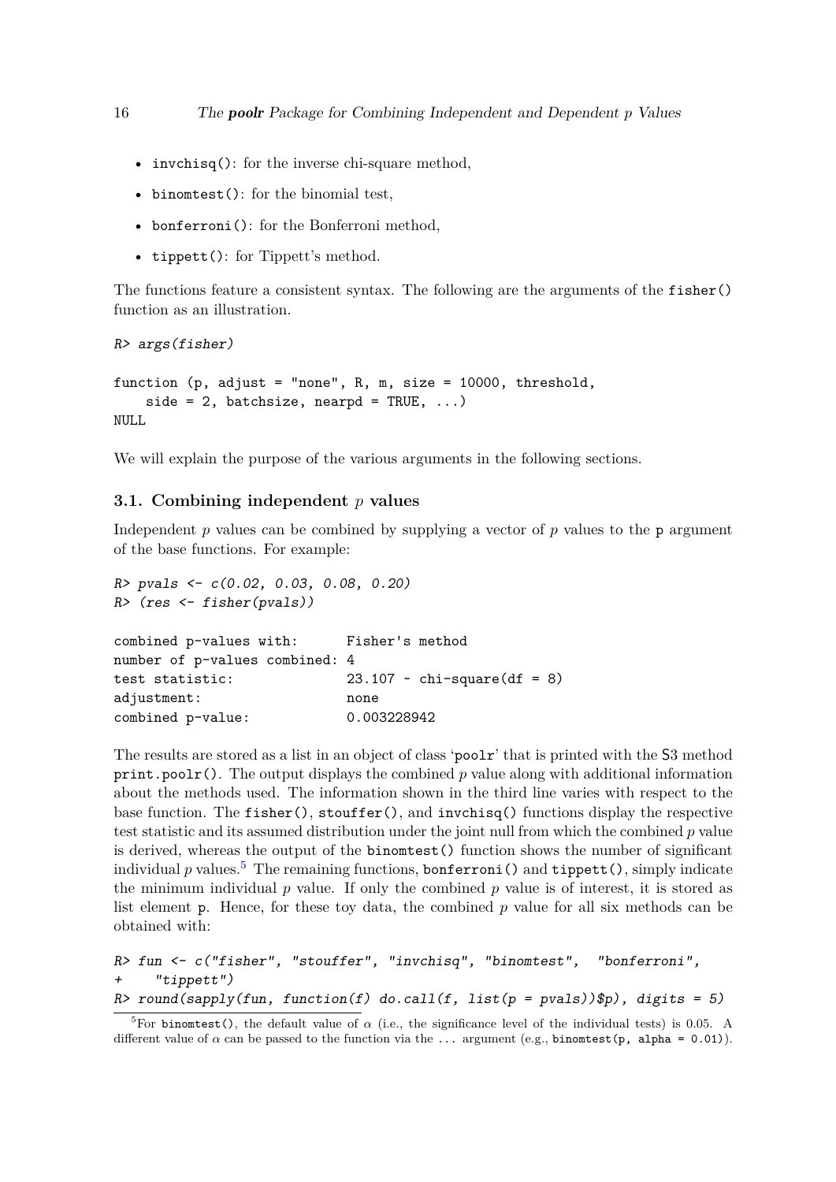- `invchisq()`: for the inverse chi-square method,
- `binomtest()`: for the binomial test,
- `bonferroni()`: for the Bonferroni method,
- `tippett()`: for Tippett's method.

The functions feature a consistent syntax. The following are the arguments of the `fisher()` function as an illustration.

```
R> args(fisher)

function (p, adjust = "none", R, m, size = 10000, threshold,
    side = 2, batchsize, nearpd = TRUE, ...)
NULL
```

We will explain the purpose of the various arguments in the following sections.

### 3.1. Combining independent $p$ values

Independent $p$ values can be combined by supplying a vector of $p$ values to the `p` argument of the base functions. For example:

```
R> pvals <- c(0.02, 0.03, 0.08, 0.20)
R> (res <- fisher(pvals))

combined p-values with:      Fisher's method
number of p-values combined: 4
test statistic:              23.107 ~ chi-square(df = 8)
adjustment:                  none
combined p-value:            0.003228942
```

The results are stored as a list in an object of class '`poolr`' that is printed with the S3 method `print.poolr()`. The output displays the combined $p$ value along with additional information about the methods used. The information shown in the third line varies with respect to the base function. The `fisher()`, `stouffer()`, and `invchisq()` functions display the respective test statistic and its assumed distribution under the joint null from which the combined $p$ value is derived, whereas the output of the `binomtest()` function shows the number of significant individual $p$ values.[5] The remaining functions, `bonferroni()` and `tippett()`, simply indicate the minimum individual $p$ value. If only the combined $p$ value is of interest, it is stored as list element `p`. Hence, for these toy data, the combined $p$ value for all six methods can be obtained with:

```
R> fun <- c("fisher", "stouffer", "invchisq", "binomtest",  "bonferroni",
+    "tippett")
R> round(sapply(fun, function(f) do.call(f, list(p = pvals))$p), digits = 5)
```

[5] For `binomtest()`, the default value of $\alpha$ (i.e., the significance level of the individual tests) is 0.05. A different value of $\alpha$ can be passed to the function via the `...` argument (e.g., `binomtest(p, alpha = 0.01)`).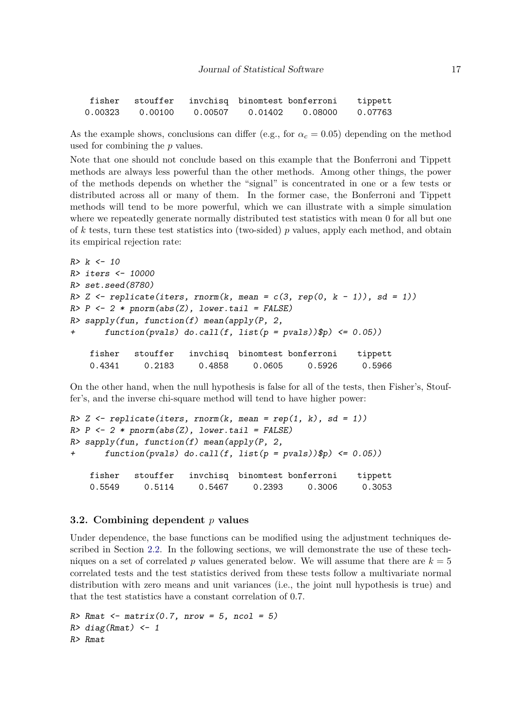```
   fisher   stouffer   invchisq  binomtest bonferroni    tippett
  0.00323    0.00100    0.00507    0.01402    0.08000    0.07763
```

As the example shows, conclusions can differ (e.g., for $\alpha_c = 0.05$) depending on the method used for combining the $p$ values.

Note that one should not conclude based on this example that the Bonferroni and Tippett methods are always less powerful than the other methods. Among other things, the power of the methods depends on whether the "signal" is concentrated in one or a few tests or distributed across all or many of them. In the former case, the Bonferroni and Tippett methods will tend to be more powerful, which we can illustrate with a simple simulation where we repeatedly generate normally distributed test statistics with mean 0 for all but one of $k$ tests, turn these test statistics into (two-sided) $p$ values, apply each method, and obtain its empirical rejection rate:

```
R> k <- 10
R> iters <- 10000
R> set.seed(8780)
R> Z <- replicate(iters, rnorm(k, mean = c(3, rep(0, k - 1)), sd = 1))
R> P <- 2 * pnorm(abs(Z), lower.tail = FALSE)
R> sapply(fun, function(f) mean(apply(P, 2,
+      function(pvals) do.call(f, list(p = pvals))$p) <= 0.05))

   fisher   stouffer   invchisq  binomtest bonferroni    tippett
   0.4341     0.2183     0.4858     0.0605     0.5926     0.5966
```

On the other hand, when the null hypothesis is false for all of the tests, then Fisher's, Stouffer's, and the inverse chi-square method will tend to have higher power:

```
R> Z <- replicate(iters, rnorm(k, mean = rep(1, k), sd = 1))
R> P <- 2 * pnorm(abs(Z), lower.tail = FALSE)
R> sapply(fun, function(f) mean(apply(P, 2,
+      function(pvals) do.call(f, list(p = pvals))$p) <= 0.05))

   fisher   stouffer   invchisq  binomtest bonferroni    tippett
   0.5549     0.5114     0.5467     0.2393     0.3006     0.3053
```

### 3.2. Combining dependent $p$ values

Under dependence, the base functions can be modified using the adjustment techniques described in Section 2.2. In the following sections, we will demonstrate the use of these techniques on a set of correlated $p$ values generated below. We will assume that there are $k = 5$ correlated tests and the test statistics derived from these tests follow a multivariate normal distribution with zero means and unit variances (i.e., the joint null hypothesis is true) and that the test statistics have a constant correlation of 0.7.

```
R> Rmat <- matrix(0.7, nrow = 5, ncol = 5)
R> diag(Rmat) <- 1
R> Rmat
```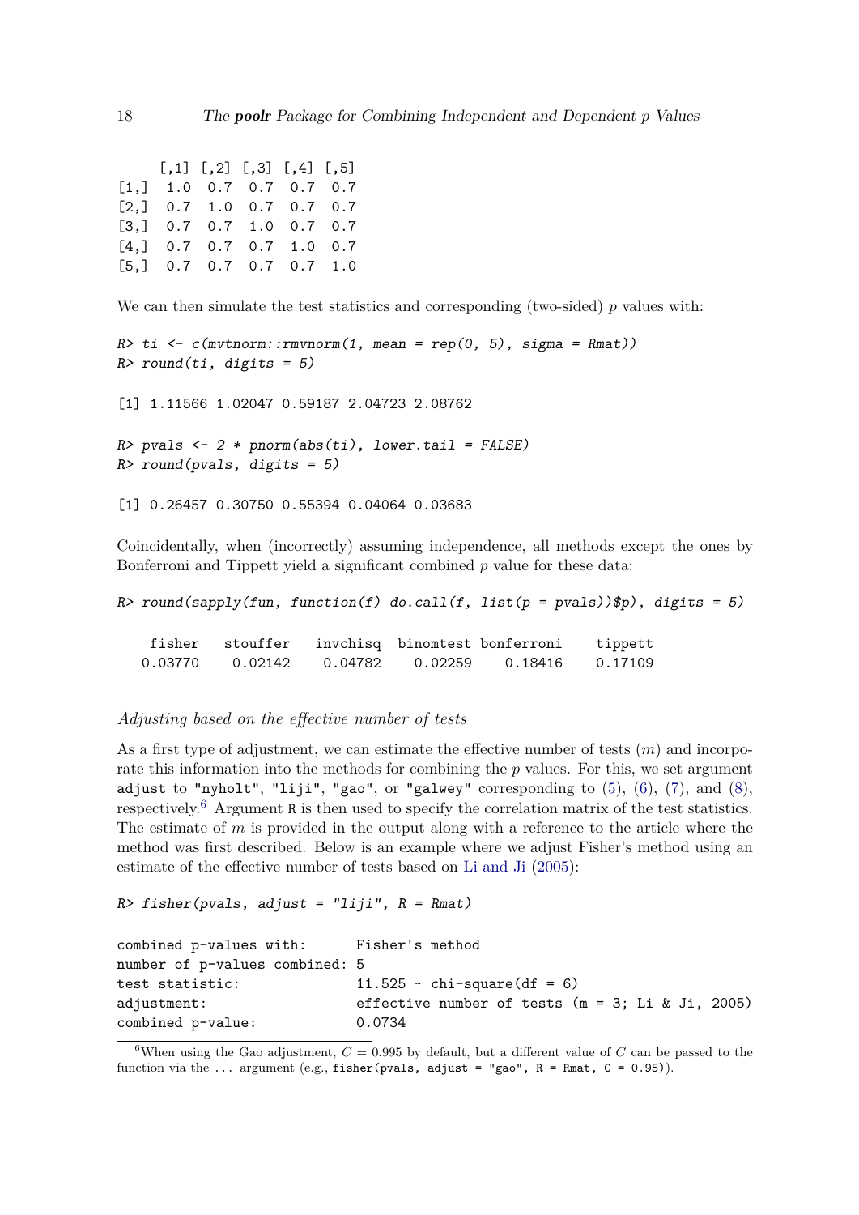```
     [,1] [,2] [,3] [,4] [,5]
[1,]  1.0  0.7  0.7  0.7  0.7
[2,]  0.7  1.0  0.7  0.7  0.7
[3,]  0.7  0.7  1.0  0.7  0.7
[4,]  0.7  0.7  0.7  1.0  0.7
[5,]  0.7  0.7  0.7  0.7  1.0
```

We can then simulate the test statistics and corresponding (two-sided) $p$ values with:

```
R> ti <- c(mvtnorm::rmvnorm(1, mean = rep(0, 5), sigma = Rmat))
R> round(ti, digits = 5)

[1] 1.11566 1.02047 0.59187 2.04723 2.08762

R> pvals <- 2 * pnorm(abs(ti), lower.tail = FALSE)
R> round(pvals, digits = 5)

[1] 0.26457 0.30750 0.55394 0.04064 0.03683
```

Coincidentally, when (incorrectly) assuming independence, all methods except the ones by Bonferroni and Tippett yield a significant combined $p$ value for these data:

```
R> round(sapply(fun, function(f) do.call(f, list(p = pvals))$p), digits = 5)

   fisher   stouffer   invchisq  binomtest bonferroni    tippett
  0.03770    0.02142    0.04782    0.02259    0.18416    0.17109
```

*Adjusting based on the effective number of tests*

As a first type of adjustment, we can estimate the effective number of tests ($m$) and incorporate this information into the methods for combining the $p$ values. For this, we set argument `adjust` to `"nyholt"`, `"liji"`, `"gao"`, or `"galwey"` corresponding to (5), (6), (7), and (8), respectively.[6] Argument `R` is then used to specify the correlation matrix of the test statistics. The estimate of $m$ is provided in the output along with a reference to the article where the method was first described. Below is an example where we adjust Fisher's method using an estimate of the effective number of tests based on Li and Ji (2005):

```
R> fisher(pvals, adjust = "liji", R = Rmat)

combined p-values with:      Fisher's method
number of p-values combined: 5
test statistic:              11.525 ~ chi-square(df = 6)
adjustment:                  effective number of tests (m = 3; Li & Ji, 2005)
combined p-value:            0.0734
```

[6] When using the Gao adjustment, $C = 0.995$ by default, but a different value of $C$ can be passed to the function via the `...` argument (e.g., `fisher(pvals, adjust = "gao", R = Rmat, C = 0.95)`).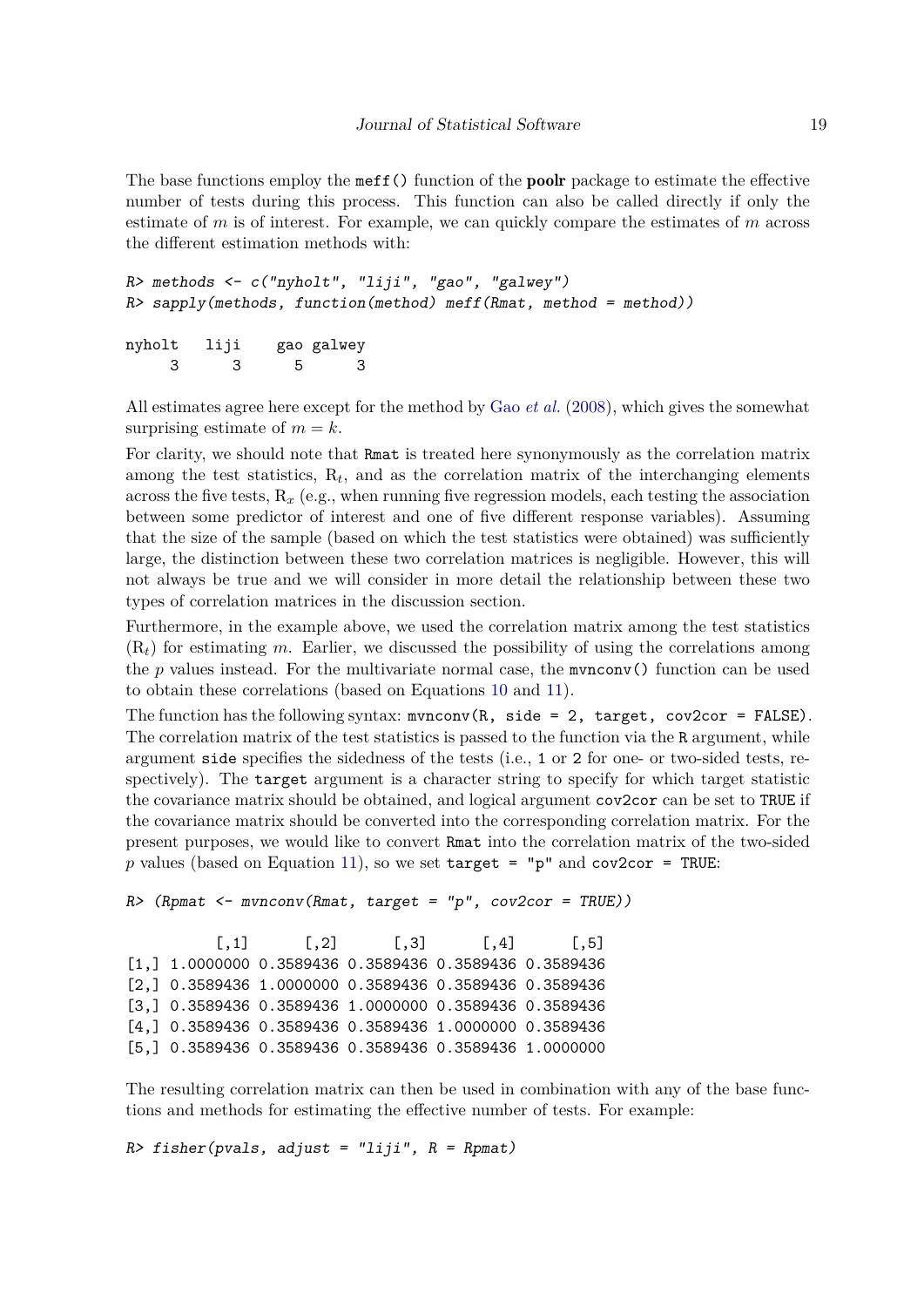The base functions employ the `meff()` function of the **poolr** package to estimate the effective number of tests during this process. This function can also be called directly if only the estimate of $m$ is of interest. For example, we can quickly compare the estimates of $m$ across the different estimation methods with:

```
R> methods <- c("nyholt", "liji", "gao", "galwey")
R> sapply(methods, function(method) meff(Rmat, method = method))

nyholt   liji    gao galwey 
     3      3      5      3 
```

All estimates agree here except for the method by Gao *et al.* (2008), which gives the somewhat surprising estimate of $m = k$.

For clarity, we should note that `Rmat` is treated here synonymously as the correlation matrix among the test statistics, $\mathrm{R}_t$, and as the correlation matrix of the interchanging elements across the five tests, $\mathrm{R}_x$ (e.g., when running five regression models, each testing the association between some predictor of interest and one of five different response variables). Assuming that the size of the sample (based on which the test statistics were obtained) was sufficiently large, the distinction between these two correlation matrices is negligible. However, this will not always be true and we will consider in more detail the relationship between these two types of correlation matrices in the discussion section.

Furthermore, in the example above, we used the correlation matrix among the test statistics ($\mathrm{R}_t$) for estimating $m$. Earlier, we discussed the possibility of using the correlations among the $p$ values instead. For the multivariate normal case, the `mvnconv()` function can be used to obtain these correlations (based on Equations 10 and 11).

The function has the following syntax: `mvnconv(R, side = 2, target, cov2cor = FALSE)`. The correlation matrix of the test statistics is passed to the function via the `R` argument, while argument `side` specifies the sidedness of the tests (i.e., `1` or `2` for one- or two-sided tests, respectively). The `target` argument is a character string to specify for which target statistic the covariance matrix should be obtained, and logical argument `cov2cor` can be set to `TRUE` if the covariance matrix should be converted into the corresponding correlation matrix. For the present purposes, we would like to convert `Rmat` into the correlation matrix of the two-sided $p$ values (based on Equation 11), so we set `target = "p"` and `cov2cor = TRUE`:

```
R> (Rpmat <- mvnconv(Rmat, target = "p", cov2cor = TRUE))

          [,1]      [,2]      [,3]      [,4]      [,5]
[1,] 1.0000000 0.3589436 0.3589436 0.3589436 0.3589436
[2,] 0.3589436 1.0000000 0.3589436 0.3589436 0.3589436
[3,] 0.3589436 0.3589436 1.0000000 0.3589436 0.3589436
[4,] 0.3589436 0.3589436 0.3589436 1.0000000 0.3589436
[5,] 0.3589436 0.3589436 0.3589436 0.3589436 1.0000000
```

The resulting correlation matrix can then be used in combination with any of the base functions and methods for estimating the effective number of tests. For example:

```
R> fisher(pvals, adjust = "liji", R = Rpmat)
```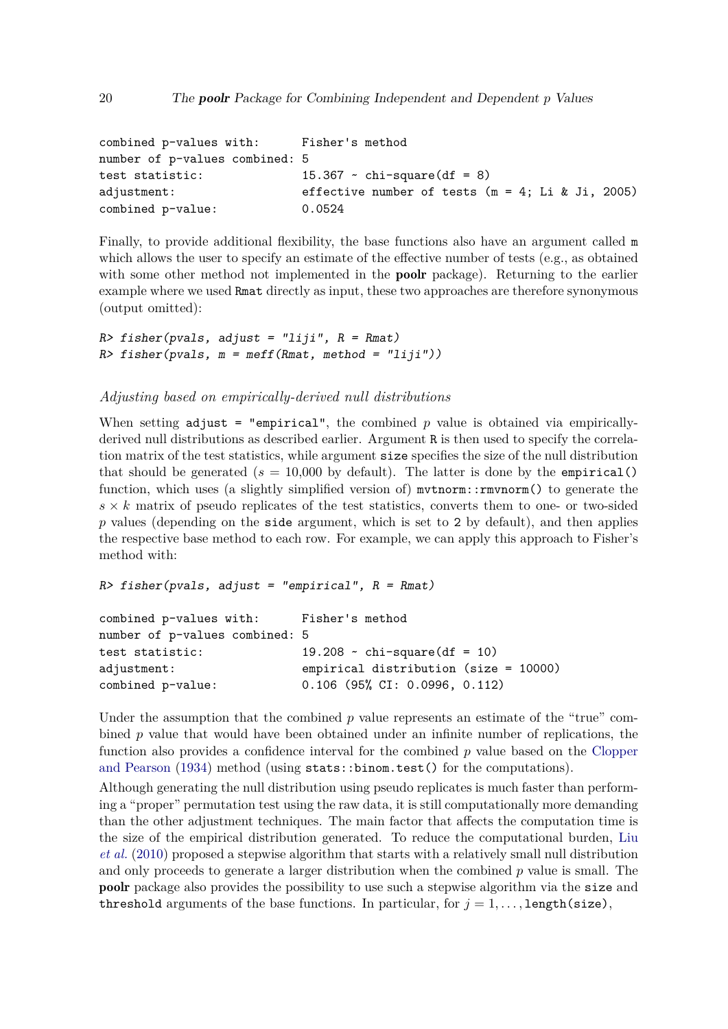```
combined p-values with:      Fisher's method
number of p-values combined: 5
test statistic:              15.367 ~ chi-square(df = 8)
adjustment:                  effective number of tests (m = 4; Li & Ji, 2005)
combined p-value:            0.0524
```

Finally, to provide additional flexibility, the base functions also have an argument called `m` which allows the user to specify an estimate of the effective number of tests (e.g., as obtained with some other method not implemented in the **poolr** package). Returning to the earlier example where we used `Rmat` directly as input, these two approaches are therefore synonymous (output omitted):

```
R> fisher(pvals, adjust = "liji", R = Rmat)
R> fisher(pvals, m = meff(Rmat, method = "liji"))
```

*Adjusting based on empirically-derived null distributions*

When setting `adjust = "empirical"`, the combined $p$ value is obtained via empirically-derived null distributions as described earlier. Argument `R` is then used to specify the correlation matrix of the test statistics, while argument `size` specifies the size of the null distribution that should be generated ($s = 10{,}000$ by default). The latter is done by the `empirical()` function, which uses (a slightly simplified version of) `mvtnorm::rmvnorm()` to generate the $s \times k$ matrix of pseudo replicates of the test statistics, converts them to one- or two-sided $p$ values (depending on the `side` argument, which is set to `2` by default), and then applies the respective base method to each row. For example, we can apply this approach to Fisher's method with:

```
R> fisher(pvals, adjust = "empirical", R = Rmat)

combined p-values with:      Fisher's method
number of p-values combined: 5
test statistic:              19.208 ~ chi-square(df = 10)
adjustment:                  empirical distribution (size = 10000)
combined p-value:            0.106 (95% CI: 0.0996, 0.112)
```

Under the assumption that the combined $p$ value represents an estimate of the "true" combined $p$ value that would have been obtained under an infinite number of replications, the function also provides a confidence interval for the combined $p$ value based on the Clopper and Pearson (1934) method (using `stats::binom.test()` for the computations).

Although generating the null distribution using pseudo replicates is much faster than performing a "proper" permutation test using the raw data, it is still computationally more demanding than the other adjustment techniques. The main factor that affects the computation time is the size of the empirical distribution generated. To reduce the computational burden, Liu *et al.* (2010) proposed a stepwise algorithm that starts with a relatively small null distribution and only proceeds to generate a larger distribution when the combined $p$ value is small. The **poolr** package also provides the possibility to use such a stepwise algorithm via the `size` and `threshold` arguments of the base functions. In particular, for $j = 1, \ldots,$ `length(size)`,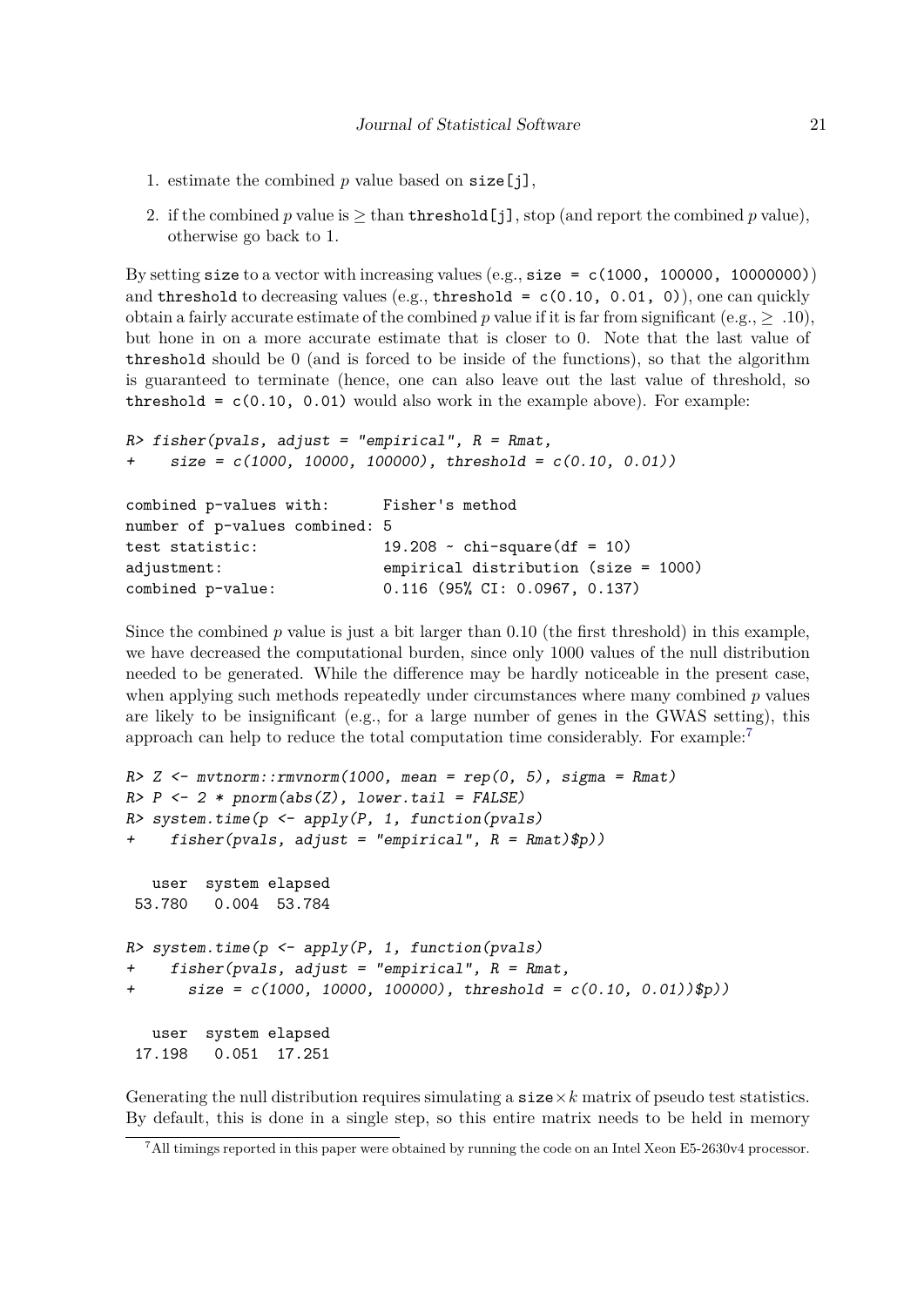1. estimate the combined $p$ value based on `size[j]`,
2. if the combined $p$ value is $\geq$ than `threshold[j]`, stop (and report the combined $p$ value), otherwise go back to 1.

By setting `size` to a vector with increasing values (e.g., `size = c(1000, 100000, 10000000)`) and `threshold` to decreasing values (e.g., `threshold = c(0.10, 0.01, 0)`), one can quickly obtain a fairly accurate estimate of the combined $p$ value if it is far from significant (e.g., $\geq$ .10), but hone in on a more accurate estimate that is closer to 0. Note that the last value of `threshold` should be 0 (and is forced to be inside of the functions), so that the algorithm is guaranteed to terminate (hence, one can also leave out the last value of threshold, so `threshold = c(0.10, 0.01)` would also work in the example above). For example:

```
R> fisher(pvals, adjust = "empirical", R = Rmat,
+    size = c(1000, 10000, 100000), threshold = c(0.10, 0.01))

combined p-values with:      Fisher's method
number of p-values combined: 5
test statistic:              19.208 ~ chi-square(df = 10)
adjustment:                  empirical distribution (size = 1000)
combined p-value:            0.116 (95% CI: 0.0967, 0.137)
```

Since the combined $p$ value is just a bit larger than 0.10 (the first threshold) in this example, we have decreased the computational burden, since only 1000 values of the null distribution needed to be generated. While the difference may be hardly noticeable in the present case, when applying such methods repeatedly under circumstances where many combined $p$ values are likely to be insignificant (e.g., for a large number of genes in the GWAS setting), this approach can help to reduce the total computation time considerably. For example:[7]

```
R> Z <- mvtnorm::rmvnorm(1000, mean = rep(0, 5), sigma = Rmat)
R> P <- 2 * pnorm(abs(Z), lower.tail = FALSE)
R> system.time(p <- apply(P, 1, function(pvals)
+    fisher(pvals, adjust = "empirical", R = Rmat)$p))

   user  system elapsed
 53.780   0.004  53.784

R> system.time(p <- apply(P, 1, function(pvals)
+    fisher(pvals, adjust = "empirical", R = Rmat,
+      size = c(1000, 10000, 100000), threshold = c(0.10, 0.01))$p))

   user  system elapsed
 17.198   0.051  17.251
```

Generating the null distribution requires simulating a `size`$\times k$ matrix of pseudo test statistics. By default, this is done in a single step, so this entire matrix needs to be held in memory

[7] All timings reported in this paper were obtained by running the code on an Intel Xeon E5-2630v4 processor.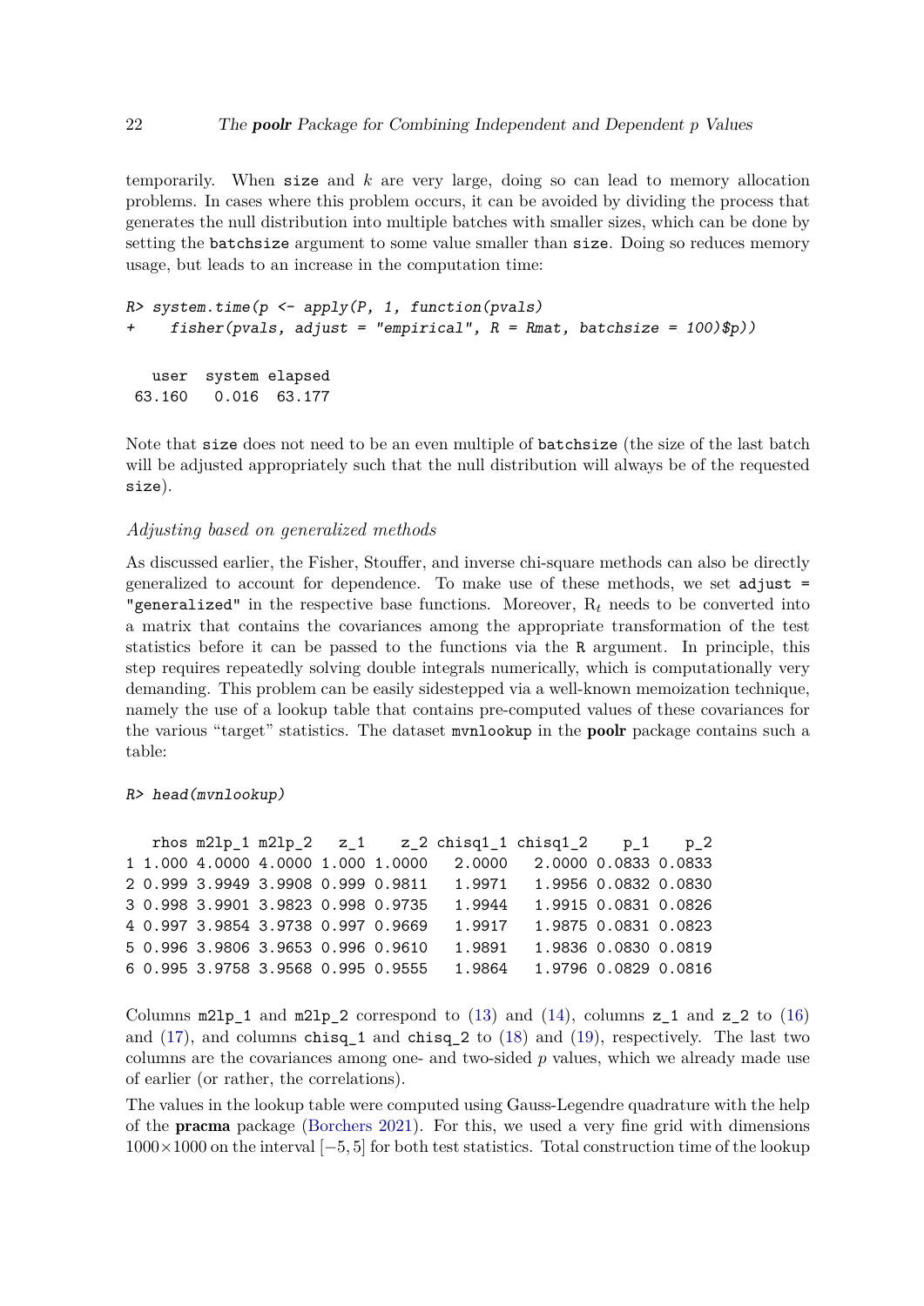temporarily. When `size` and $k$ are very large, doing so can lead to memory allocation problems. In cases where this problem occurs, it can be avoided by dividing the process that generates the null distribution into multiple batches with smaller sizes, which can be done by setting the `batchsize` argument to some value smaller than `size`. Doing so reduces memory usage, but leads to an increase in the computation time:

```
R> system.time(p <- apply(P, 1, function(pvals)
+    fisher(pvals, adjust = "empirical", R = Rmat, batchsize = 100)$p))

   user  system elapsed
 63.160   0.016  63.177
```

Note that `size` does not need to be an even multiple of `batchsize` (the size of the last batch will be adjusted appropriately such that the null distribution will always be of the requested `size`).

*Adjusting based on generalized methods*

As discussed earlier, the Fisher, Stouffer, and inverse chi-square methods can also be directly generalized to account for dependence. To make use of these methods, we set `adjust = "generalized"` in the respective base functions. Moreover, $\mathrm{R}_t$ needs to be converted into a matrix that contains the covariances among the appropriate transformation of the test statistics before it can be passed to the functions via the `R` argument. In principle, this step requires repeatedly solving double integrals numerically, which is computationally very demanding. This problem can be easily sidestepped via a well-known memoization technique, namely the use of a lookup table that contains pre-computed values of these covariances for the various "target" statistics. The dataset `mvnlookup` in the **poolr** package contains such a table:

```
R> head(mvnlookup)

   rhos m2lp_1 m2lp_2   z_1    z_2 chisq1_1 chisq1_2    p_1    p_2
1 1.000 4.0000 4.0000 1.000 1.0000   2.0000   2.0000 0.0833 0.0833
2 0.999 3.9949 3.9908 0.999 0.9811   1.9971   1.9956 0.0832 0.0830
3 0.998 3.9901 3.9823 0.998 0.9735   1.9944   1.9915 0.0831 0.0826
4 0.997 3.9854 3.9738 0.997 0.9669   1.9917   1.9875 0.0831 0.0823
5 0.996 3.9806 3.9653 0.996 0.9610   1.9891   1.9836 0.0830 0.0819
6 0.995 3.9758 3.9568 0.995 0.9555   1.9864   1.9796 0.0829 0.0816
```

Columns `m2lp_1` and `m2lp_2` correspond to (13) and (14), columns `z_1` and `z_2` to (16) and (17), and columns `chisq_1` and `chisq_2` to (18) and (19), respectively. The last two columns are the covariances among one- and two-sided $p$ values, which we already made use of earlier (or rather, the correlations).

The values in the lookup table were computed using Gauss-Legendre quadrature with the help of the **pracma** package (Borchers 2021). For this, we used a very fine grid with dimensions $1000 \times 1000$ on the interval $[-5, 5]$ for both test statistics. Total construction time of the lookup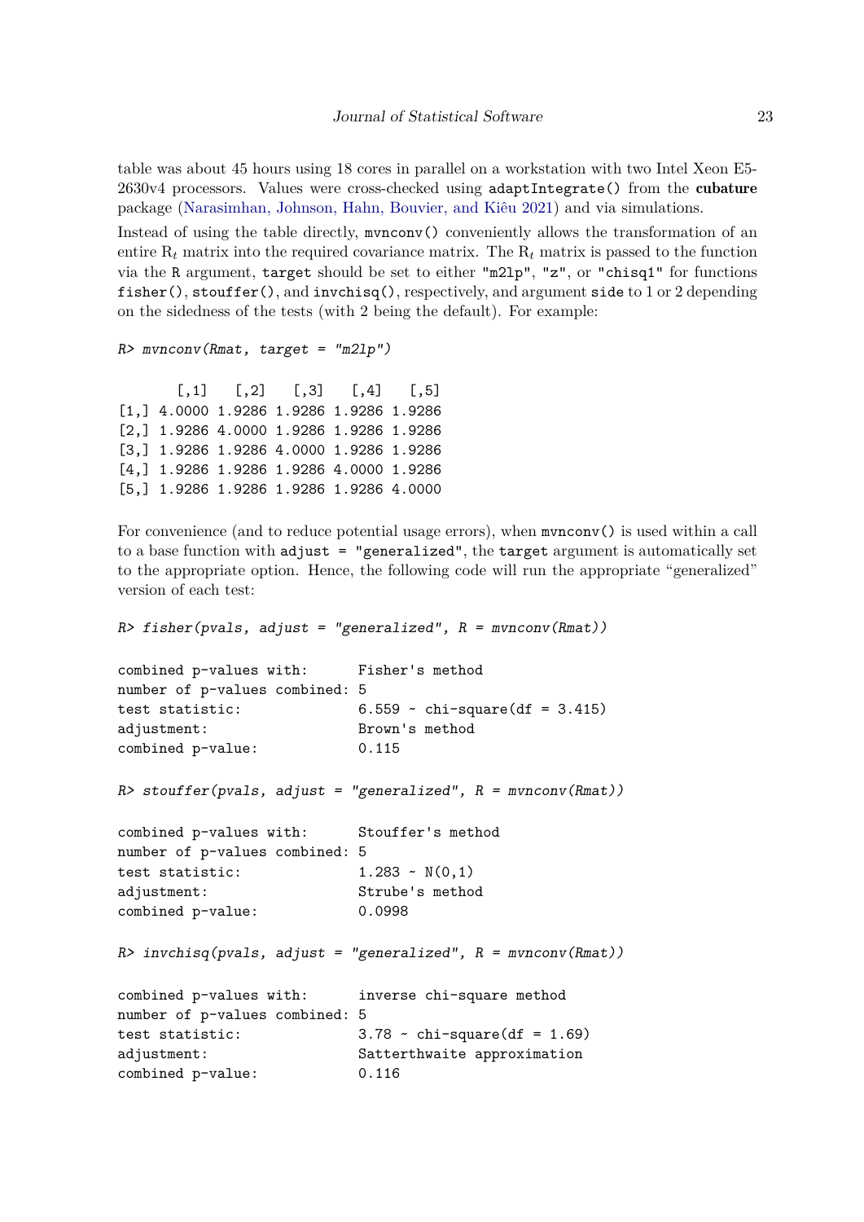table was about 45 hours using 18 cores in parallel on a workstation with two Intel Xeon E5-2630v4 processors. Values were cross-checked using `adaptIntegrate()` from the **cubature** package (Narasimhan, Johnson, Hahn, Bouvier, and Kiêu 2021) and via simulations.

Instead of using the table directly, `mvnconv()` conveniently allows the transformation of an entire $R_t$ matrix into the required covariance matrix. The $R_t$ matrix is passed to the function via the `R` argument, `target` should be set to either `"m2lp"`, `"z"`, or `"chisq1"` for functions `fisher()`, `stouffer()`, and `invchisq()`, respectively, and argument `side` to 1 or 2 depending on the sidedness of the tests (with 2 being the default). For example:

```
R> mvnconv(Rmat, target = "m2lp")

       [,1]   [,2]   [,3]   [,4]   [,5]
[1,] 4.0000 1.9286 1.9286 1.9286 1.9286
[2,] 1.9286 4.0000 1.9286 1.9286 1.9286
[3,] 1.9286 1.9286 4.0000 1.9286 1.9286
[4,] 1.9286 1.9286 1.9286 4.0000 1.9286
[5,] 1.9286 1.9286 1.9286 1.9286 4.0000
```

For convenience (and to reduce potential usage errors), when `mvnconv()` is used within a call to a base function with `adjust = "generalized"`, the `target` argument is automatically set to the appropriate option. Hence, the following code will run the appropriate "generalized" version of each test:

```
R> fisher(pvals, adjust = "generalized", R = mvnconv(Rmat))

combined p-values with:      Fisher's method
number of p-values combined: 5
test statistic:              6.559 ~ chi-square(df = 3.415)
adjustment:                  Brown's method
combined p-value:            0.115

R> stouffer(pvals, adjust = "generalized", R = mvnconv(Rmat))

combined p-values with:      Stouffer's method
number of p-values combined: 5
test statistic:              1.283 ~ N(0,1)
adjustment:                  Strube's method
combined p-value:            0.0998

R> invchisq(pvals, adjust = "generalized", R = mvnconv(Rmat))

combined p-values with:      inverse chi-square method
number of p-values combined: 5
test statistic:              3.78 ~ chi-square(df = 1.69)
adjustment:                  Satterthwaite approximation
combined p-value:            0.116
```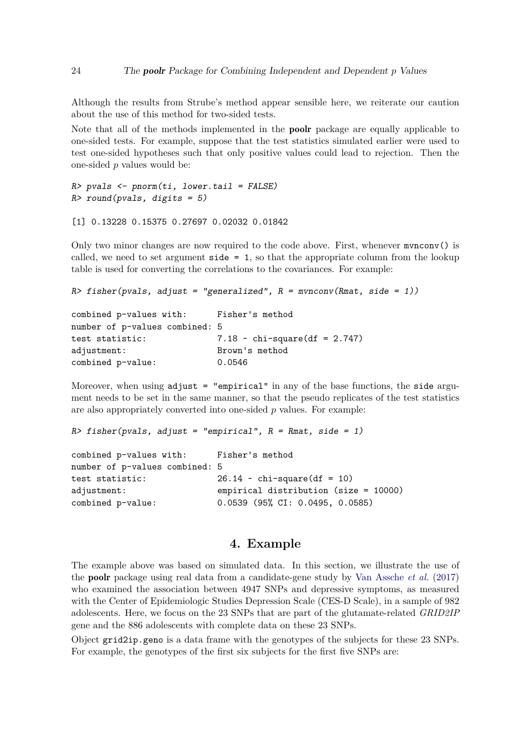Although the results from Strube's method appear sensible here, we reiterate our caution about the use of this method for two-sided tests.

Note that all of the methods implemented in the **poolr** package are equally applicable to one-sided tests. For example, suppose that the test statistics simulated earlier were used to test one-sided hypotheses such that only positive values could lead to rejection. Then the one-sided *p* values would be:

```
R> pvals <- pnorm(ti, lower.tail = FALSE)
R> round(pvals, digits = 5)

[1] 0.13228 0.15375 0.27697 0.02032 0.01842
```

Only two minor changes are now required to the code above. First, whenever `mvnconv()` is called, we need to set argument `side = 1`, so that the appropriate column from the lookup table is used for converting the correlations to the covariances. For example:

```
R> fisher(pvals, adjust = "generalized", R = mvnconv(Rmat, side = 1))

combined p-values with:      Fisher's method
number of p-values combined: 5
test statistic:              7.18 ~ chi-square(df = 2.747)
adjustment:                  Brown's method
combined p-value:            0.0546
```

Moreover, when using `adjust = "empirical"` in any of the base functions, the `side` argument needs to be set in the same manner, so that the pseudo replicates of the test statistics are also appropriately converted into one-sided *p* values. For example:

```
R> fisher(pvals, adjust = "empirical", R = Rmat, side = 1)

combined p-values with:      Fisher's method
number of p-values combined: 5
test statistic:              26.14 ~ chi-square(df = 10)
adjustment:                  empirical distribution (size = 10000)
combined p-value:            0.0539 (95% CI: 0.0495, 0.0585)
```

# 4. Example

The example above was based on simulated data. In this section, we illustrate the use of the **poolr** package using real data from a candidate-gene study by Van Assche *et al.* (2017) who examined the association between 4947 SNPs and depressive symptoms, as measured with the Center of Epidemiologic Studies Depression Scale (CES-D Scale), in a sample of 982 adolescents. Here, we focus on the 23 SNPs that are part of the glutamate-related *GRID2IP* gene and the 886 adolescents with complete data on these 23 SNPs.

Object `grid2ip.geno` is a data frame with the genotypes of the subjects for these 23 SNPs. For example, the genotypes of the first six subjects for the first five SNPs are: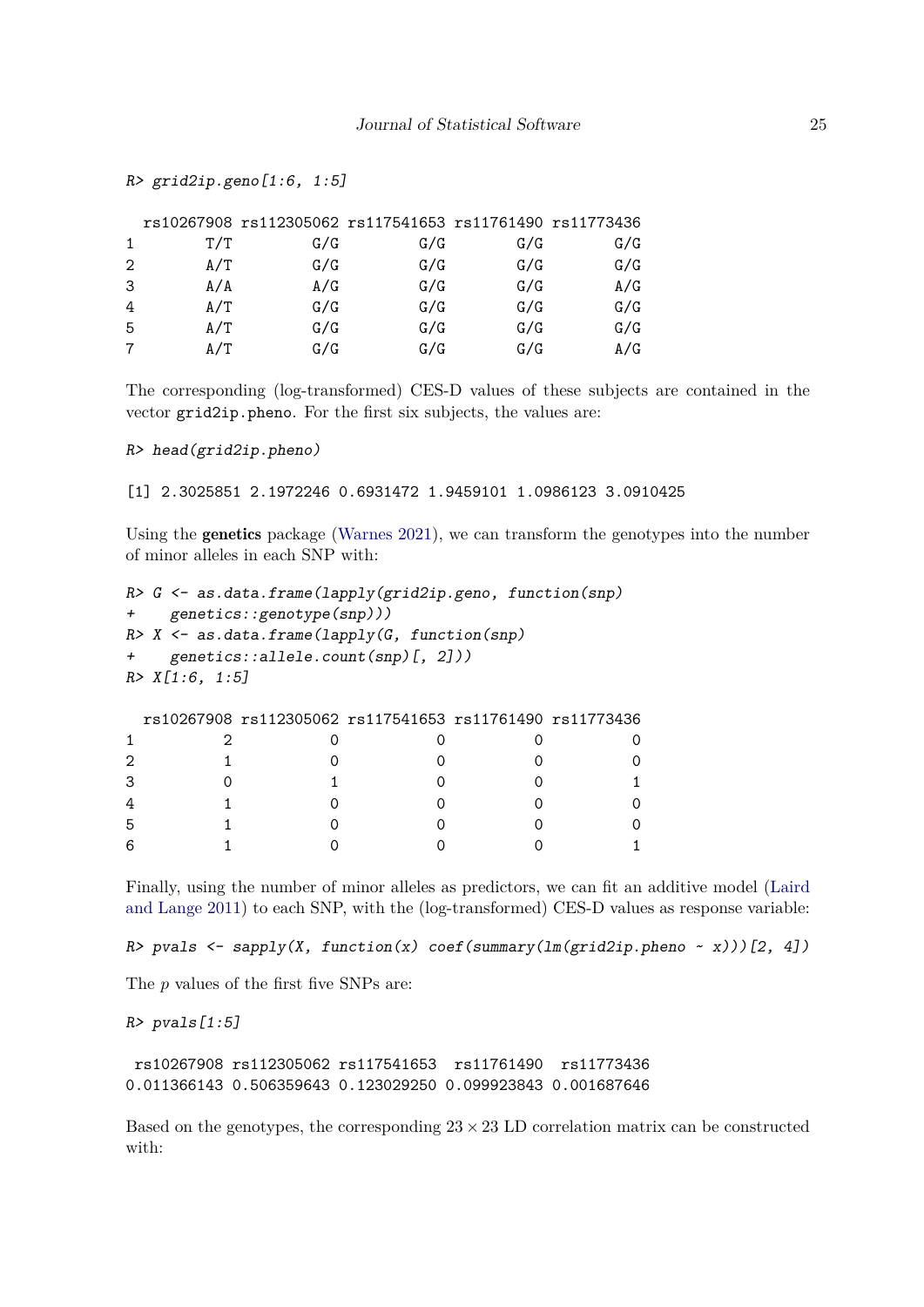```
R> grid2ip.geno[1:6, 1:5]

  rs10267908 rs112305062 rs117541653 rs11761490 rs11773436
1        T/T         G/G         G/G        G/G        G/G
2        A/T         G/G         G/G        G/G        G/G
3        A/A         A/G         G/G        G/G        A/G
4        A/T         G/G         G/G        G/G        G/G
5        A/T         G/G         G/G        G/G        G/G
7        A/T         G/G         G/G        G/G        A/G
```

The corresponding (log-transformed) CES-D values of these subjects are contained in the vector `grid2ip.pheno`. For the first six subjects, the values are:

```
R> head(grid2ip.pheno)

[1] 2.3025851 2.1972246 0.6931472 1.9459101 1.0986123 3.0910425
```

Using the **genetics** package (Warnes 2021), we can transform the genotypes into the number of minor alleles in each SNP with:

```
R> G <- as.data.frame(lapply(grid2ip.geno, function(snp)
+    genetics::genotype(snp)))
R> X <- as.data.frame(lapply(G, function(snp)
+    genetics::allele.count(snp)[, 2]))
R> X[1:6, 1:5]

  rs10267908 rs112305062 rs117541653 rs11761490 rs11773436
1          2           0           0          0          0
2          1           0           0          0          0
3          0           1           0          0          1
4          1           0           0          0          0
5          1           0           0          0          0
6          1           0           0          0          1
```

Finally, using the number of minor alleles as predictors, we can fit an additive model (Laird and Lange 2011) to each SNP, with the (log-transformed) CES-D values as response variable:

```
R> pvals <- sapply(X, function(x) coef(summary(lm(grid2ip.pheno ~ x)))[2, 4])
```

The $p$ values of the first five SNPs are:

```
R> pvals[1:5]

 rs10267908 rs112305062 rs117541653  rs11761490  rs11773436
0.011366143 0.506359643 0.123029250 0.099923843 0.001687646
```

Based on the genotypes, the corresponding $23 \times 23$ LD correlation matrix can be constructed with: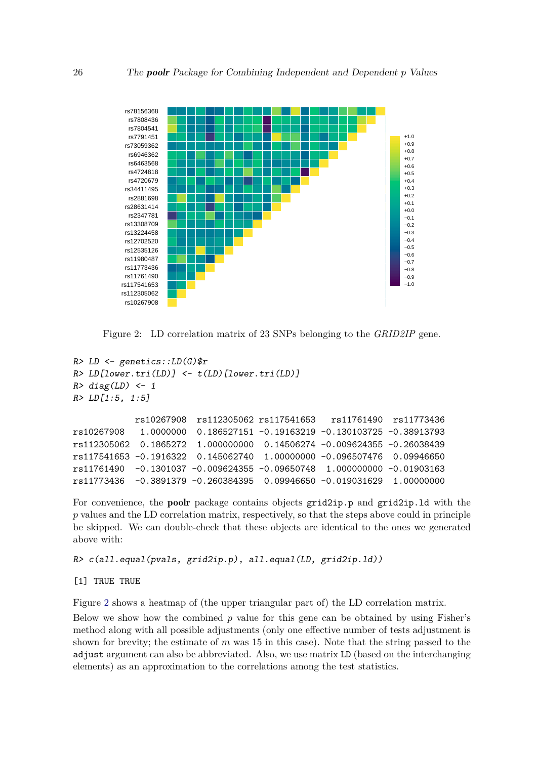rs78156368
rs7808436
rs7804541
rs7791451
rs73059362
rs6946362
rs6463568
rs4724818
rs4720679
rs34411495
rs2881698
rs28631414
rs2347781
rs13308709
rs13224458
rs12702520
rs12535126
rs11980487
rs11773436
rs11761490
rs117541653
rs112305062
rs10267908

+1.0
+0.9
+0.8
+0.7
+0.6
+0.5
+0.4
+0.3
+0.2
+0.1
+0.0
−0.1
−0.2
−0.3
−0.4
−0.5
−0.6
−0.7
−0.8
−0.9
−1.0

Figure 2: LD correlation matrix of 23 SNPs belonging to the *GRID2IP* gene.

```
R> LD <- genetics::LD(G)$r
R> LD[lower.tri(LD)] <- t(LD)[lower.tri(LD)]
R> diag(LD) <- 1
R> LD[1:5, 1:5]
```

```
            rs10267908  rs112305062 rs117541653   rs11761490  rs11773436
rs10267908   1.0000000  0.186527151 -0.19163219 -0.130103725 -0.38913793
rs112305062  0.1865272  1.000000000  0.14506274 -0.009624355 -0.26038439
rs117541653 -0.1916322  0.145062740  1.00000000 -0.096507476  0.09946650
rs11761490  -0.1301037 -0.009624355 -0.09650748  1.000000000 -0.01903163
rs11773436  -0.3891379 -0.260384395  0.09946650 -0.019031629  1.00000000
```

For convenience, the **poolr** package contains objects `grid2ip.p` and `grid2ip.ld` with the $p$ values and the LD correlation matrix, respectively, so that the steps above could in principle be skipped. We can double-check that these objects are identical to the ones we generated above with:

```
R> c(all.equal(pvals, grid2ip.p), all.equal(LD, grid2ip.ld))
```

```
[1] TRUE TRUE
```

Figure 2 shows a heatmap of (the upper triangular part of) the LD correlation matrix.

Below we show how the combined $p$ value for this gene can be obtained by using Fisher's method along with all possible adjustments (only one effective number of tests adjustment is shown for brevity; the estimate of $m$ was 15 in this case). Note that the string passed to the `adjust` argument can also be abbreviated. Also, we use matrix `LD` (based on the interchanging elements) as an approximation to the correlations among the test statistics.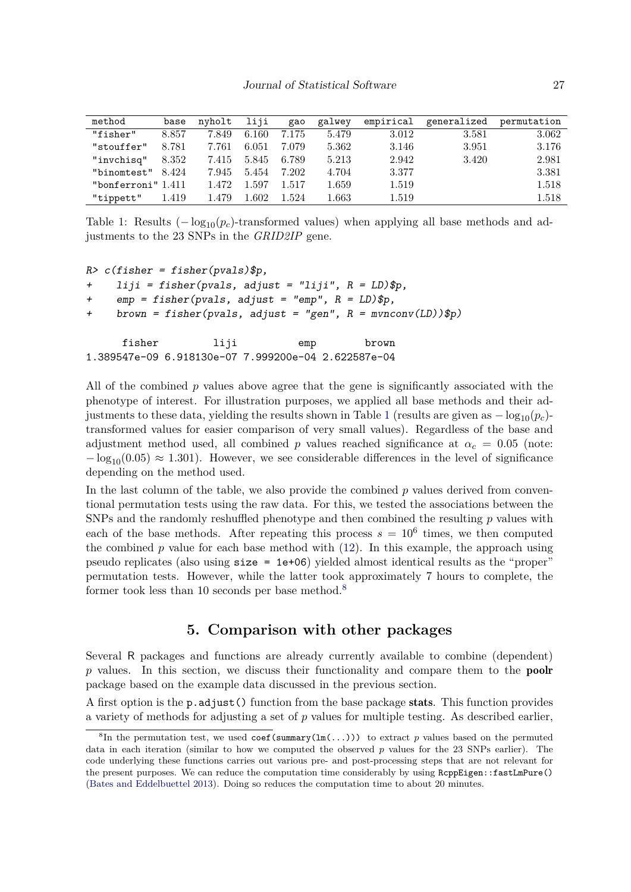| method | base | nyholt | liji | gao | galwey | empirical | generalized | permutation |
|---|---|---|---|---|---|---|---|---|
| "fisher" | 8.857 | 7.849 | 6.160 | 7.175 | 5.479 | 3.012 | 3.581 | 3.062 |
| "stouffer" | 8.781 | 7.761 | 6.051 | 7.079 | 5.362 | 3.146 | 3.951 | 3.176 |
| "invchisq" | 8.352 | 7.415 | 5.845 | 6.789 | 5.213 | 2.942 | 3.420 | 2.981 |
| "binomtest" | 8.424 | 7.945 | 5.454 | 7.202 | 4.704 | 3.377 | | 3.381 |
| "bonferroni" | 1.411 | 1.472 | 1.597 | 1.517 | 1.659 | 1.519 | | 1.518 |
| "tippett" | 1.419 | 1.479 | 1.602 | 1.524 | 1.663 | 1.519 | | 1.518 |

Table 1: Results ($-\log_{10}(p_c)$-transformed values) when applying all base methods and adjustments to the 23 SNPs in the *GRID2IP* gene.

```
R> c(fisher = fisher(pvals)$p,
+    liji = fisher(pvals, adjust = "liji", R = LD)$p,
+    emp = fisher(pvals, adjust = "emp", R = LD)$p,
+    brown = fisher(pvals, adjust = "gen", R = mvnconv(LD))$p)

      fisher         liji          emp        brown
1.389547e-09 6.918130e-07 7.999200e-04 2.622587e-04
```

All of the combined $p$ values above agree that the gene is significantly associated with the phenotype of interest. For illustration purposes, we applied all base methods and their adjustments to these data, yielding the results shown in Table 1 (results are given as $-\log_{10}(p_c)$-transformed values for easier comparison of very small values). Regardless of the base and adjustment method used, all combined $p$ values reached significance at $\alpha_c = 0.05$ (note: $-\log_{10}(0.05) \approx 1.301$). However, we see considerable differences in the level of significance depending on the method used.

In the last column of the table, we also provide the combined $p$ values derived from conventional permutation tests using the raw data. For this, we tested the associations between the SNPs and the randomly reshuffled phenotype and then combined the resulting $p$ values with each of the base methods. After repeating this process $s = 10^6$ times, we then computed the combined $p$ value for each base method with (12). In this example, the approach using pseudo replicates (also using `size = 1e+06`) yielded almost identical results as the "proper" permutation tests. However, while the latter took approximately 7 hours to complete, the former took less than 10 seconds per base method.[8]

## 5. Comparison with other packages

Several R packages and functions are already currently available to combine (dependent) $p$ values. In this section, we discuss their functionality and compare them to the **poolr** package based on the example data discussed in the previous section.

A first option is the `p.adjust()` function from the base package **stats**. This function provides a variety of methods for adjusting a set of $p$ values for multiple testing. As described earlier,

[8] In the permutation test, we used `coef(summary(lm(...)))` to extract $p$ values based on the permuted data in each iteration (similar to how we computed the observed $p$ values for the 23 SNPs earlier). The code underlying these functions carries out various pre- and post-processing steps that are not relevant for the present purposes. We can reduce the computation time considerably by using `RcppEigen::fastLmPure()` (Bates and Eddelbuettel 2013). Doing so reduces the computation time to about 20 minutes.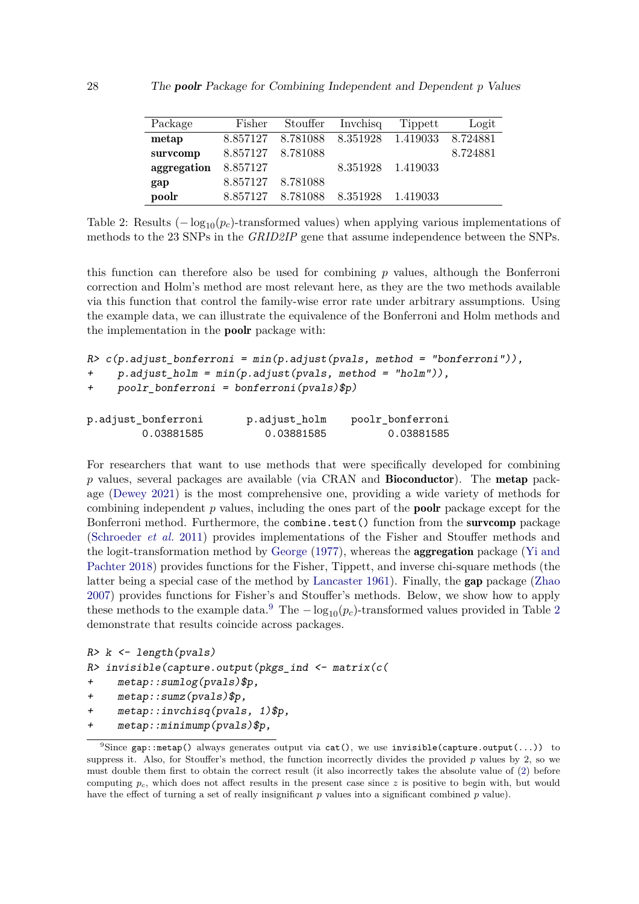| Package | Fisher | Stouffer | Invchisq | Tippett | Logit |
|---|---|---|---|---|---|
| **metap** | 8.857127 | 8.781088 | 8.351928 | 1.419033 | 8.724881 |
| **survcomp** | 8.857127 | 8.781088 | | | 8.724881 |
| **aggregation** | 8.857127 | | 8.351928 | 1.419033 | |
| **gap** | 8.857127 | 8.781088 | | | |
| **poolr** | 8.857127 | 8.781088 | 8.351928 | 1.419033 | |

Table 2: Results ($-\log_{10}(p_c)$-transformed values) when applying various implementations of methods to the 23 SNPs in the *GRID2IP* gene that assume independence between the SNPs.

this function can therefore also be used for combining $p$ values, although the Bonferroni correction and Holm's method are most relevant here, as they are the two methods available via this function that control the family-wise error rate under arbitrary assumptions. Using the example data, we can illustrate the equivalence of the Bonferroni and Holm methods and the implementation in the **poolr** package with:

```
R> c(p.adjust_bonferroni = min(p.adjust(pvals, method = "bonferroni")),
+    p.adjust_holm = min(p.adjust(pvals, method = "holm")),
+    poolr_bonferroni = bonferroni(pvals)$p)

p.adjust_bonferroni       p.adjust_holm    poolr_bonferroni
         0.03881585          0.03881585          0.03881585
```

For researchers that want to use methods that were specifically developed for combining $p$ values, several packages are available (via CRAN and **Bioconductor**). The **metap** package (Dewey 2021) is the most comprehensive one, providing a wide variety of methods for combining independent $p$ values, including the ones part of the **poolr** package except for the Bonferroni method. Furthermore, the `combine.test()` function from the **survcomp** package (Schroeder *et al.* 2011) provides implementations of the Fisher and Stouffer methods and the logit-transformation method by George (1977), whereas the **aggregation** package (Yi and Pachter 2018) provides functions for the Fisher, Tippett, and inverse chi-square methods (the latter being a special case of the method by Lancaster 1961). Finally, the **gap** package (Zhao 2007) provides functions for Fisher's and Stouffer's methods. Below, we show how to apply these methods to the example data.[9] The $-\log_{10}(p_c)$-transformed values provided in Table 2 demonstrate that results coincide across packages.

```
R> k <- length(pvals)
R> invisible(capture.output(pkgs_ind <- matrix(c(
+    metap::sumlog(pvals)$p,
+    metap::sumz(pvals)$p,
+    metap::invchisq(pvals, 1)$p,
+    metap::minimump(pvals)$p,
```

[9]Since `gap::metap()` always generates output via `cat()`, we use `invisible(capture.output(...))` to suppress it. Also, for Stouffer's method, the function incorrectly divides the provided $p$ values by 2, so we must double them first to obtain the correct result (it also incorrectly takes the absolute value of (2) before computing $p_c$, which does not affect results in the present case since $z$ is positive to begin with, but would have the effect of turning a set of really insignificant $p$ values into a significant combined $p$ value).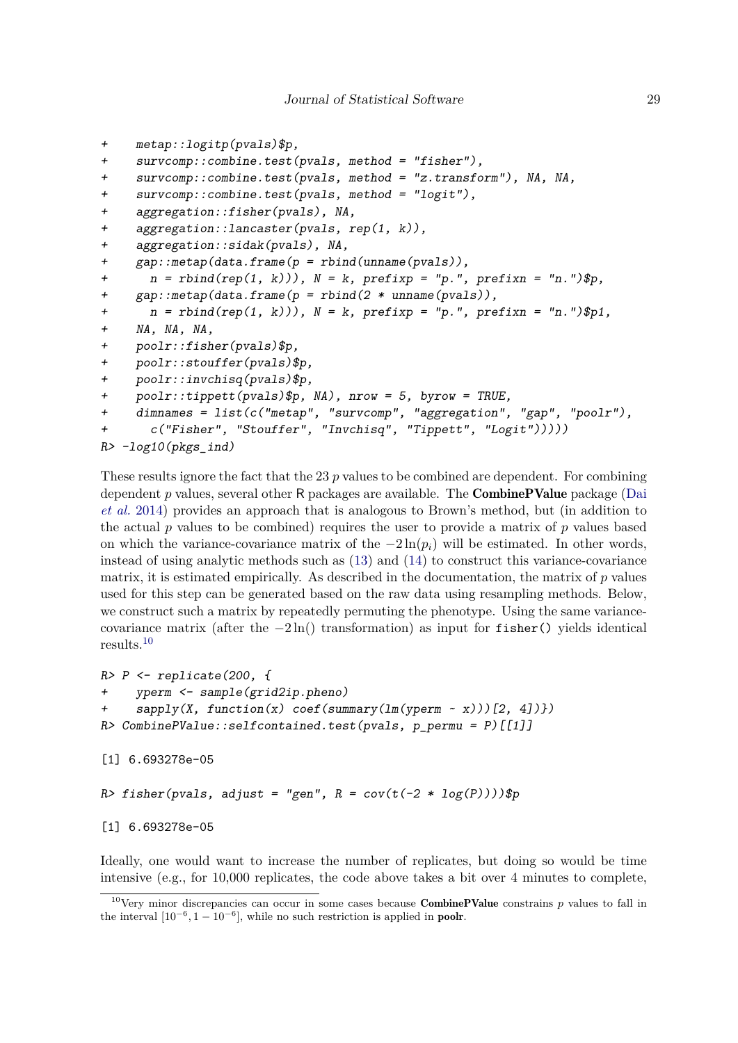```
+     metap::logitp(pvals)$p,
+     survcomp::combine.test(pvals, method = "fisher"),
+     survcomp::combine.test(pvals, method = "z.transform"), NA, NA,
+     survcomp::combine.test(pvals, method = "logit"),
+     aggregation::fisher(pvals), NA,
+     aggregation::lancaster(pvals, rep(1, k)),
+     aggregation::sidak(pvals), NA,
+     gap::metap(data.frame(p = rbind(unname(pvals)),
+       n = rbind(rep(1, k))), N = k, prefixp = "p.", prefixn = "n.")$p,
+     gap::metap(data.frame(p = rbind(2 * unname(pvals)),
+       n = rbind(rep(1, k))), N = k, prefixp = "p.", prefixn = "n.")$p1,
+     NA, NA, NA,
+     poolr::fisher(pvals)$p,
+     poolr::stouffer(pvals)$p,
+     poolr::invchisq(pvals)$p,
+     poolr::tippett(pvals)$p, NA), nrow = 5, byrow = TRUE,
+     dimnames = list(c("metap", "survcomp", "aggregation", "gap", "poolr"),
+       c("Fisher", "Stouffer", "Invchisq", "Tippett", "Logit")))))
R> -log10(pkgs_ind)
```

These results ignore the fact that the 23 $p$ values to be combined are dependent. For combining dependent $p$ values, several other R packages are available. The **CombinePValue** package (Dai *et al.* 2014) provides an approach that is analogous to Brown's method, but (in addition to the actual $p$ values to be combined) requires the user to provide a matrix of $p$ values based on which the variance-covariance matrix of the $-2\ln(p_i)$ will be estimated. In other words, instead of using analytic methods such as (13) and (14) to construct this variance-covariance matrix, it is estimated empirically. As described in the documentation, the matrix of $p$ values used for this step can be generated based on the raw data using resampling methods. Below, we construct such a matrix by repeatedly permuting the phenotype. Using the same variance-covariance matrix (after the $-2\ln()$ transformation) as input for `fisher()` yields identical results.[10]

```
R> P <- replicate(200, {
+     yperm <- sample(grid2ip.pheno)
+     sapply(X, function(x) coef(summary(lm(yperm ~ x)))[2, 4])})
R> CombinePValue::selfcontained.test(pvals, p_permu = P)[[1]]

[1] 6.693278e-05

R> fisher(pvals, adjust = "gen", R = cov(t(-2 * log(P))))$p

[1] 6.693278e-05
```

Ideally, one would want to increase the number of replicates, but doing so would be time intensive (e.g., for 10,000 replicates, the code above takes a bit over 4 minutes to complete,

[10] Very minor discrepancies can occur in some cases because **CombinePValue** constrains $p$ values to fall in the interval $[10^{-6}, 1-10^{-6}]$, while no such restriction is applied in **poolr**.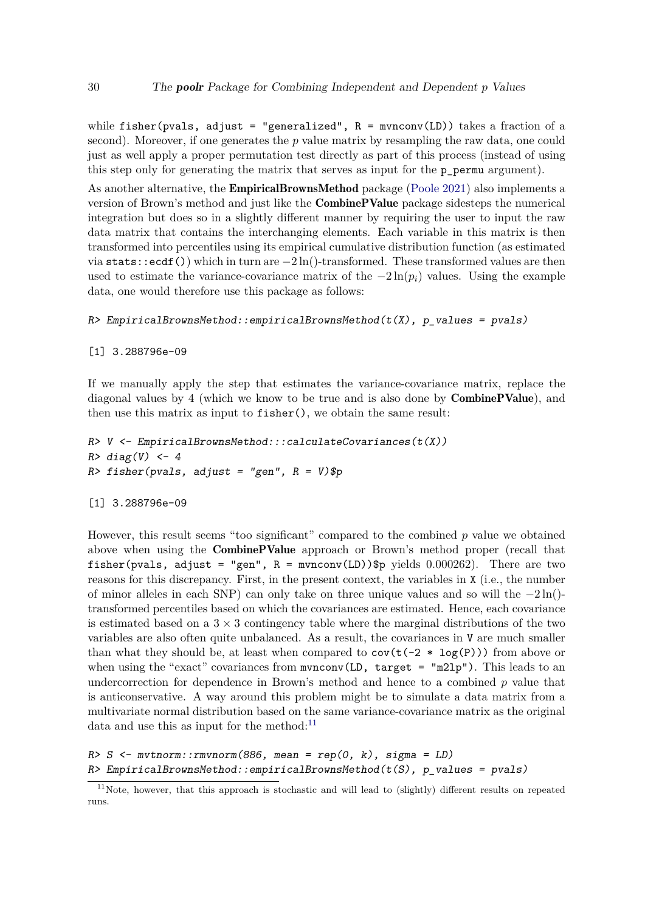while `fisher(pvals, adjust = "generalized", R = mvnconv(LD))` takes a fraction of a second). Moreover, if one generates the $p$ value matrix by resampling the raw data, one could just as well apply a proper permutation test directly as part of this process (instead of using this step only for generating the matrix that serves as input for the `p_permu` argument).

As another alternative, the **EmpiricalBrownsMethod** package (Poole 2021) also implements a version of Brown's method and just like the **CombinePValue** package sidesteps the numerical integration but does so in a slightly different manner by requiring the user to input the raw data matrix that contains the interchanging elements. Each variable in this matrix is then transformed into percentiles using its empirical cumulative distribution function (as estimated via `stats::ecdf()`) which in turn are $-2\ln()$-transformed. These transformed values are then used to estimate the variance-covariance matrix of the $-2\ln(p_i)$ values. Using the example data, one would therefore use this package as follows:

```
R> EmpiricalBrownsMethod::empiricalBrownsMethod(t(X), p_values = pvals)

[1] 3.288796e-09
```

If we manually apply the step that estimates the variance-covariance matrix, replace the diagonal values by 4 (which we know to be true and is also done by **CombinePValue**), and then use this matrix as input to `fisher()`, we obtain the same result:

```
R> V <- EmpiricalBrownsMethod:::calculateCovariances(t(X))
R> diag(V) <- 4
R> fisher(pvals, adjust = "gen", R = V)$p

[1] 3.288796e-09
```

However, this result seems "too significant" compared to the combined $p$ value we obtained above when using the **CombinePValue** approach or Brown's method proper (recall that `fisher(pvals, adjust = "gen", R = mvnconv(LD))$p` yields 0.000262). There are two reasons for this discrepancy. First, in the present context, the variables in `X` (i.e., the number of minor alleles in each SNP) can only take on three unique values and so will the $-2\ln()$-transformed percentiles based on which the covariances are estimated. Hence, each covariance is estimated based on a $3 \times 3$ contingency table where the marginal distributions of the two variables are also often quite unbalanced. As a result, the covariances in `V` are much smaller than what they should be, at least when compared to `cov(t(-2 * log(P)))` from above or when using the "exact" covariances from `mvnconv(LD, target = "m2lp")`. This leads to an undercorrection for dependence in Brown's method and hence to a combined $p$ value that is anticonservative. A way around this problem might be to simulate a data matrix from a multivariate normal distribution based on the same variance-covariance matrix as the original data and use this as input for the method:[11]

```
R> S <- mvtnorm::rmvnorm(886, mean = rep(0, k), sigma = LD)
R> EmpiricalBrownsMethod::empiricalBrownsMethod(t(S), p_values = pvals)
```

[11] Note, however, that this approach is stochastic and will lead to (slightly) different results on repeated runs.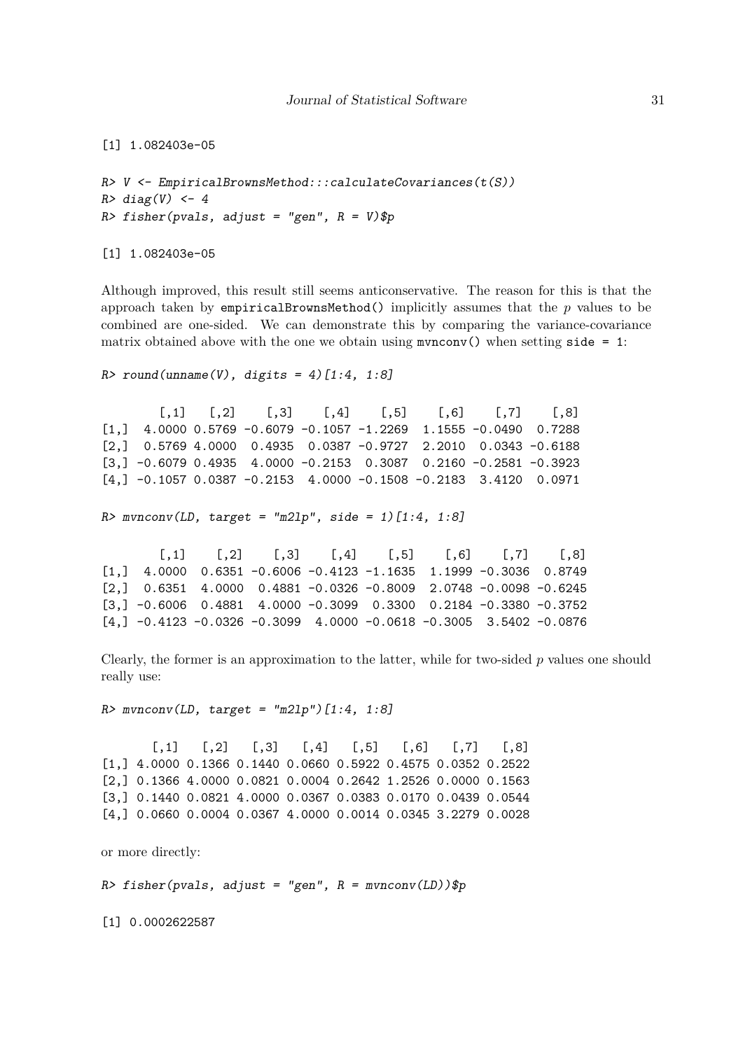```
[1] 1.082403e-05
```

```
R> V <- EmpiricalBrownsMethod:::calculateCovariances(t(S))
R> diag(V) <- 4
R> fisher(pvals, adjust = "gen", R = V)$p
```

```
[1] 1.082403e-05
```

Although improved, this result still seems anticonservative. The reason for this is that the approach taken by `empiricalBrownsMethod()` implicitly assumes that the $p$ values to be combined are one-sided. We can demonstrate this by comparing the variance-covariance matrix obtained above with the one we obtain using `mvnconv()` when setting `side = 1`:

```
R> round(unname(V), digits = 4)[1:4, 1:8]
```

```
        [,1]   [,2]    [,3]    [,4]    [,5]    [,6]    [,7]    [,8]
[1,]  4.0000 0.5769 -0.6079 -0.1057 -1.2269  1.1555 -0.0490  0.7288
[2,]  0.5769 4.0000  0.4935  0.0387 -0.9727  2.2010  0.0343 -0.6188
[3,] -0.6079 0.4935  4.0000 -0.2153  0.3087  0.2160 -0.2581 -0.3923
[4,] -0.1057 0.0387 -0.2153  4.0000 -0.1508 -0.2183  3.4120  0.0971
```

```
R> mvnconv(LD, target = "m2lp", side = 1)[1:4, 1:8]
```

```
        [,1]    [,2]    [,3]    [,4]    [,5]    [,6]    [,7]    [,8]
[1,]  4.0000  0.6351 -0.6006 -0.4123 -1.1635  1.1999 -0.3036  0.8749
[2,]  0.6351  4.0000  0.4881 -0.0326 -0.8009  2.0748 -0.0098 -0.6245
[3,] -0.6006  0.4881  4.0000 -0.3099  0.3300  0.2184 -0.3380 -0.3752
[4,] -0.4123 -0.0326 -0.3099  4.0000 -0.0618 -0.3005  3.5402 -0.0876
```

Clearly, the former is an approximation to the latter, while for two-sided $p$ values one should really use:

```
R> mvnconv(LD, target = "m2lp")[1:4, 1:8]
```

```
       [,1]   [,2]   [,3]   [,4]   [,5]   [,6]   [,7]   [,8]
[1,] 4.0000 0.1366 0.1440 0.0660 0.5922 0.4575 0.0352 0.2522
[2,] 0.1366 4.0000 0.0821 0.0004 0.2642 1.2526 0.0000 0.1563
[3,] 0.1440 0.0821 4.0000 0.0367 0.0383 0.0170 0.0439 0.0544
[4,] 0.0660 0.0004 0.0367 4.0000 0.0014 0.0345 3.2279 0.0028
```

or more directly:

```
R> fisher(pvals, adjust = "gen", R = mvnconv(LD))$p
```

```
[1] 0.0002622587
```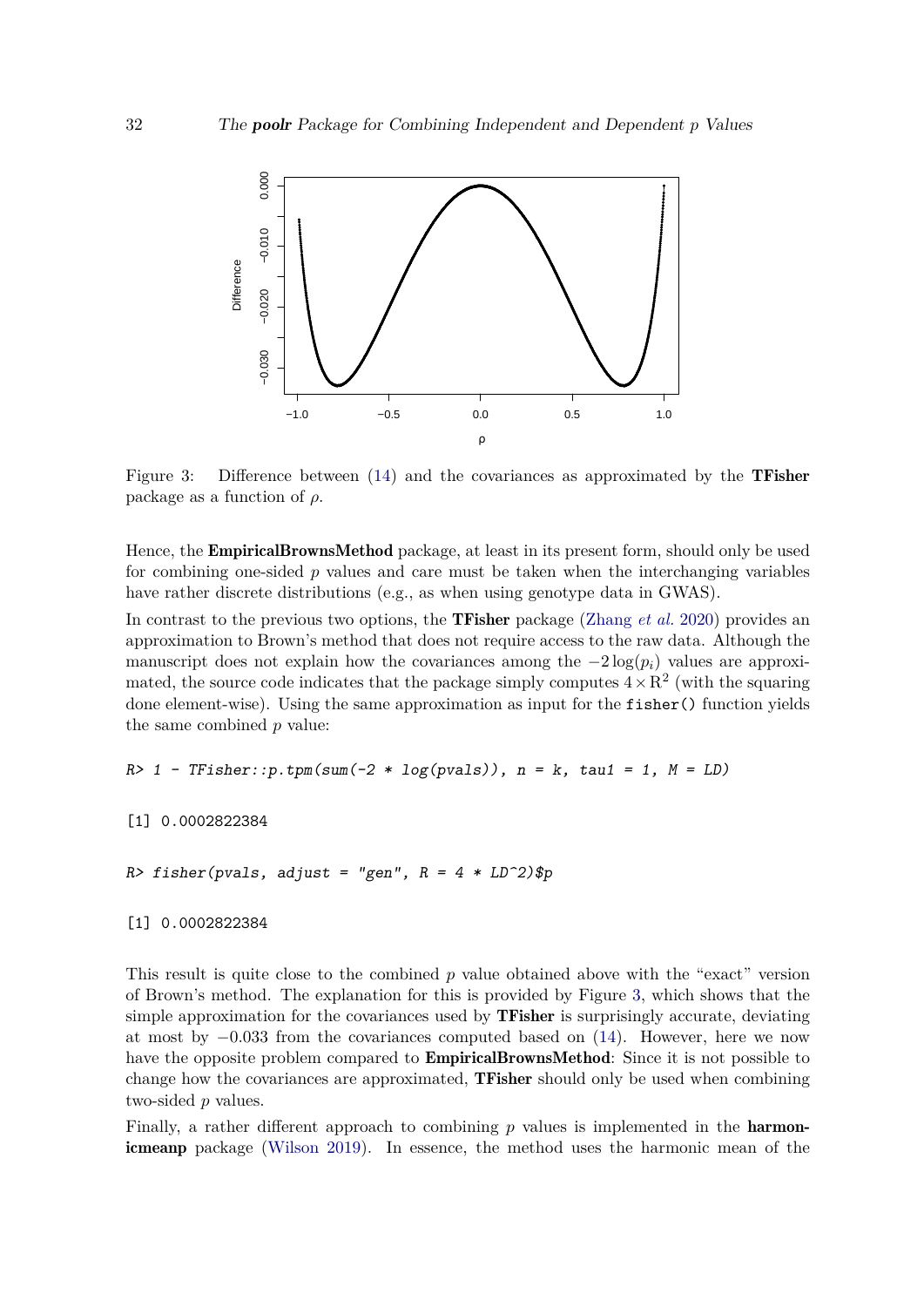Difference

0.000

−0.010

−0.020

−0.030

−1.0

−0.5

0.0

0.5

1.0

ρ

Figure 3: Difference between (14) and the covariances as approximated by the **TFisher** package as a function of $\rho$.

Hence, the **EmpiricalBrownsMethod** package, at least in its present form, should only be used for combining one-sided $p$ values and care must be taken when the interchanging variables have rather discrete distributions (e.g., as when using genotype data in GWAS).

In contrast to the previous two options, the **TFisher** package (Zhang *et al.* 2020) provides an approximation to Brown's method that does not require access to the raw data. Although the manuscript does not explain how the covariances among the $-2\log(p_i)$ values are approximated, the source code indicates that the package simply computes $4 \times \mathrm{R}^2$ (with the squaring done element-wise). Using the same approximation as input for the `fisher()` function yields the same combined $p$ value:

```
R> 1 - TFisher::p.tpm(sum(-2 * log(pvals)), n = k, tau1 = 1, M = LD)
```

```
[1] 0.0002822384
```

```
R> fisher(pvals, adjust = "gen", R = 4 * LD^2)$p
```

```
[1] 0.0002822384
```

This result is quite close to the combined $p$ value obtained above with the "exact" version of Brown's method. The explanation for this is provided by Figure 3, which shows that the simple approximation for the covariances used by **TFisher** is surprisingly accurate, deviating at most by $-0.033$ from the covariances computed based on (14). However, here we now have the opposite problem compared to **EmpiricalBrownsMethod**: Since it is not possible to change how the covariances are approximated, **TFisher** should only be used when combining two-sided $p$ values.

Finally, a rather different approach to combining $p$ values is implemented in the **harmonicmeanp** package (Wilson 2019). In essence, the method uses the harmonic mean of the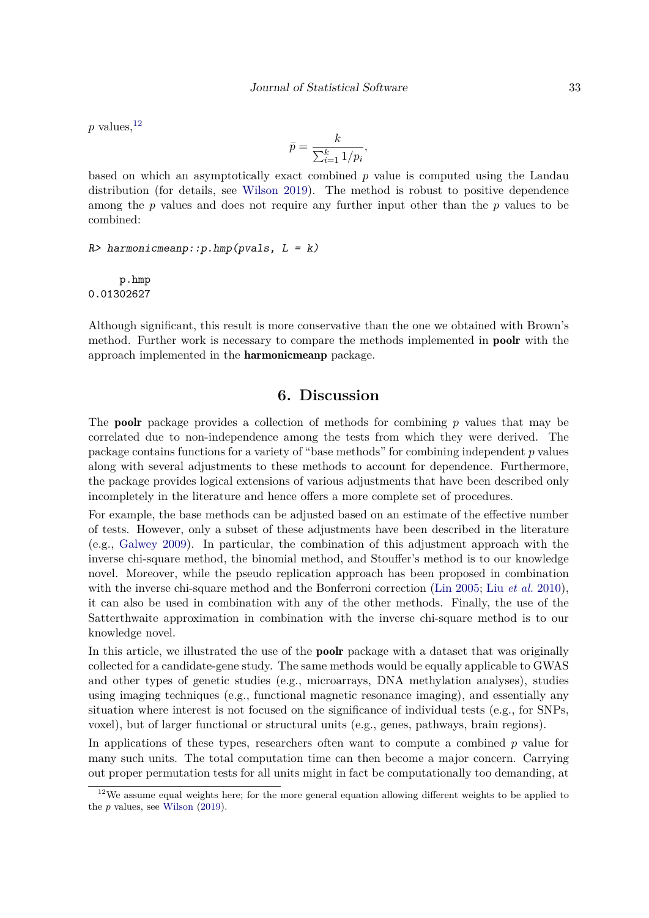$p$ values,[12]

$$\bar{p} = \frac{k}{\sum_{i=1}^{k} 1/p_i},$$

based on which an asymptotically exact combined $p$ value is computed using the Landau distribution (for details, see Wilson 2019). The method is robust to positive dependence among the $p$ values and does not require any further input other than the $p$ values to be combined:

```
R> harmonicmeanp::p.hmp(pvals, L = k)

     p.hmp
0.01302627
```

Although significant, this result is more conservative than the one we obtained with Brown's method. Further work is necessary to compare the methods implemented in **poolr** with the approach implemented in the **harmonicmeanp** package.

## 6. Discussion

The **poolr** package provides a collection of methods for combining $p$ values that may be correlated due to non-independence among the tests from which they were derived. The package contains functions for a variety of "base methods" for combining independent $p$ values along with several adjustments to these methods to account for dependence. Furthermore, the package provides logical extensions of various adjustments that have been described only incompletely in the literature and hence offers a more complete set of procedures.

For example, the base methods can be adjusted based on an estimate of the effective number of tests. However, only a subset of these adjustments have been described in the literature (e.g., Galwey 2009). In particular, the combination of this adjustment approach with the inverse chi-square method, the binomial method, and Stouffer's method is to our knowledge novel. Moreover, while the pseudo replication approach has been proposed in combination with the inverse chi-square method and the Bonferroni correction (Lin 2005; Liu *et al.* 2010), it can also be used in combination with any of the other methods. Finally, the use of the Satterthwaite approximation in combination with the inverse chi-square method is to our knowledge novel.

In this article, we illustrated the use of the **poolr** package with a dataset that was originally collected for a candidate-gene study. The same methods would be equally applicable to GWAS and other types of genetic studies (e.g., microarrays, DNA methylation analyses), studies using imaging techniques (e.g., functional magnetic resonance imaging), and essentially any situation where interest is not focused on the significance of individual tests (e.g., for SNPs, voxel), but of larger functional or structural units (e.g., genes, pathways, brain regions).

In applications of these types, researchers often want to compute a combined $p$ value for many such units. The total computation time can then become a major concern. Carrying out proper permutation tests for all units might in fact be computationally too demanding, at

[12] We assume equal weights here; for the more general equation allowing different weights to be applied to the $p$ values, see Wilson (2019).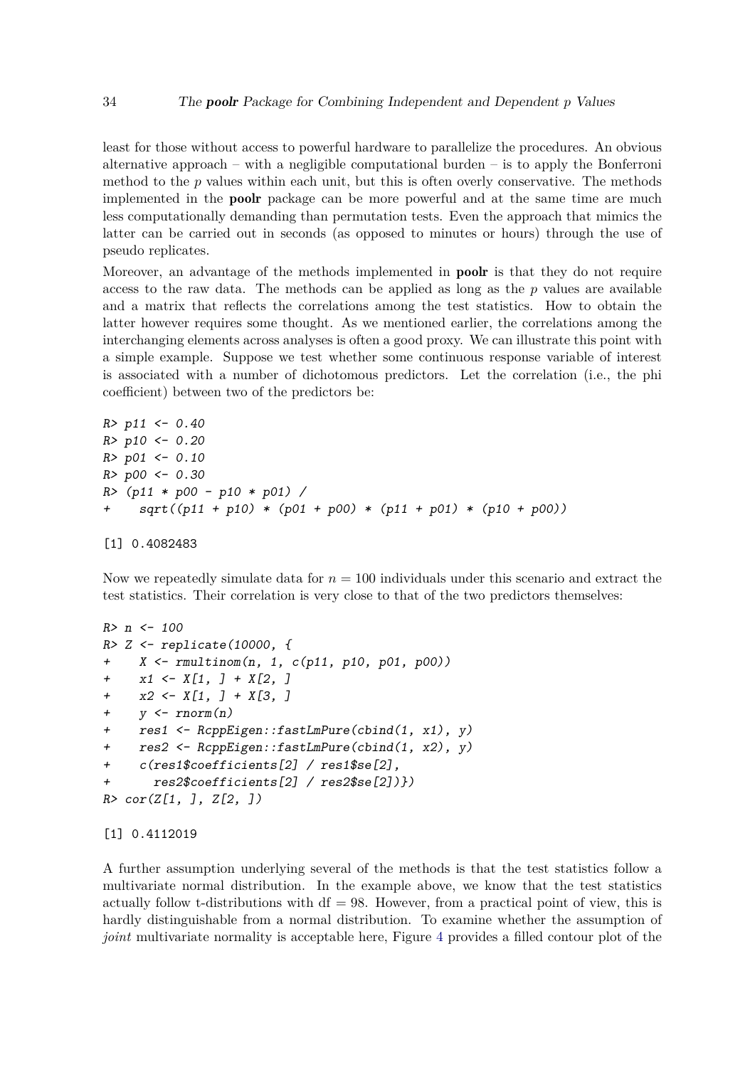least for those without access to powerful hardware to parallelize the procedures. An obvious alternative approach – with a negligible computational burden – is to apply the Bonferroni method to the $p$ values within each unit, but this is often overly conservative. The methods implemented in the **poolr** package can be more powerful and at the same time are much less computationally demanding than permutation tests. Even the approach that mimics the latter can be carried out in seconds (as opposed to minutes or hours) through the use of pseudo replicates.

Moreover, an advantage of the methods implemented in **poolr** is that they do not require access to the raw data. The methods can be applied as long as the $p$ values are available and a matrix that reflects the correlations among the test statistics. How to obtain the latter however requires some thought. As we mentioned earlier, the correlations among the interchanging elements across analyses is often a good proxy. We can illustrate this point with a simple example. Suppose we test whether some continuous response variable of interest is associated with a number of dichotomous predictors. Let the correlation (i.e., the phi coefficient) between two of the predictors be:

```
R> p11 <- 0.40
R> p10 <- 0.20
R> p01 <- 0.10
R> p00 <- 0.30
R> (p11 * p00 - p10 * p01) /
+    sqrt((p11 + p10) * (p01 + p00) * (p11 + p01) * (p10 + p00))
```

```
[1] 0.4082483
```

Now we repeatedly simulate data for $n = 100$ individuals under this scenario and extract the test statistics. Their correlation is very close to that of the two predictors themselves:

```
R> n <- 100
R> Z <- replicate(10000, {
+    X <- rmultinom(n, 1, c(p11, p10, p01, p00))
+    x1 <- X[1, ] + X[2, ]
+    x2 <- X[1, ] + X[3, ]
+    y <- rnorm(n)
+    res1 <- RcppEigen::fastLmPure(cbind(1, x1), y)
+    res2 <- RcppEigen::fastLmPure(cbind(1, x2), y)
+    c(res1$coefficients[2] / res1$se[2],
+      res2$coefficients[2] / res2$se[2])})
R> cor(Z[1, ], Z[2, ])
```

```
[1] 0.4112019
```

A further assumption underlying several of the methods is that the test statistics follow a multivariate normal distribution. In the example above, we know that the test statistics actually follow t-distributions with df $= 98$. However, from a practical point of view, this is hardly distinguishable from a normal distribution. To examine whether the assumption of *joint* multivariate normality is acceptable here, Figure 4 provides a filled contour plot of the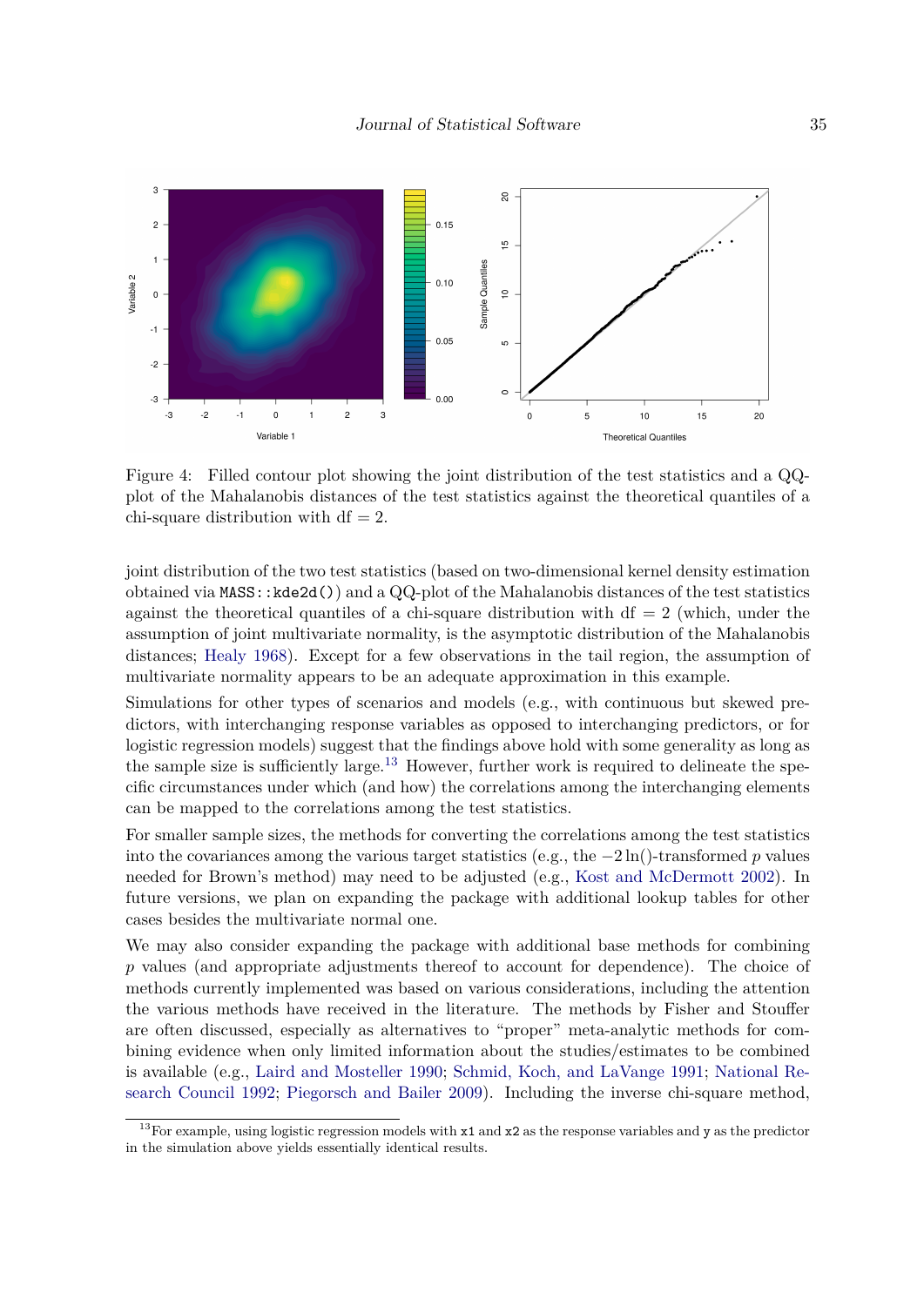Variable 2

3
2
1
0
-1
-2
-3

-3 -2 -1 0 1 2 3

Variable 1

0.15
0.10
0.05
0.00

Sample Quantiles

0 5 10 15 20

0 5 10 15 20

Theoretical Quantiles

Figure 4: Filled contour plot showing the joint distribution of the test statistics and a QQ-plot of the Mahalanobis distances of the test statistics against the theoretical quantiles of a chi-square distribution with df = 2.

joint distribution of the two test statistics (based on two-dimensional kernel density estimation obtained via `MASS::kde2d()`) and a QQ-plot of the Mahalanobis distances of the test statistics against the theoretical quantiles of a chi-square distribution with df = 2 (which, under the assumption of joint multivariate normality, is the asymptotic distribution of the Mahalanobis distances; Healy 1968). Except for a few observations in the tail region, the assumption of multivariate normality appears to be an adequate approximation in this example.

Simulations for other types of scenarios and models (e.g., with continuous but skewed predictors, with interchanging response variables as opposed to interchanging predictors, or for logistic regression models) suggest that the findings above hold with some generality as long as the sample size is sufficiently large.[13] However, further work is required to delineate the specific circumstances under which (and how) the correlations among the interchanging elements can be mapped to the correlations among the test statistics.

For smaller sample sizes, the methods for converting the correlations among the test statistics into the covariances among the various target statistics (e.g., the $-2\ln()$-transformed $p$ values needed for Brown's method) may need to be adjusted (e.g., Kost and McDermott 2002). In future versions, we plan on expanding the package with additional lookup tables for other cases besides the multivariate normal one.

We may also consider expanding the package with additional base methods for combining $p$ values (and appropriate adjustments thereof to account for dependence). The choice of methods currently implemented was based on various considerations, including the attention the various methods have received in the literature. The methods by Fisher and Stouffer are often discussed, especially as alternatives to "proper" meta-analytic methods for combining evidence when only limited information about the studies/estimates to be combined is available (e.g., Laird and Mosteller 1990; Schmid, Koch, and LaVange 1991; National Research Council 1992; Piegorsch and Bailer 2009). Including the inverse chi-square method,

[13] For example, using logistic regression models with `x1` and `x2` as the response variables and `y` as the predictor in the simulation above yields essentially identical results.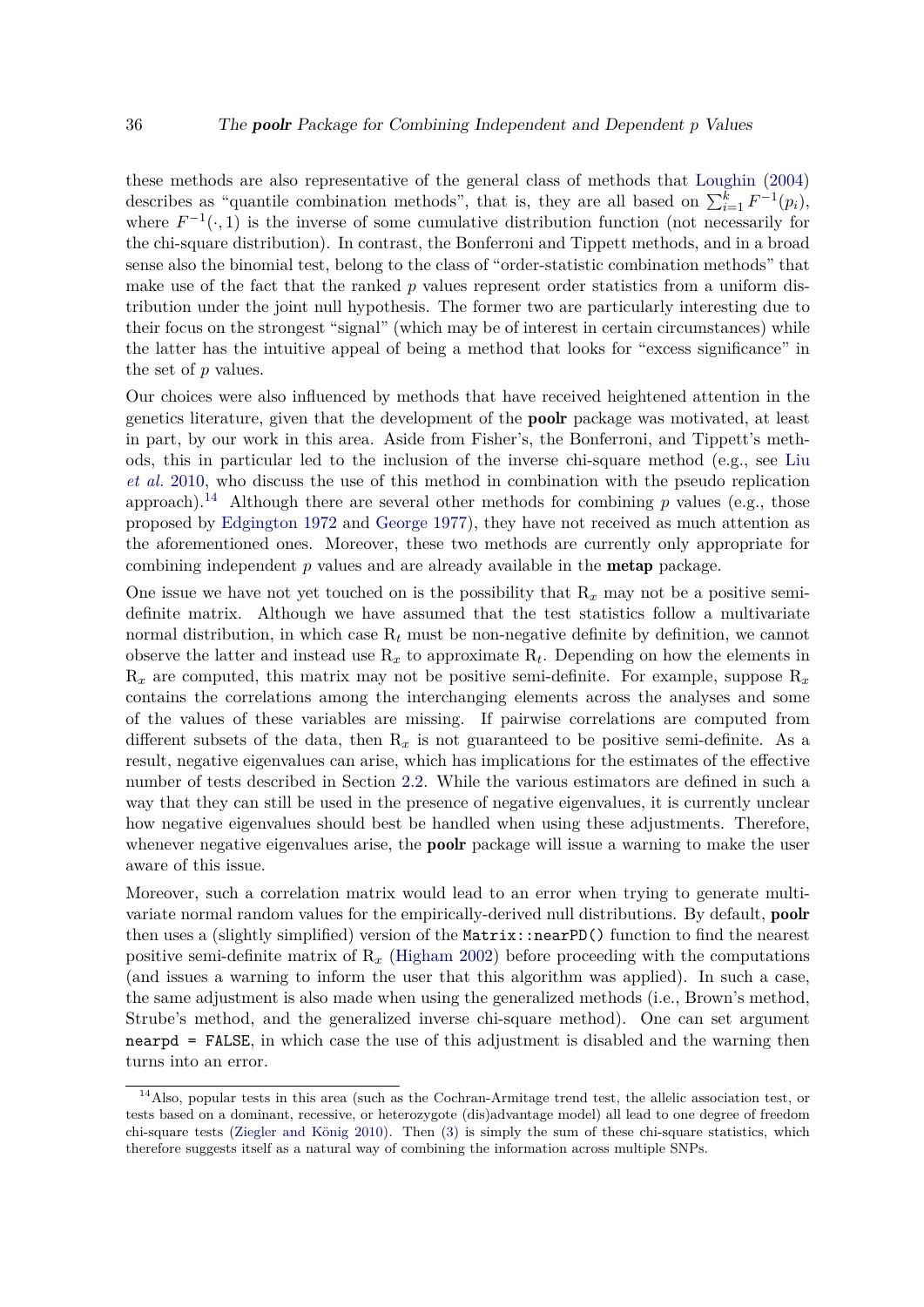these methods are also representative of the general class of methods that Loughin (2004) describes as "quantile combination methods", that is, they are all based on $\sum_{i=1}^{k} F^{-1}(p_i)$, where $F^{-1}(\cdot, 1)$ is the inverse of some cumulative distribution function (not necessarily for the chi-square distribution). In contrast, the Bonferroni and Tippett methods, and in a broad sense also the binomial test, belong to the class of "order-statistic combination methods" that make use of the fact that the ranked $p$ values represent order statistics from a uniform distribution under the joint null hypothesis. The former two are particularly interesting due to their focus on the strongest "signal" (which may be of interest in certain circumstances) while the latter has the intuitive appeal of being a method that looks for "excess significance" in the set of $p$ values.

Our choices were also influenced by methods that have received heightened attention in the genetics literature, given that the development of the **poolr** package was motivated, at least in part, by our work in this area. Aside from Fisher's, the Bonferroni, and Tippett's methods, this in particular led to the inclusion of the inverse chi-square method (e.g., see Liu *et al.* 2010, who discuss the use of this method in combination with the pseudo replication approach).[14] Although there are several other methods for combining $p$ values (e.g., those proposed by Edgington 1972 and George 1977), they have not received as much attention as the aforementioned ones. Moreover, these two methods are currently only appropriate for combining independent $p$ values and are already available in the **metap** package.

One issue we have not yet touched on is the possibility that $\mathrm{R}_x$ may not be a positive semi-definite matrix. Although we have assumed that the test statistics follow a multivariate normal distribution, in which case $\mathrm{R}_t$ must be non-negative definite by definition, we cannot observe the latter and instead use $\mathrm{R}_x$ to approximate $\mathrm{R}_t$. Depending on how the elements in $\mathrm{R}_x$ are computed, this matrix may not be positive semi-definite. For example, suppose $\mathrm{R}_x$ contains the correlations among the interchanging elements across the analyses and some of the values of these variables are missing. If pairwise correlations are computed from different subsets of the data, then $\mathrm{R}_x$ is not guaranteed to be positive semi-definite. As a result, negative eigenvalues can arise, which has implications for the estimates of the effective number of tests described in Section 2.2. While the various estimators are defined in such a way that they can still be used in the presence of negative eigenvalues, it is currently unclear how negative eigenvalues should best be handled when using these adjustments. Therefore, whenever negative eigenvalues arise, the **poolr** package will issue a warning to make the user aware of this issue.

Moreover, such a correlation matrix would lead to an error when trying to generate multivariate normal random values for the empirically-derived null distributions. By default, **poolr** then uses a (slightly simplified) version of the `Matrix::nearPD()` function to find the nearest positive semi-definite matrix of $\mathrm{R}_x$ (Higham 2002) before proceeding with the computations (and issues a warning to inform the user that this algorithm was applied). In such a case, the same adjustment is also made when using the generalized methods (i.e., Brown's method, Strube's method, and the generalized inverse chi-square method). One can set argument `nearpd = FALSE`, in which case the use of this adjustment is disabled and the warning then turns into an error.

[14]Also, popular tests in this area (such as the Cochran-Armitage trend test, the allelic association test, or tests based on a dominant, recessive, or heterozygote (dis)advantage model) all lead to one degree of freedom chi-square tests (Ziegler and König 2010). Then (3) is simply the sum of these chi-square statistics, which therefore suggests itself as a natural way of combining the information across multiple SNPs.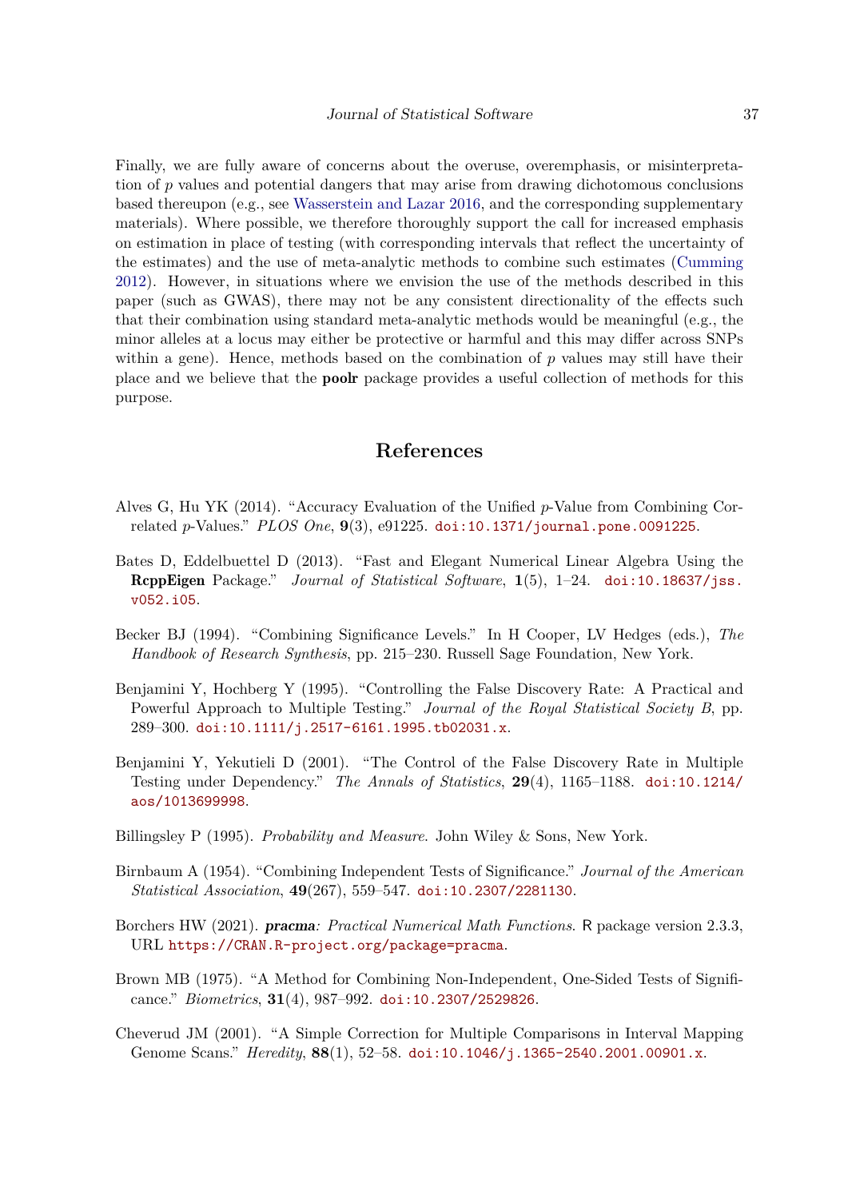Finally, we are fully aware of concerns about the overuse, overemphasis, or misinterpretation of $p$ values and potential dangers that may arise from drawing dichotomous conclusions based thereupon (e.g., see Wasserstein and Lazar 2016, and the corresponding supplementary materials). Where possible, we therefore thoroughly support the call for increased emphasis on estimation in place of testing (with corresponding intervals that reflect the uncertainty of the estimates) and the use of meta-analytic methods to combine such estimates (Cumming 2012). However, in situations where we envision the use of the methods described in this paper (such as GWAS), there may not be any consistent directionality of the effects such that their combination using standard meta-analytic methods would be meaningful (e.g., the minor alleles at a locus may either be protective or harmful and this may differ across SNPs within a gene). Hence, methods based on the combination of $p$ values may still have their place and we believe that the **poolr** package provides a useful collection of methods for this purpose.

# References

Alves G, Hu YK (2014). "Accuracy Evaluation of the Unified $p$-Value from Combining Correlated $p$-Values." *PLOS One*, **9**(3), e91225. doi:10.1371/journal.pone.0091225.

Bates D, Eddelbuettel D (2013). "Fast and Elegant Numerical Linear Algebra Using the **RcppEigen** Package." *Journal of Statistical Software*, **1**(5), 1–24. doi:10.18637/jss.v052.i05.

Becker BJ (1994). "Combining Significance Levels." In H Cooper, LV Hedges (eds.), *The Handbook of Research Synthesis*, pp. 215–230. Russell Sage Foundation, New York.

Benjamini Y, Hochberg Y (1995). "Controlling the False Discovery Rate: A Practical and Powerful Approach to Multiple Testing." *Journal of the Royal Statistical Society B*, pp. 289–300. doi:10.1111/j.2517-6161.1995.tb02031.x.

Benjamini Y, Yekutieli D (2001). "The Control of the False Discovery Rate in Multiple Testing under Dependency." *The Annals of Statistics*, **29**(4), 1165–1188. doi:10.1214/aos/1013699998.

Billingsley P (1995). *Probability and Measure*. John Wiley & Sons, New York.

Birnbaum A (1954). "Combining Independent Tests of Significance." *Journal of the American Statistical Association*, **49**(267), 559–547. doi:10.2307/2281130.

Borchers HW (2021). ***pracma**: Practical Numerical Math Functions*. R package version 2.3.3, URL https://CRAN.R-project.org/package=pracma.

Brown MB (1975). "A Method for Combining Non-Independent, One-Sided Tests of Significance." *Biometrics*, **31**(4), 987–992. doi:10.2307/2529826.

Cheverud JM (2001). "A Simple Correction for Multiple Comparisons in Interval Mapping Genome Scans." *Heredity*, **88**(1), 52–58. doi:10.1046/j.1365-2540.2001.00901.x.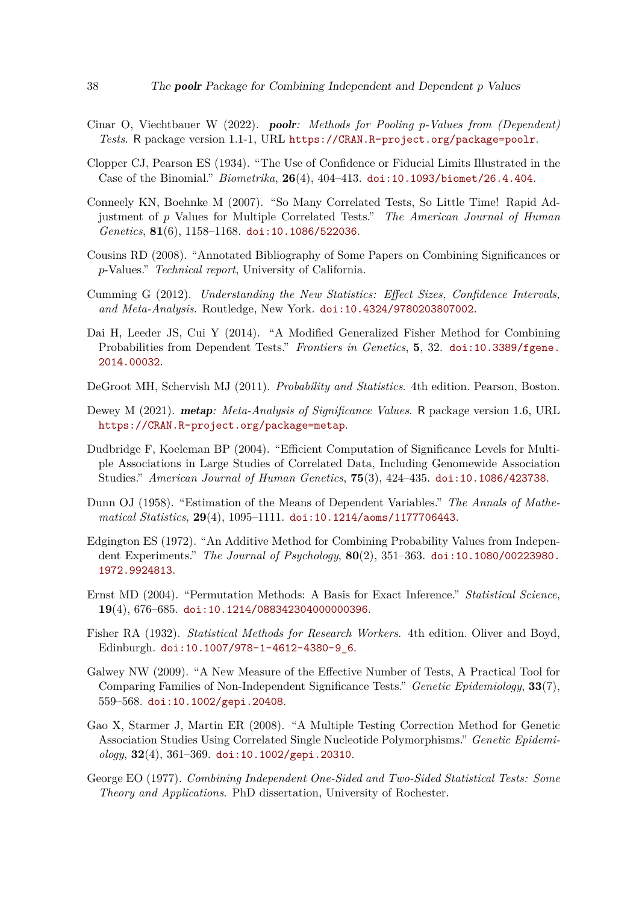Cinar O, Viechtbauer W (2022). ***poolr****: Methods for Pooling p-Values from (Dependent) Tests*. R package version 1.1-1, URL https://CRAN.R-project.org/package=poolr.

Clopper CJ, Pearson ES (1934). "The Use of Confidence or Fiducial Limits Illustrated in the Case of the Binomial." *Biometrika*, **26**(4), 404–413. doi:10.1093/biomet/26.4.404.

Conneely KN, Boehnke M (2007). "So Many Correlated Tests, So Little Time! Rapid Adjustment of $p$ Values for Multiple Correlated Tests." *The American Journal of Human Genetics*, **81**(6), 1158–1168. doi:10.1086/522036.

Cousins RD (2008). "Annotated Bibliography of Some Papers on Combining Significances or $p$-Values." *Technical report*, University of California.

Cumming G (2012). *Understanding the New Statistics: Effect Sizes, Confidence Intervals, and Meta-Analysis*. Routledge, New York. doi:10.4324/9780203807002.

Dai H, Leeder JS, Cui Y (2014). "A Modified Generalized Fisher Method for Combining Probabilities from Dependent Tests." *Frontiers in Genetics*, **5**, 32. doi:10.3389/fgene.2014.00032.

DeGroot MH, Schervish MJ (2011). *Probability and Statistics*. 4th edition. Pearson, Boston.

Dewey M (2021). ***metap****: Meta-Analysis of Significance Values*. R package version 1.6, URL https://CRAN.R-project.org/package=metap.

Dudbridge F, Koeleman BP (2004). "Efficient Computation of Significance Levels for Multiple Associations in Large Studies of Correlated Data, Including Genomewide Association Studies." *American Journal of Human Genetics*, **75**(3), 424–435. doi:10.1086/423738.

Dunn OJ (1958). "Estimation of the Means of Dependent Variables." *The Annals of Mathematical Statistics*, **29**(4), 1095–1111. doi:10.1214/aoms/1177706443.

Edgington ES (1972). "An Additive Method for Combining Probability Values from Independent Experiments." *The Journal of Psychology*, **80**(2), 351–363. doi:10.1080/00223980.1972.9924813.

Ernst MD (2004). "Permutation Methods: A Basis for Exact Inference." *Statistical Science*, **19**(4), 676–685. doi:10.1214/088342304000000396.

Fisher RA (1932). *Statistical Methods for Research Workers*. 4th edition. Oliver and Boyd, Edinburgh. doi:10.1007/978-1-4612-4380-9_6.

Galwey NW (2009). "A New Measure of the Effective Number of Tests, A Practical Tool for Comparing Families of Non-Independent Significance Tests." *Genetic Epidemiology*, **33**(7), 559–568. doi:10.1002/gepi.20408.

Gao X, Starmer J, Martin ER (2008). "A Multiple Testing Correction Method for Genetic Association Studies Using Correlated Single Nucleotide Polymorphisms." *Genetic Epidemiology*, **32**(4), 361–369. doi:10.1002/gepi.20310.

George EO (1977). *Combining Independent One-Sided and Two-Sided Statistical Tests: Some Theory and Applications*. PhD dissertation, University of Rochester.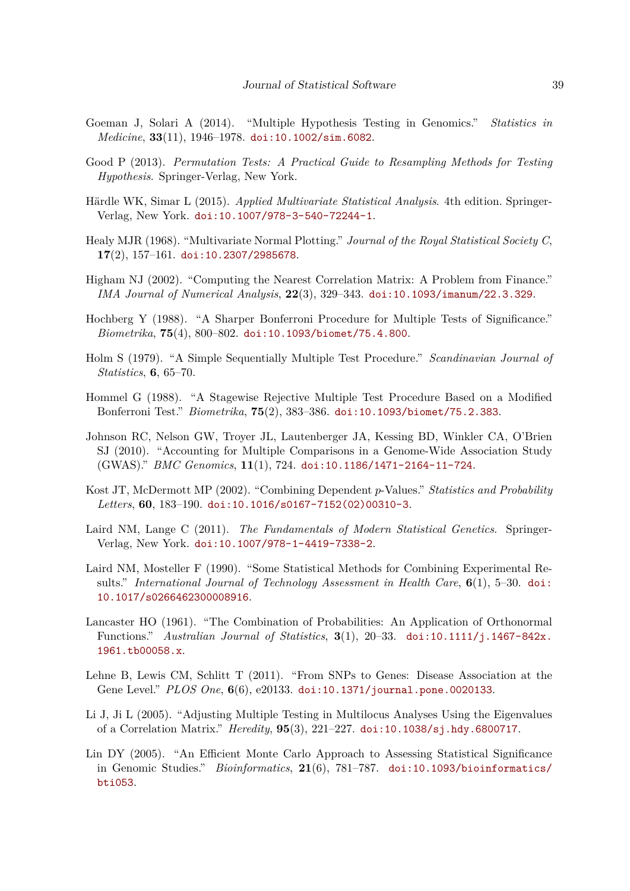Goeman J, Solari A (2014). "Multiple Hypothesis Testing in Genomics." *Statistics in Medicine*, **33**(11), 1946–1978. doi:10.1002/sim.6082.

Good P (2013). *Permutation Tests: A Practical Guide to Resampling Methods for Testing Hypothesis*. Springer-Verlag, New York.

Härdle WK, Simar L (2015). *Applied Multivariate Statistical Analysis*. 4th edition. Springer-Verlag, New York. doi:10.1007/978-3-540-72244-1.

Healy MJR (1968). "Multivariate Normal Plotting." *Journal of the Royal Statistical Society C*, **17**(2), 157–161. doi:10.2307/2985678.

Higham NJ (2002). "Computing the Nearest Correlation Matrix: A Problem from Finance." *IMA Journal of Numerical Analysis*, **22**(3), 329–343. doi:10.1093/imanum/22.3.329.

Hochberg Y (1988). "A Sharper Bonferroni Procedure for Multiple Tests of Significance." *Biometrika*, **75**(4), 800–802. doi:10.1093/biomet/75.4.800.

Holm S (1979). "A Simple Sequentially Multiple Test Procedure." *Scandinavian Journal of Statistics*, **6**, 65–70.

Hommel G (1988). "A Stagewise Rejective Multiple Test Procedure Based on a Modified Bonferroni Test." *Biometrika*, **75**(2), 383–386. doi:10.1093/biomet/75.2.383.

Johnson RC, Nelson GW, Troyer JL, Lautenberger JA, Kessing BD, Winkler CA, O'Brien SJ (2010). "Accounting for Multiple Comparisons in a Genome-Wide Association Study (GWAS)." *BMC Genomics*, **11**(1), 724. doi:10.1186/1471-2164-11-724.

Kost JT, McDermott MP (2002). "Combining Dependent $p$-Values." *Statistics and Probability Letters*, **60**, 183–190. doi:10.1016/s0167-7152(02)00310-3.

Laird NM, Lange C (2011). *The Fundamentals of Modern Statistical Genetics*. Springer-Verlag, New York. doi:10.1007/978-1-4419-7338-2.

Laird NM, Mosteller F (1990). "Some Statistical Methods for Combining Experimental Results." *International Journal of Technology Assessment in Health Care*, **6**(1), 5–30. doi:10.1017/s0266462300008916.

Lancaster HO (1961). "The Combination of Probabilities: An Application of Orthonormal Functions." *Australian Journal of Statistics*, **3**(1), 20–33. doi:10.1111/j.1467-842x.1961.tb00058.x.

Lehne B, Lewis CM, Schlitt T (2011). "From SNPs to Genes: Disease Association at the Gene Level." *PLOS One*, **6**(6), e20133. doi:10.1371/journal.pone.0020133.

Li J, Ji L (2005). "Adjusting Multiple Testing in Multilocus Analyses Using the Eigenvalues of a Correlation Matrix." *Heredity*, **95**(3), 221–227. doi:10.1038/sj.hdy.6800717.

Lin DY (2005). "An Efficient Monte Carlo Approach to Assessing Statistical Significance in Genomic Studies." *Bioinformatics*, **21**(6), 781–787. doi:10.1093/bioinformatics/bti053.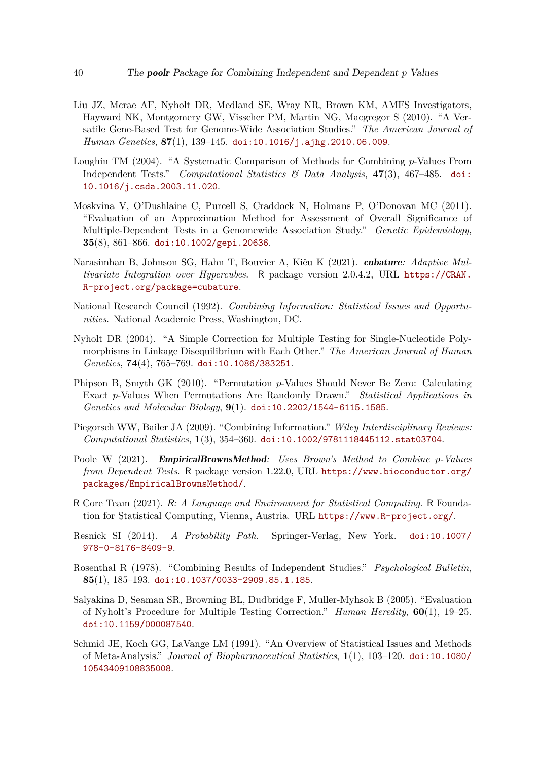Liu JZ, Mcrae AF, Nyholt DR, Medland SE, Wray NR, Brown KM, AMFS Investigators, Hayward NK, Montgomery GW, Visscher PM, Martin NG, Macgregor S (2010). "A Versatile Gene-Based Test for Genome-Wide Association Studies." *The American Journal of Human Genetics*, **87**(1), 139–145. doi:10.1016/j.ajhg.2010.06.009.

Loughin TM (2004). "A Systematic Comparison of Methods for Combining *p*-Values From Independent Tests." *Computational Statistics & Data Analysis*, **47**(3), 467–485. doi:10.1016/j.csda.2003.11.020.

Moskvina V, O'Dushlaine C, Purcell S, Craddock N, Holmans P, O'Donovan MC (2011). "Evaluation of an Approximation Method for Assessment of Overall Significance of Multiple-Dependent Tests in a Genomewide Association Study." *Genetic Epidemiology*, **35**(8), 861–866. doi:10.1002/gepi.20636.

Narasimhan B, Johnson SG, Hahn T, Bouvier A, Kiêu K (2021). ***cubature**: Adaptive Multivariate Integration over Hypercubes*. R package version 2.0.4.2, URL https://CRAN.R-project.org/package=cubature.

National Research Council (1992). *Combining Information: Statistical Issues and Opportunities*. National Academic Press, Washington, DC.

Nyholt DR (2004). "A Simple Correction for Multiple Testing for Single-Nucleotide Polymorphisms in Linkage Disequilibrium with Each Other." *The American Journal of Human Genetics*, **74**(4), 765–769. doi:10.1086/383251.

Phipson B, Smyth GK (2010). "Permutation *p*-Values Should Never Be Zero: Calculating Exact *p*-Values When Permutations Are Randomly Drawn." *Statistical Applications in Genetics and Molecular Biology*, **9**(1). doi:10.2202/1544-6115.1585.

Piegorsch WW, Bailer JA (2009). "Combining Information." *Wiley Interdisciplinary Reviews: Computational Statistics*, **1**(3), 354–360. doi:10.1002/9781118445112.stat03704.

Poole W (2021). ***EmpiricalBrownsMethod**: Uses Brown's Method to Combine p-Values from Dependent Tests*. R package version 1.22.0, URL https://www.bioconductor.org/packages/EmpiricalBrownsMethod/.

R Core Team (2021). *R: A Language and Environment for Statistical Computing*. R Foundation for Statistical Computing, Vienna, Austria. URL https://www.R-project.org/.

Resnick SI (2014). *A Probability Path*. Springer-Verlag, New York. doi:10.1007/978-0-8176-8409-9.

Rosenthal R (1978). "Combining Results of Independent Studies." *Psychological Bulletin*, **85**(1), 185–193. doi:10.1037/0033-2909.85.1.185.

Salyakina D, Seaman SR, Browning BL, Dudbridge F, Muller-Myhsok B (2005). "Evaluation of Nyholt's Procedure for Multiple Testing Correction." *Human Heredity*, **60**(1), 19–25. doi:10.1159/000087540.

Schmid JE, Koch GG, LaVange LM (1991). "An Overview of Statistical Issues and Methods of Meta-Analysis." *Journal of Biopharmaceutical Statistics*, **1**(1), 103–120. doi:10.1080/10543409108835008.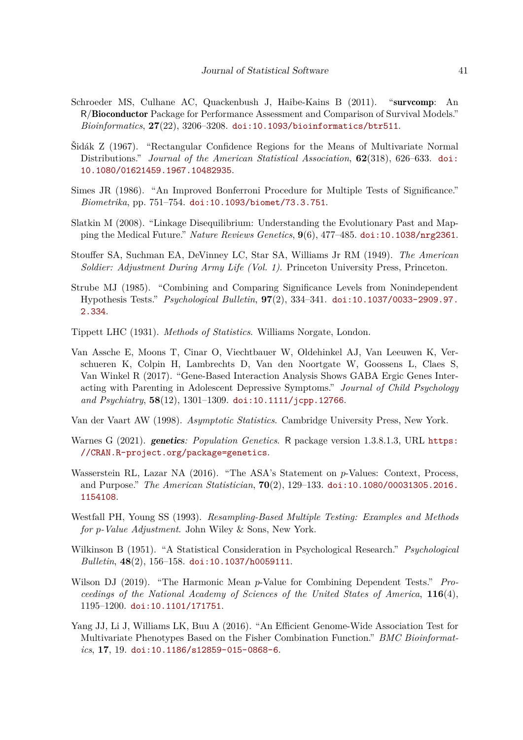Schroeder MS, Culhane AC, Quackenbush J, Haibe-Kains B (2011). "**survcomp**: An R/**Bioconductor** Package for Performance Assessment and Comparison of Survival Models." *Bioinformatics*, **27**(22), 3206–3208. doi:10.1093/bioinformatics/btr511.

Šidák Z (1967). "Rectangular Confidence Regions for the Means of Multivariate Normal Distributions." *Journal of the American Statistical Association*, **62**(318), 626–633. doi:10.1080/01621459.1967.10482935.

Simes JR (1986). "An Improved Bonferroni Procedure for Multiple Tests of Significance." *Biometrika*, pp. 751–754. doi:10.1093/biomet/73.3.751.

Slatkin M (2008). "Linkage Disequilibrium: Understanding the Evolutionary Past and Mapping the Medical Future." *Nature Reviews Genetics*, **9**(6), 477–485. doi:10.1038/nrg2361.

Stouffer SA, Suchman EA, DeVinney LC, Star SA, Williams Jr RM (1949). *The American Soldier: Adjustment During Army Life (Vol. 1)*. Princeton University Press, Princeton.

Strube MJ (1985). "Combining and Comparing Significance Levels from Nonindependent Hypothesis Tests." *Psychological Bulletin*, **97**(2), 334–341. doi:10.1037/0033-2909.97.2.334.

Tippett LHC (1931). *Methods of Statistics*. Williams Norgate, London.

Van Assche E, Moons T, Cinar O, Viechtbauer W, Oldehinkel AJ, Van Leeuwen K, Verschueren K, Colpin H, Lambrechts D, Van den Noortgate W, Goossens L, Claes S, Van Winkel R (2017). "Gene-Based Interaction Analysis Shows GABA Ergic Genes Interacting with Parenting in Adolescent Depressive Symptoms." *Journal of Child Psychology and Psychiatry*, **58**(12), 1301–1309. doi:10.1111/jcpp.12766.

Van der Vaart AW (1998). *Asymptotic Statistics*. Cambridge University Press, New York.

Warnes G (2021). ***genetics**: Population Genetics*. R package version 1.3.8.1.3, URL https://CRAN.R-project.org/package=genetics.

Wasserstein RL, Lazar NA (2016). "The ASA's Statement on *p*-Values: Context, Process, and Purpose." *The American Statistician*, **70**(2), 129–133. doi:10.1080/00031305.2016.1154108.

Westfall PH, Young SS (1993). *Resampling-Based Multiple Testing: Examples and Methods for p-Value Adjustment*. John Wiley & Sons, New York.

Wilkinson B (1951). "A Statistical Consideration in Psychological Research." *Psychological Bulletin*, **48**(2), 156–158. doi:10.1037/h0059111.

Wilson DJ (2019). "The Harmonic Mean *p*-Value for Combining Dependent Tests." *Proceedings of the National Academy of Sciences of the United States of America*, **116**(4), 1195–1200. doi:10.1101/171751.

Yang JJ, Li J, Williams LK, Buu A (2016). "An Efficient Genome-Wide Association Test for Multivariate Phenotypes Based on the Fisher Combination Function." *BMC Bioinformatics*, **17**, 19. doi:10.1186/s12859-015-0868-6.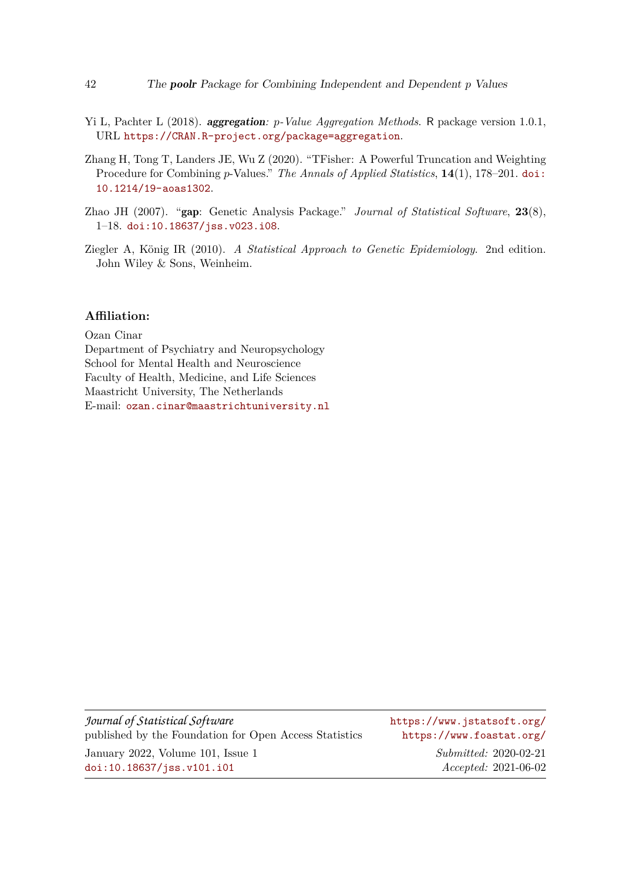Yi L, Pachter L (2018). ***aggregation**: p-Value Aggregation Methods*. R package version 1.0.1, URL https://CRAN.R-project.org/package=aggregation.

Zhang H, Tong T, Landers JE, Wu Z (2020). "TFisher: A Powerful Truncation and Weighting Procedure for Combining *p*-Values." *The Annals of Applied Statistics*, **14**(1), 178–201. doi:10.1214/19-aoas1302.

Zhao JH (2007). "**gap**: Genetic Analysis Package." *Journal of Statistical Software*, **23**(8), 1–18. doi:10.18637/jss.v023.i08.

Ziegler A, König IR (2010). *A Statistical Approach to Genetic Epidemiology*. 2nd edition. John Wiley & Sons, Weinheim.

**Affiliation:**

Ozan Cinar
Department of Psychiatry and Neuropsychology
School for Mental Health and Neuroscience
Faculty of Health, Medicine, and Life Sciences
Maastricht University, The Netherlands
E-mail: ozan.cinar@maastrichtuniversity.nl

*Journal of Statistical Software* https://www.jstatsoft.org/
published by the Foundation for Open Access Statistics https://www.foastat.org/
January 2022, Volume 101, Issue 1 *Submitted:* 2020-02-21
doi:10.18637/jss.v101.i01 *Accepted:* 2021-06-02